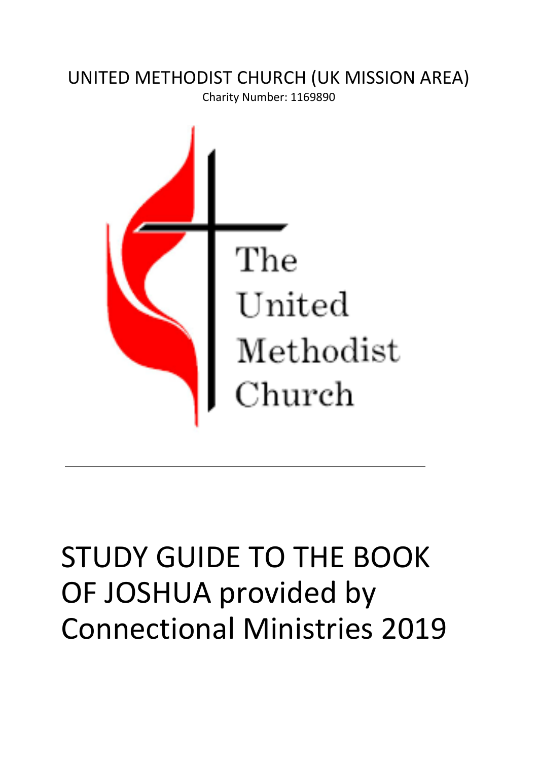UNITED METHODIST CHURCH (UK MISSION AREA)

Charity Number: 1169890

The United Methodist Church

---

# STUDY GUIDE TO THE BOOK OF JOSHUA provided by Connectional Ministries 2019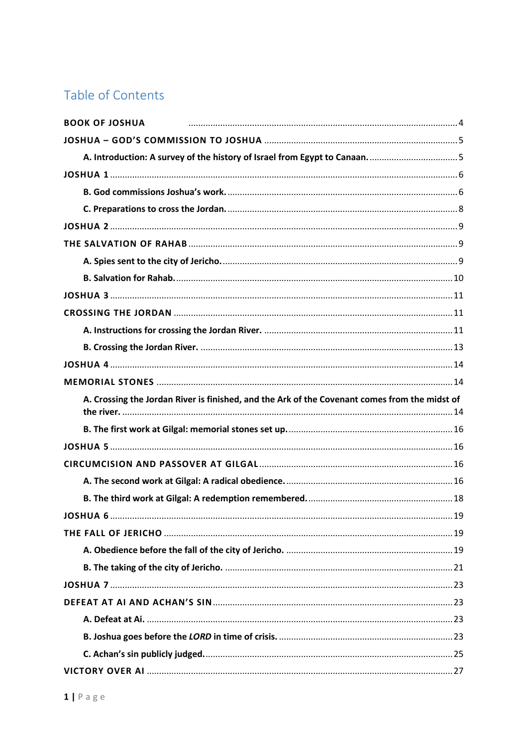# Table of Contents

**BOOK OF JOSHUA** .......... 4

**JOSHUA – GOD'S COMMISSION TO JOSHUA** .......... 5

- **A. Introduction: A survey of the history of Israel from Egypt to Canaan.** .......... 5

**JOSHUA 1** .......... 6

- **B. God commissions Joshua's work.** .......... 6
- **C. Preparations to cross the Jordan.** .......... 8

**JOSHUA 2** .......... 9

**THE SALVATION OF RAHAB** .......... 9

- **A. Spies sent to the city of Jericho.** .......... 9
- **B. Salvation for Rahab.** .......... 10

**JOSHUA 3** .......... 11

**CROSSING THE JORDAN** .......... 11

- **A. Instructions for crossing the Jordan River.** .......... 11
- **B. Crossing the Jordan River.** .......... 13

**JOSHUA 4** .......... 14

**MEMORIAL STONES** .......... 14

- **A. Crossing the Jordan River is finished, and the Ark of the Covenant comes from the midst of the river.** .......... 14
- **B. The first work at Gilgal: memorial stones set up.** .......... 16

**JOSHUA 5** .......... 16

**CIRCUMCISION AND PASSOVER AT GILGAL** .......... 16

- **A. The second work at Gilgal: A radical obedience.** .......... 16
- **B. The third work at Gilgal: A redemption remembered.** .......... 18

**JOSHUA 6** .......... 19

**THE FALL OF JERICHO** .......... 19

- **A. Obedience before the fall of the city of Jericho.** .......... 19
- **B. The taking of the city of Jericho.** .......... 21

**JOSHUA 7** .......... 23

**DEFEAT AT AI AND ACHAN'S SIN** .......... 23

- **A. Defeat at Ai.** .......... 23
- **B. Joshua goes before the *LORD* in time of crisis.** .......... 23
- **C. Achan's sin publicly judged.** .......... 25

**VICTORY OVER AI** .......... 27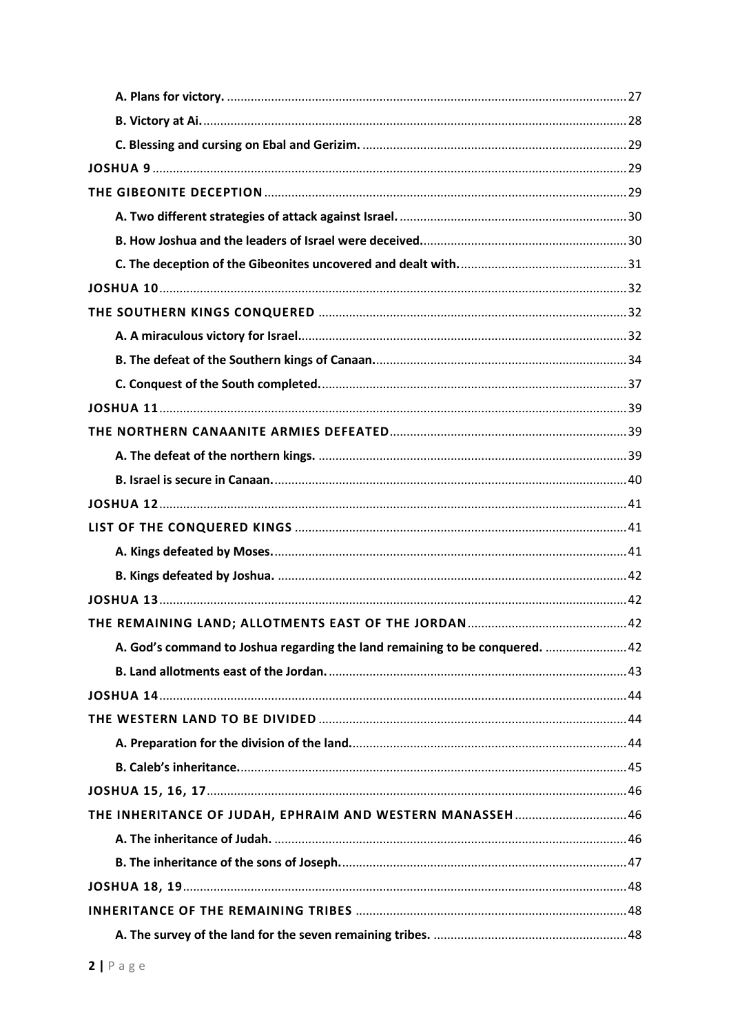**A. Plans for victory.** 27

**B. Victory at Ai.** 28

**C. Blessing and cursing on Ebal and Gerizim.** 29

**JOSHUA 9** 29

**THE GIBEONITE DECEPTION** 29

**A. Two different strategies of attack against Israel.** 30

**B. How Joshua and the leaders of Israel were deceived.** 30

**C. The deception of the Gibeonites uncovered and dealt with.** 31

**JOSHUA 10** 32

**THE SOUTHERN KINGS CONQUERED** 32

**A. A miraculous victory for Israel.** 32

**B. The defeat of the Southern kings of Canaan.** 34

**C. Conquest of the South completed.** 37

**JOSHUA 11** 39

**THE NORTHERN CANAANITE ARMIES DEFEATED** 39

**A. The defeat of the northern kings.** 39

**B. Israel is secure in Canaan.** 40

**JOSHUA 12** 41

**LIST OF THE CONQUERED KINGS** 41

**A. Kings defeated by Moses.** 41

**B. Kings defeated by Joshua.** 42

**JOSHUA 13** 42

**THE REMAINING LAND; ALLOTMENTS EAST OF THE JORDAN** 42

**A. God's command to Joshua regarding the land remaining to be conquered.** 42

**B. Land allotments east of the Jordan.** 43

**JOSHUA 14** 44

**THE WESTERN LAND TO BE DIVIDED** 44

**A. Preparation for the division of the land.** 44

**B. Caleb's inheritance.** 45

**JOSHUA 15, 16, 17** 46

**THE INHERITANCE OF JUDAH, EPHRAIM AND WESTERN MANASSEH** 46

**A. The inheritance of Judah.** 46

**B. The inheritance of the sons of Joseph.** 47

**JOSHUA 18, 19** 48

**INHERITANCE OF THE REMAINING TRIBES** 48

**A. The survey of the land for the seven remaining tribes.** 48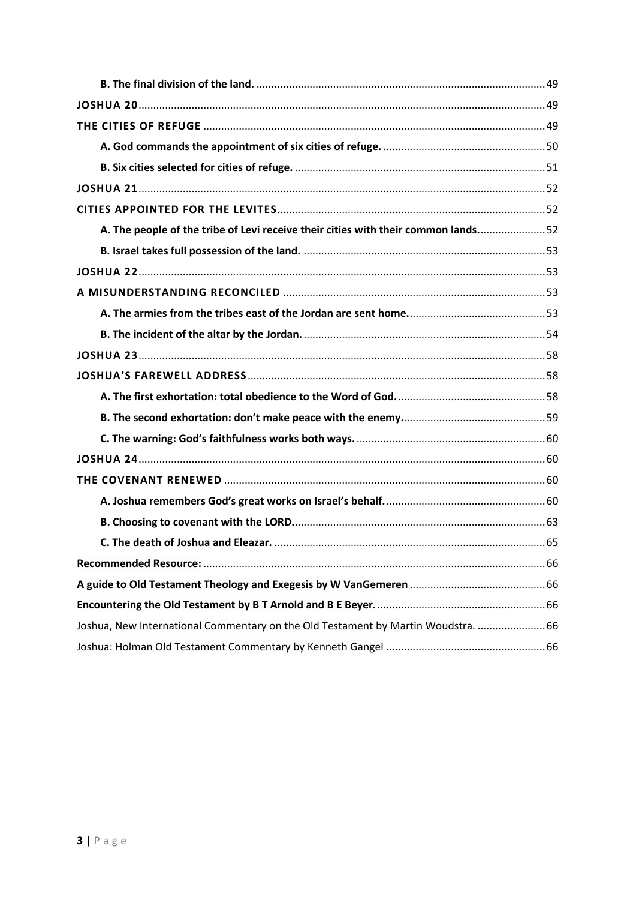**B. The final division of the land.** 49

**JOSHUA 20** 49

**THE CITIES OF REFUGE** 49

**A. God commands the appointment of six cities of refuge.** 50

**B. Six cities selected for cities of refuge.** 51

**JOSHUA 21** 52

**CITIES APPOINTED FOR THE LEVITES** 52

**A. The people of the tribe of Levi receive their cities with their common lands.** 52

**B. Israel takes full possession of the land.** 53

**JOSHUA 22** 53

**A MISUNDERSTANDING RECONCILED** 53

**A. The armies from the tribes east of the Jordan are sent home.** 53

**B. The incident of the altar by the Jordan.** 54

**JOSHUA 23** 58

**JOSHUA'S FAREWELL ADDRESS** 58

**A. The first exhortation: total obedience to the Word of God.** 58

**B. The second exhortation: don't make peace with the enemy.** 59

**C. The warning: God's faithfulness works both ways.** 60

**JOSHUA 24** 60

**THE COVENANT RENEWED** 60

**A. Joshua remembers God's great works on Israel's behalf.** 60

**B. Choosing to covenant with the LORD.** 63

**C. The death of Joshua and Eleazar.** 65

**Recommended Resource:** 66

**A guide to Old Testament Theology and Exegesis by W VanGemeren** 66

**Encountering the Old Testament by B T Arnold and B E Beyer.** 66

Joshua, New International Commentary on the Old Testament by Martin Woudstra. 66

Joshua: Holman Old Testament Commentary by Kenneth Gangel 66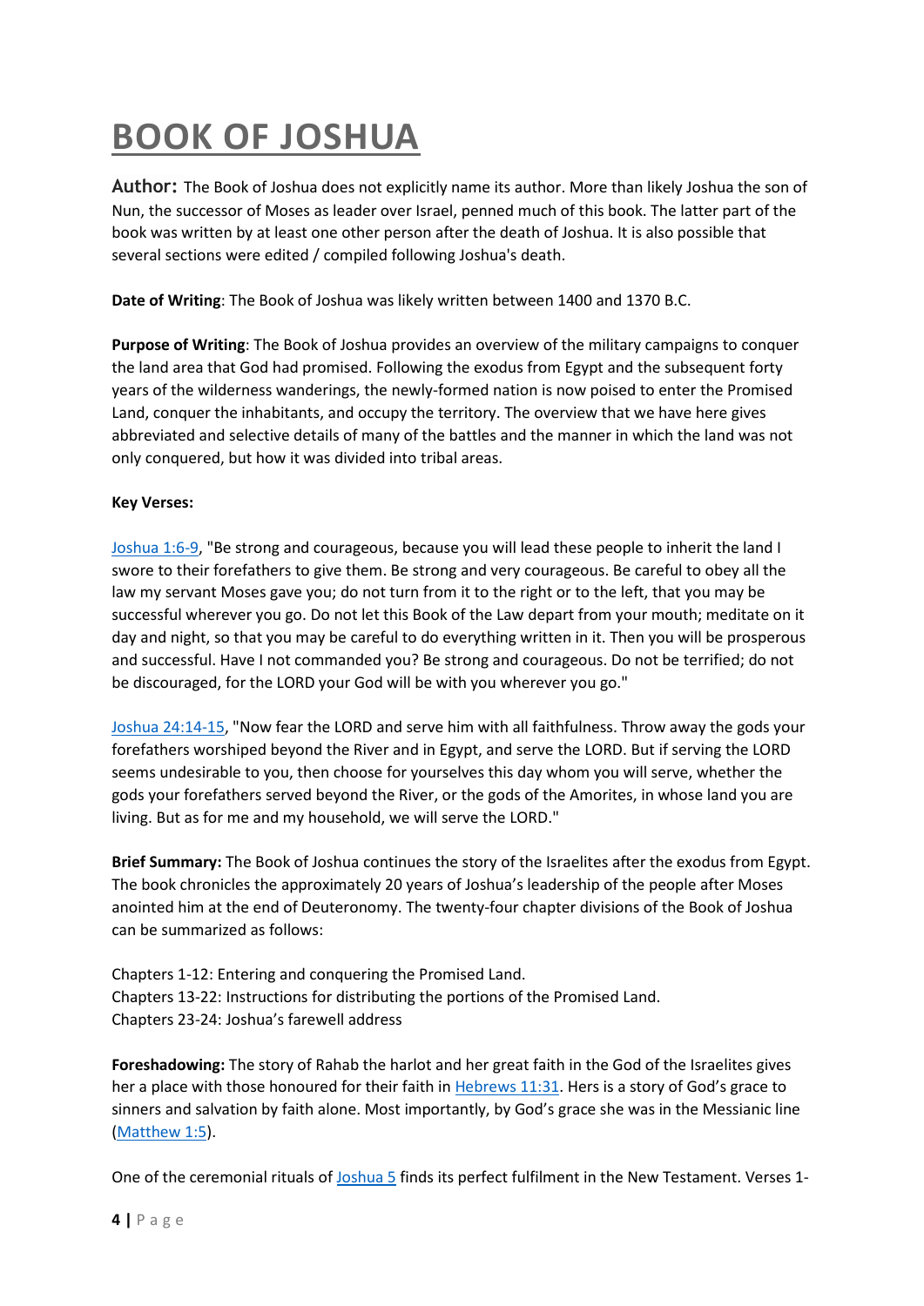# BOOK OF JOSHUA

**Author:** The Book of Joshua does not explicitly name its author. More than likely Joshua the son of Nun, the successor of Moses as leader over Israel, penned much of this book. The latter part of the book was written by at least one other person after the death of Joshua. It is also possible that several sections were edited / compiled following Joshua's death.

**Date of Writing**: The Book of Joshua was likely written between 1400 and 1370 B.C.

**Purpose of Writing**: The Book of Joshua provides an overview of the military campaigns to conquer the land area that God had promised. Following the exodus from Egypt and the subsequent forty years of the wilderness wanderings, the newly-formed nation is now poised to enter the Promised Land, conquer the inhabitants, and occupy the territory. The overview that we have here gives abbreviated and selective details of many of the battles and the manner in which the land was not only conquered, but how it was divided into tribal areas.

**Key Verses:**

Joshua 1:6-9, "Be strong and courageous, because you will lead these people to inherit the land I swore to their forefathers to give them. Be strong and very courageous. Be careful to obey all the law my servant Moses gave you; do not turn from it to the right or to the left, that you may be successful wherever you go. Do not let this Book of the Law depart from your mouth; meditate on it day and night, so that you may be careful to do everything written in it. Then you will be prosperous and successful. Have I not commanded you? Be strong and courageous. Do not be terrified; do not be discouraged, for the LORD your God will be with you wherever you go."

Joshua 24:14-15, "Now fear the LORD and serve him with all faithfulness. Throw away the gods your forefathers worshiped beyond the River and in Egypt, and serve the LORD. But if serving the LORD seems undesirable to you, then choose for yourselves this day whom you will serve, whether the gods your forefathers served beyond the River, or the gods of the Amorites, in whose land you are living. But as for me and my household, we will serve the LORD."

**Brief Summary:** The Book of Joshua continues the story of the Israelites after the exodus from Egypt. The book chronicles the approximately 20 years of Joshua's leadership of the people after Moses anointed him at the end of Deuteronomy. The twenty-four chapter divisions of the Book of Joshua can be summarized as follows:

Chapters 1-12: Entering and conquering the Promised Land.
Chapters 13-22: Instructions for distributing the portions of the Promised Land.
Chapters 23-24: Joshua's farewell address

**Foreshadowing:** The story of Rahab the harlot and her great faith in the God of the Israelites gives her a place with those honoured for their faith in Hebrews 11:31. Hers is a story of God's grace to sinners and salvation by faith alone. Most importantly, by God's grace she was in the Messianic line (Matthew 1:5).

One of the ceremonial rituals of Joshua 5 finds its perfect fulfilment in the New Testament. Verses 1-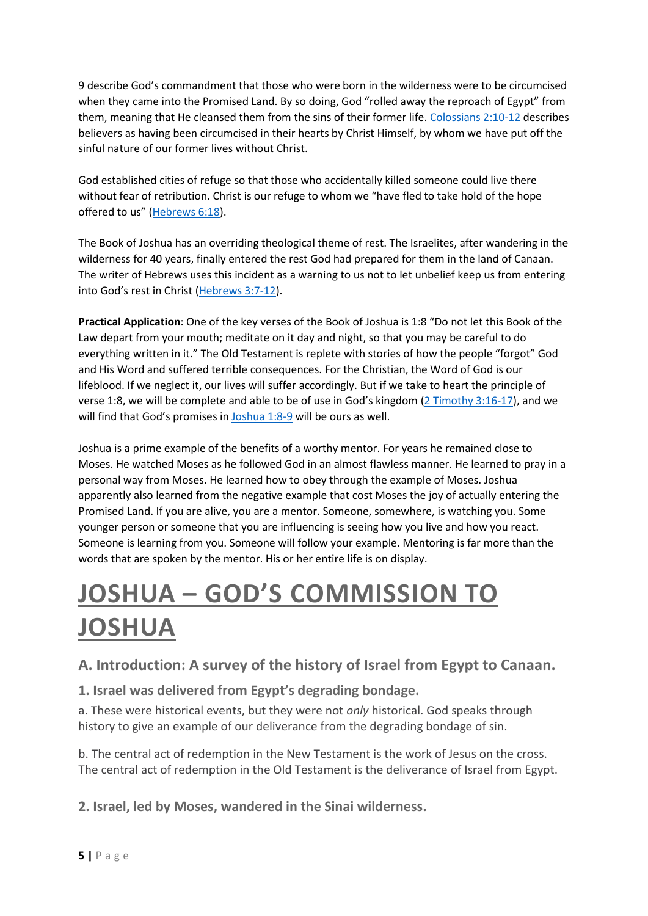9 describe God's commandment that those who were born in the wilderness were to be circumcised when they came into the Promised Land. By so doing, God "rolled away the reproach of Egypt" from them, meaning that He cleansed them from the sins of their former life. Colossians 2:10-12 describes believers as having been circumcised in their hearts by Christ Himself, by whom we have put off the sinful nature of our former lives without Christ.

God established cities of refuge so that those who accidentally killed someone could live there without fear of retribution. Christ is our refuge to whom we "have fled to take hold of the hope offered to us" (Hebrews 6:18).

The Book of Joshua has an overriding theological theme of rest. The Israelites, after wandering in the wilderness for 40 years, finally entered the rest God had prepared for them in the land of Canaan. The writer of Hebrews uses this incident as a warning to us not to let unbelief keep us from entering into God's rest in Christ (Hebrews 3:7-12).

**Practical Application**: One of the key verses of the Book of Joshua is 1:8 "Do not let this Book of the Law depart from your mouth; meditate on it day and night, so that you may be careful to do everything written in it." The Old Testament is replete with stories of how the people "forgot" God and His Word and suffered terrible consequences. For the Christian, the Word of God is our lifeblood. If we neglect it, our lives will suffer accordingly. But if we take to heart the principle of verse 1:8, we will be complete and able to be of use in God's kingdom (2 Timothy 3:16-17), and we will find that God's promises in Joshua 1:8-9 will be ours as well.

Joshua is a prime example of the benefits of a worthy mentor. For years he remained close to Moses. He watched Moses as he followed God in an almost flawless manner. He learned to pray in a personal way from Moses. He learned how to obey through the example of Moses. Joshua apparently also learned from the negative example that cost Moses the joy of actually entering the Promised Land. If you are alive, you are a mentor. Someone, somewhere, is watching you. Some younger person or someone that you are influencing is seeing how you live and how you react. Someone is learning from you. Someone will follow your example. Mentoring is far more than the words that are spoken by the mentor. His or her entire life is on display.

# JOSHUA – GOD'S COMMISSION TO JOSHUA

## A. Introduction: A survey of the history of Israel from Egypt to Canaan.

### 1. Israel was delivered from Egypt's degrading bondage.

a. These were historical events, but they were not *only* historical. God speaks through history to give an example of our deliverance from the degrading bondage of sin.

b. The central act of redemption in the New Testament is the work of Jesus on the cross. The central act of redemption in the Old Testament is the deliverance of Israel from Egypt.

### 2. Israel, led by Moses, wandered in the Sinai wilderness.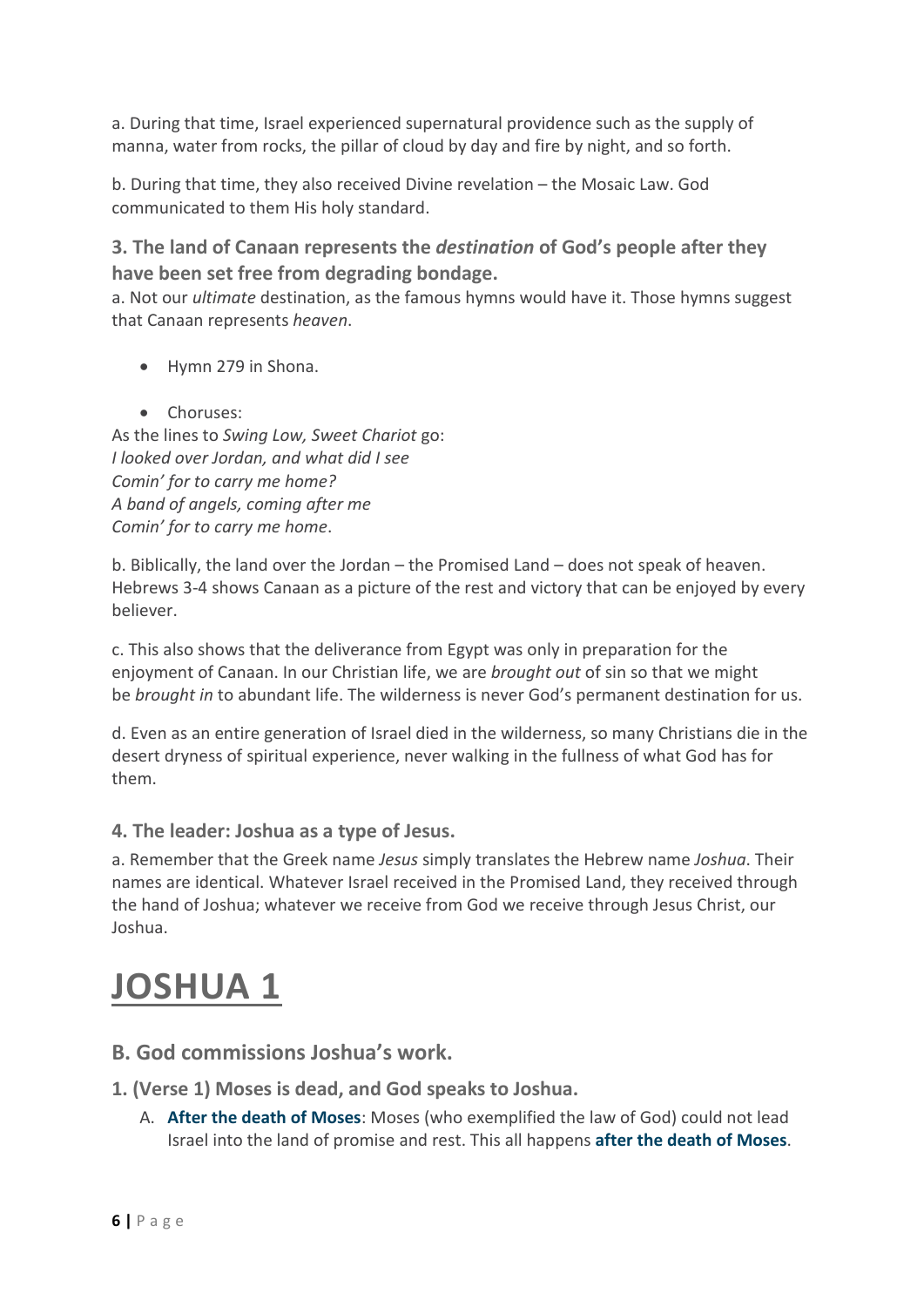a. During that time, Israel experienced supernatural providence such as the supply of manna, water from rocks, the pillar of cloud by day and fire by night, and so forth.

b. During that time, they also received Divine revelation – the Mosaic Law. God communicated to them His holy standard.

### 3. The land of Canaan represents the *destination* of God's people after they have been set free from degrading bondage.

a. Not our *ultimate* destination, as the famous hymns would have it. Those hymns suggest that Canaan represents *heaven*.

- Hymn 279 in Shona.
- Choruses:

As the lines to *Swing Low, Sweet Chariot* go:
*I looked over Jordan, and what did I see*
*Comin' for to carry me home?*
*A band of angels, coming after me*
*Comin' for to carry me home*.

b. Biblically, the land over the Jordan – the Promised Land – does not speak of heaven. Hebrews 3-4 shows Canaan as a picture of the rest and victory that can be enjoyed by every believer.

c. This also shows that the deliverance from Egypt was only in preparation for the enjoyment of Canaan. In our Christian life, we are *brought out* of sin so that we might be *brought in* to abundant life. The wilderness is never God's permanent destination for us.

d. Even as an entire generation of Israel died in the wilderness, so many Christians die in the desert dryness of spiritual experience, never walking in the fullness of what God has for them.

### 4. The leader: Joshua as a type of Jesus.

a. Remember that the Greek name *Jesus* simply translates the Hebrew name *Joshua*. Their names are identical. Whatever Israel received in the Promised Land, they received through the hand of Joshua; whatever we receive from God we receive through Jesus Christ, our Joshua.

# JOSHUA 1

## B. God commissions Joshua's work.

### 1. (Verse 1) Moses is dead, and God speaks to Joshua.

A. **After the death of Moses**: Moses (who exemplified the law of God) could not lead Israel into the land of promise and rest. This all happens **after the death of Moses**.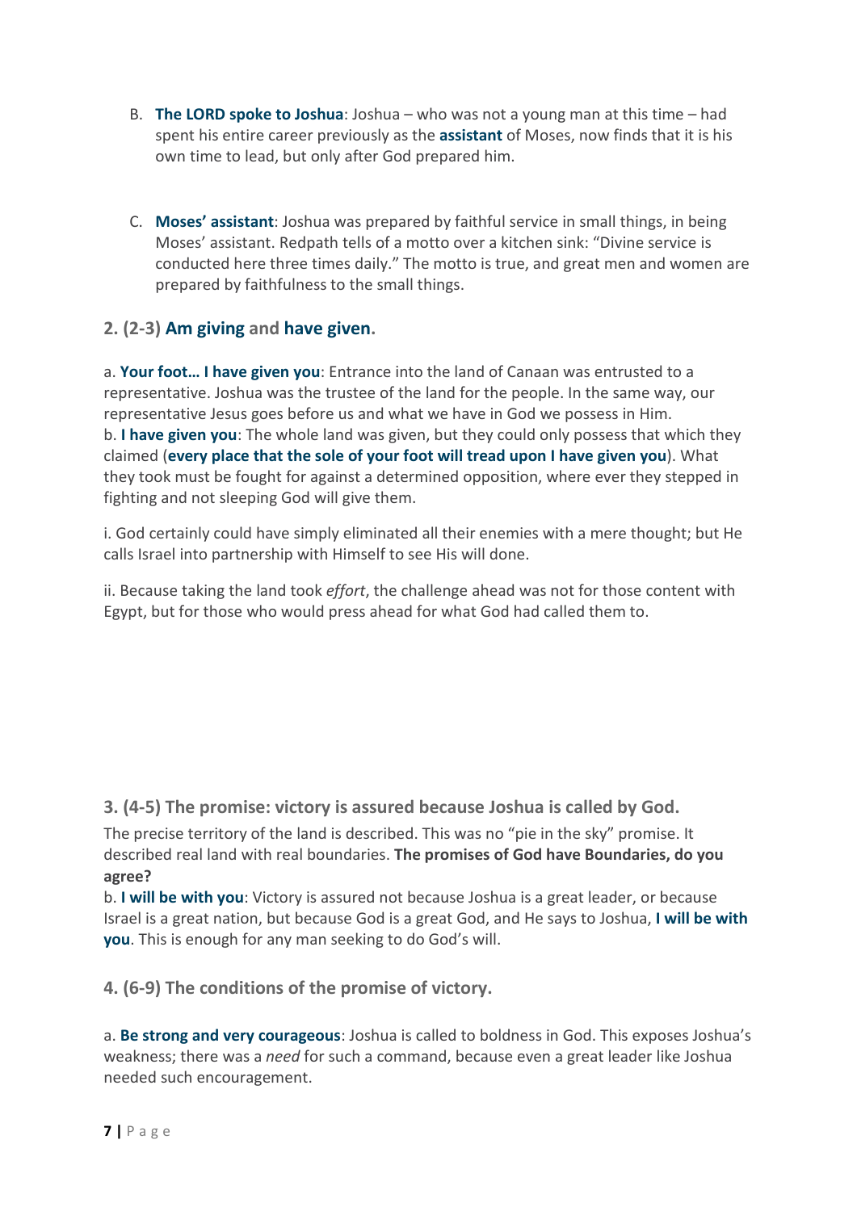B. **The LORD spoke to Joshua**: Joshua – who was not a young man at this time – had spent his entire career previously as the **assistant** of Moses, now finds that it is his own time to lead, but only after God prepared him.

C. **Moses' assistant**: Joshua was prepared by faithful service in small things, in being Moses' assistant. Redpath tells of a motto over a kitchen sink: "Divine service is conducted here three times daily." The motto is true, and great men and women are prepared by faithfulness to the small things.

### 2. (2-3) Am giving and have given.

a. **Your foot… I have given you**: Entrance into the land of Canaan was entrusted to a representative. Joshua was the trustee of the land for the people. In the same way, our representative Jesus goes before us and what we have in God we possess in Him.
b. **I have given you**: The whole land was given, but they could only possess that which they claimed (**every place that the sole of your foot will tread upon I have given you**). What they took must be fought for against a determined opposition, where ever they stepped in fighting and not sleeping God will give them.

i. God certainly could have simply eliminated all their enemies with a mere thought; but He calls Israel into partnership with Himself to see His will done.

ii. Because taking the land took *effort*, the challenge ahead was not for those content with Egypt, but for those who would press ahead for what God had called them to.

### 3. (4-5) The promise: victory is assured because Joshua is called by God.

The precise territory of the land is described. This was no "pie in the sky" promise. It described real land with real boundaries. **The promises of God have Boundaries, do you agree?**
b. **I will be with you**: Victory is assured not because Joshua is a great leader, or because Israel is a great nation, but because God is a great God, and He says to Joshua, **I will be with you**. This is enough for any man seeking to do God's will.

### 4. (6-9) The conditions of the promise of victory.

a. **Be strong and very courageous**: Joshua is called to boldness in God. This exposes Joshua's weakness; there was a *need* for such a command, because even a great leader like Joshua needed such encouragement.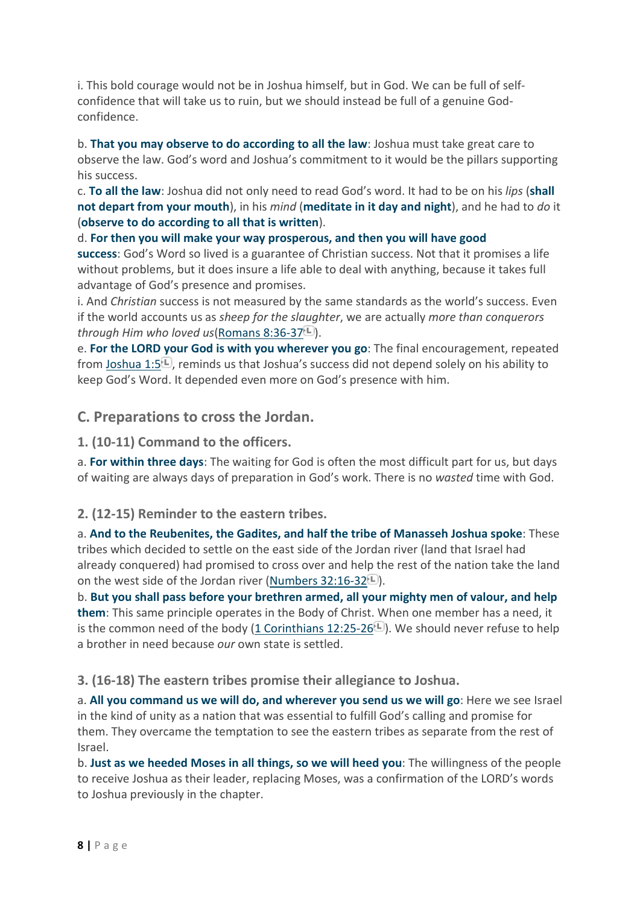i. This bold courage would not be in Joshua himself, but in God. We can be full of self-confidence that will take us to ruin, but we should instead be full of a genuine God-confidence.

b. **That you may observe to do according to all the law**: Joshua must take great care to observe the law. God's word and Joshua's commitment to it would be the pillars supporting his success.

c. **To all the law**: Joshua did not only need to read God's word. It had to be on his *lips* (**shall not depart from your mouth**), in his *mind* (**meditate in it day and night**), and he had to *do* it (**observe to do according to all that is written**).

d. **For then you will make your way prosperous, and then you will have good success**: God's Word so lived is a guarantee of Christian success. Not that it promises a life without problems, but it does insure a life able to deal with anything, because it takes full advantage of God's presence and promises.

i. And *Christian* success is not measured by the same standards as the world's success. Even if the world accounts us as *sheep for the slaughter*, we are actually *more than conquerors through Him who loved us*(Romans 8:36-37).

e. **For the LORD your God is with you wherever you go**: The final encouragement, repeated from Joshua 1:5, reminds us that Joshua's success did not depend solely on his ability to keep God's Word. It depended even more on God's presence with him.

## C. Preparations to cross the Jordan.

### 1. (10-11) Command to the officers.

a. **For within three days**: The waiting for God is often the most difficult part for us, but days of waiting are always days of preparation in God's work. There is no *wasted* time with God.

### 2. (12-15) Reminder to the eastern tribes.

a. **And to the Reubenites, the Gadites, and half the tribe of Manasseh Joshua spoke**: These tribes which decided to settle on the east side of the Jordan river (land that Israel had already conquered) had promised to cross over and help the rest of the nation take the land on the west side of the Jordan river (Numbers 32:16-32).

b. **But you shall pass before your brethren armed, all your mighty men of valour, and help them**: This same principle operates in the Body of Christ. When one member has a need, it is the common need of the body (1 Corinthians 12:25-26). We should never refuse to help a brother in need because *our* own state is settled.

### 3. (16-18) The eastern tribes promise their allegiance to Joshua.

a. **All you command us we will do, and wherever you send us we will go**: Here we see Israel in the kind of unity as a nation that was essential to fulfill God's calling and promise for them. They overcame the temptation to see the eastern tribes as separate from the rest of Israel.

b. **Just as we heeded Moses in all things, so we will heed you**: The willingness of the people to receive Joshua as their leader, replacing Moses, was a confirmation of the LORD's words to Joshua previously in the chapter.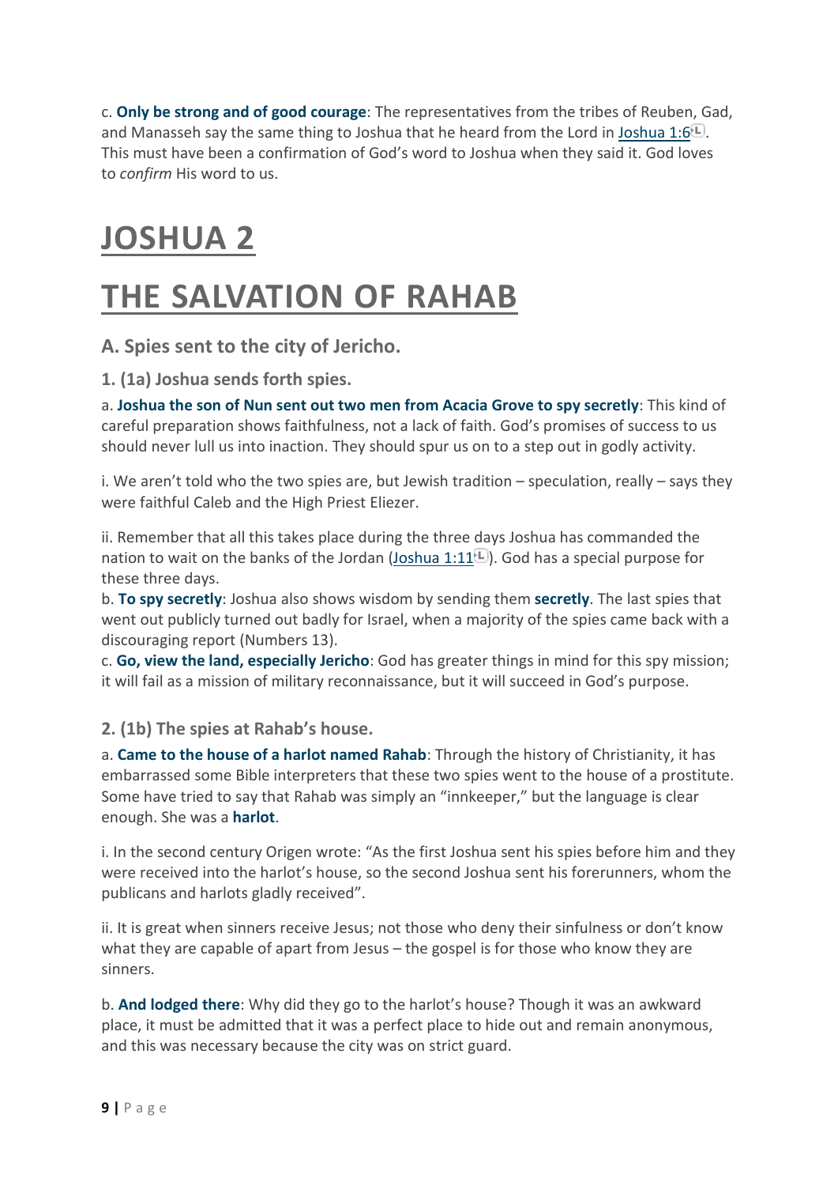c. **Only be strong and of good courage**: The representatives from the tribes of Reuben, Gad, and Manasseh say the same thing to Joshua that he heard from the Lord in Joshua 1:6. This must have been a confirmation of God's word to Joshua when they said it. God loves to *confirm* His word to us.

# JOSHUA 2

# THE SALVATION OF RAHAB

## A. Spies sent to the city of Jericho.

### 1. (1a) Joshua sends forth spies.

a. **Joshua the son of Nun sent out two men from Acacia Grove to spy secretly**: This kind of careful preparation shows faithfulness, not a lack of faith. God's promises of success to us should never lull us into inaction. They should spur us on to a step out in godly activity.

i. We aren't told who the two spies are, but Jewish tradition – speculation, really – says they were faithful Caleb and the High Priest Eliezer.

ii. Remember that all this takes place during the three days Joshua has commanded the nation to wait on the banks of the Jordan (Joshua 1:11). God has a special purpose for these three days.

b. **To spy secretly**: Joshua also shows wisdom by sending them **secretly**. The last spies that went out publicly turned out badly for Israel, when a majority of the spies came back with a discouraging report (Numbers 13).

c. **Go, view the land, especially Jericho**: God has greater things in mind for this spy mission; it will fail as a mission of military reconnaissance, but it will succeed in God's purpose.

### 2. (1b) The spies at Rahab's house.

a. **Came to the house of a harlot named Rahab**: Through the history of Christianity, it has embarrassed some Bible interpreters that these two spies went to the house of a prostitute. Some have tried to say that Rahab was simply an "innkeeper," but the language is clear enough. She was a **harlot**.

i. In the second century Origen wrote: "As the first Joshua sent his spies before him and they were received into the harlot's house, so the second Joshua sent his forerunners, whom the publicans and harlots gladly received".

ii. It is great when sinners receive Jesus; not those who deny their sinfulness or don't know what they are capable of apart from Jesus – the gospel is for those who know they are sinners.

b. **And lodged there**: Why did they go to the harlot's house? Though it was an awkward place, it must be admitted that it was a perfect place to hide out and remain anonymous, and this was necessary because the city was on strict guard.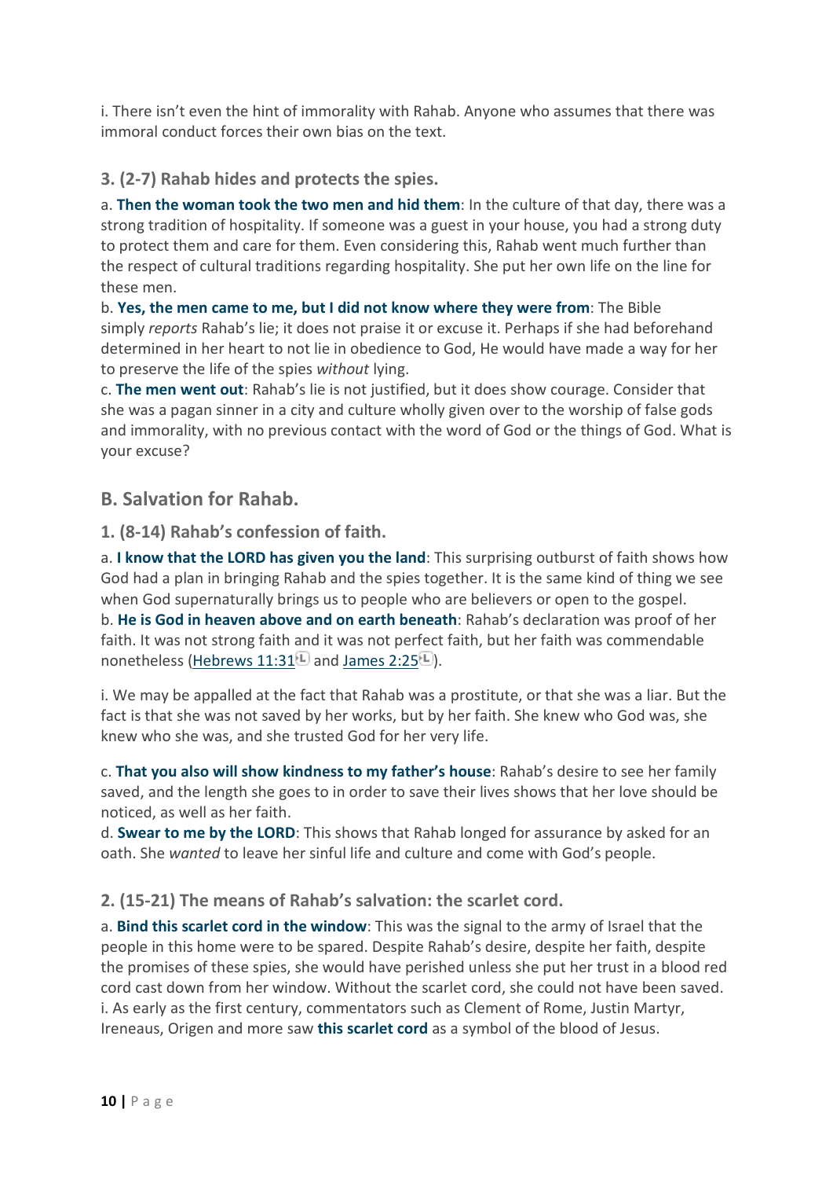i. There isn't even the hint of immorality with Rahab. Anyone who assumes that there was immoral conduct forces their own bias on the text.

### 3. (2-7) Rahab hides and protects the spies.

a. **Then the woman took the two men and hid them**: In the culture of that day, there was a strong tradition of hospitality. If someone was a guest in your house, you had a strong duty to protect them and care for them. Even considering this, Rahab went much further than the respect of cultural traditions regarding hospitality. She put her own life on the line for these men.

b. **Yes, the men came to me, but I did not know where they were from**: The Bible simply *reports* Rahab's lie; it does not praise it or excuse it. Perhaps if she had beforehand determined in her heart to not lie in obedience to God, He would have made a way for her to preserve the life of the spies *without* lying.

c. **The men went out**: Rahab's lie is not justified, but it does show courage. Consider that she was a pagan sinner in a city and culture wholly given over to the worship of false gods and immorality, with no previous contact with the word of God or the things of God. What is your excuse?

## B. Salvation for Rahab.

### 1. (8-14) Rahab's confession of faith.

a. **I know that the LORD has given you the land**: This surprising outburst of faith shows how God had a plan in bringing Rahab and the spies together. It is the same kind of thing we see when God supernaturally brings us to people who are believers or open to the gospel.

b. **He is God in heaven above and on earth beneath**: Rahab's declaration was proof of her faith. It was not strong faith and it was not perfect faith, but her faith was commendable nonetheless (Hebrews 11:31 and James 2:25).

i. We may be appalled at the fact that Rahab was a prostitute, or that she was a liar. But the fact is that she was not saved by her works, but by her faith. She knew who God was, she knew who she was, and she trusted God for her very life.

c. **That you also will show kindness to my father's house**: Rahab's desire to see her family saved, and the length she goes to in order to save their lives shows that her love should be noticed, as well as her faith.

d. **Swear to me by the LORD**: This shows that Rahab longed for assurance by asked for an oath. She *wanted* to leave her sinful life and culture and come with God's people.

### 2. (15-21) The means of Rahab's salvation: the scarlet cord.

a. **Bind this scarlet cord in the window**: This was the signal to the army of Israel that the people in this home were to be spared. Despite Rahab's desire, despite her faith, despite the promises of these spies, she would have perished unless she put her trust in a blood red cord cast down from her window. Without the scarlet cord, she could not have been saved.

i. As early as the first century, commentators such as Clement of Rome, Justin Martyr, Ireneaus, Origen and more saw **this scarlet cord** as a symbol of the blood of Jesus.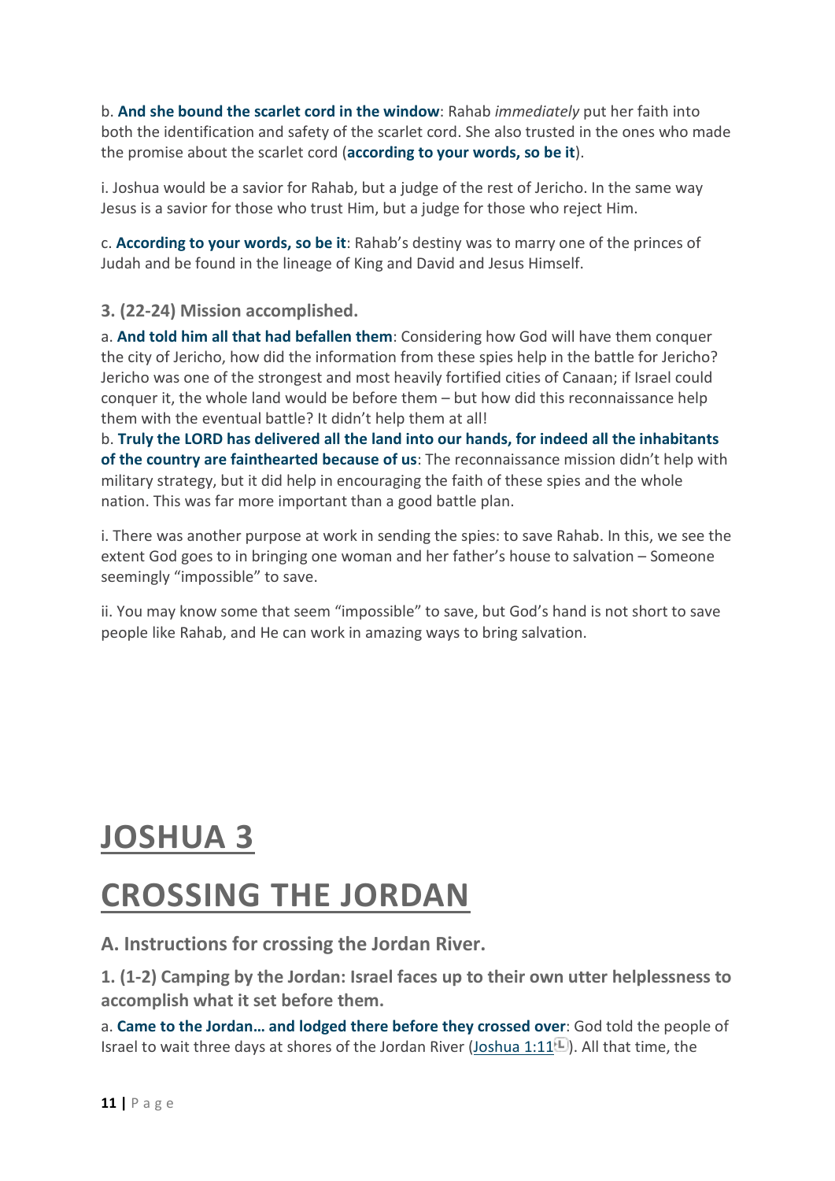b. **And she bound the scarlet cord in the window**: Rahab *immediately* put her faith into both the identification and safety of the scarlet cord. She also trusted in the ones who made the promise about the scarlet cord (**according to your words, so be it**).

i. Joshua would be a savior for Rahab, but a judge of the rest of Jericho. In the same way Jesus is a savior for those who trust Him, but a judge for those who reject Him.

c. **According to your words, so be it**: Rahab's destiny was to marry one of the princes of Judah and be found in the lineage of King and David and Jesus Himself.

### 3. (22-24) Mission accomplished.

a. **And told him all that had befallen them**: Considering how God will have them conquer the city of Jericho, how did the information from these spies help in the battle for Jericho? Jericho was one of the strongest and most heavily fortified cities of Canaan; if Israel could conquer it, the whole land would be before them – but how did this reconnaissance help them with the eventual battle? It didn't help them at all!

b. **Truly the LORD has delivered all the land into our hands, for indeed all the inhabitants of the country are fainthearted because of us**: The reconnaissance mission didn't help with military strategy, but it did help in encouraging the faith of these spies and the whole nation. This was far more important than a good battle plan.

i. There was another purpose at work in sending the spies: to save Rahab. In this, we see the extent God goes to in bringing one woman and her father's house to salvation – Someone seemingly "impossible" to save.

ii. You may know some that seem "impossible" to save, but God's hand is not short to save people like Rahab, and He can work in amazing ways to bring salvation.

# JOSHUA 3

# CROSSING THE JORDAN

## A. Instructions for crossing the Jordan River.

### 1. (1-2) Camping by the Jordan: Israel faces up to their own utter helplessness to accomplish what it set before them.

a. **Came to the Jordan… and lodged there before they crossed over**: God told the people of Israel to wait three days at shores of the Jordan River (Joshua 1:11). All that time, the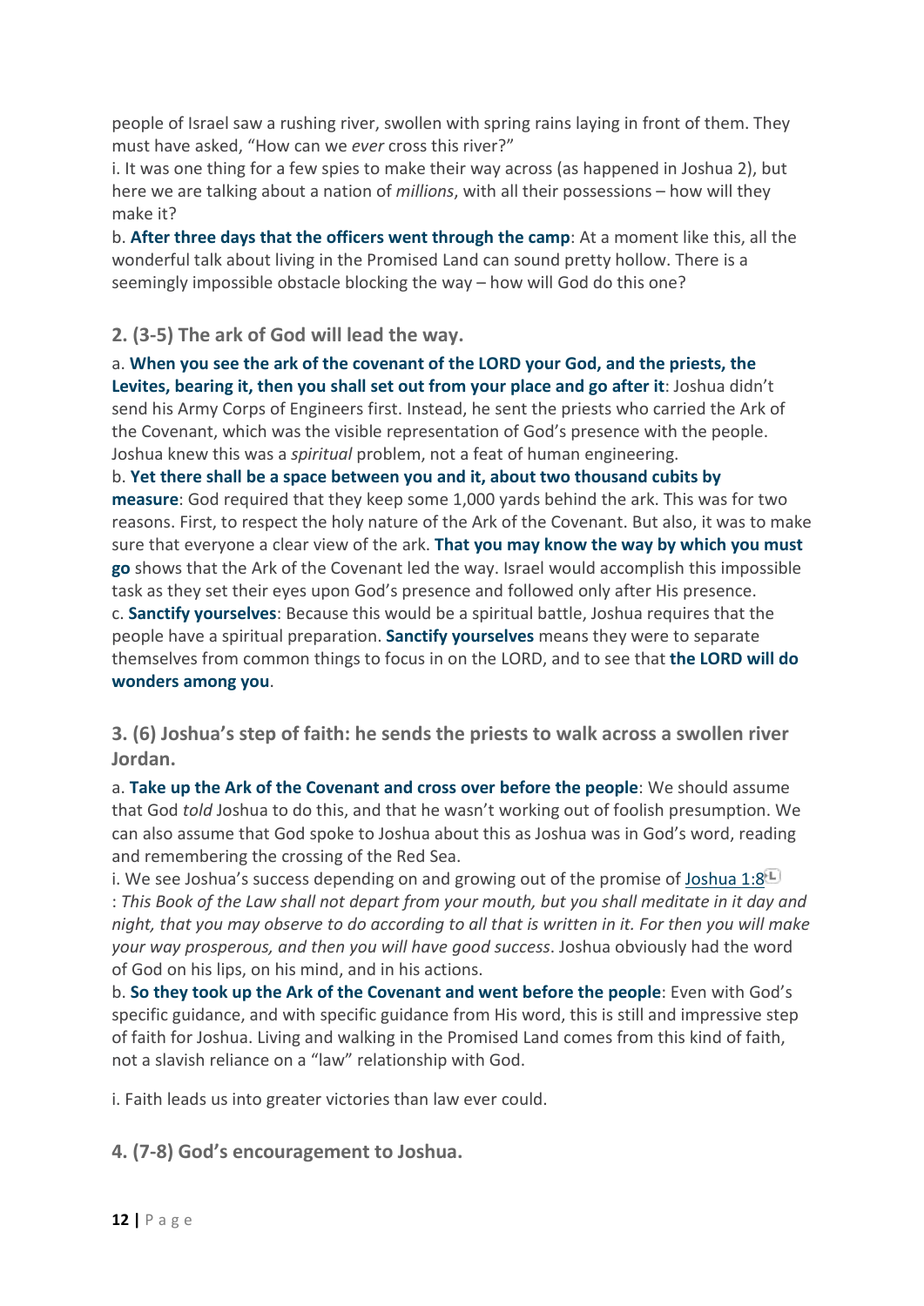people of Israel saw a rushing river, swollen with spring rains laying in front of them. They must have asked, "How can we *ever* cross this river?"

i. It was one thing for a few spies to make their way across (as happened in Joshua 2), but here we are talking about a nation of *millions*, with all their possessions – how will they make it?

b. **After three days that the officers went through the camp**: At a moment like this, all the wonderful talk about living in the Promised Land can sound pretty hollow. There is a seemingly impossible obstacle blocking the way – how will God do this one?

### 2. (3-5) The ark of God will lead the way.

a. **When you see the ark of the covenant of the LORD your God, and the priests, the Levites, bearing it, then you shall set out from your place and go after it**: Joshua didn't send his Army Corps of Engineers first. Instead, he sent the priests who carried the Ark of the Covenant, which was the visible representation of God's presence with the people. Joshua knew this was a *spiritual* problem, not a feat of human engineering.

b. **Yet there shall be a space between you and it, about two thousand cubits by measure**: God required that they keep some 1,000 yards behind the ark. This was for two reasons. First, to respect the holy nature of the Ark of the Covenant. But also, it was to make sure that everyone a clear view of the ark. **That you may know the way by which you must go** shows that the Ark of the Covenant led the way. Israel would accomplish this impossible task as they set their eyes upon God's presence and followed only after His presence.

c. **Sanctify yourselves**: Because this would be a spiritual battle, Joshua requires that the people have a spiritual preparation. **Sanctify yourselves** means they were to separate themselves from common things to focus in on the LORD, and to see that **the LORD will do wonders among you**.

### 3. (6) Joshua's step of faith: he sends the priests to walk across a swollen river Jordan.

a. **Take up the Ark of the Covenant and cross over before the people**: We should assume that God *told* Joshua to do this, and that he wasn't working out of foolish presumption. We can also assume that God spoke to Joshua about this as Joshua was in God's word, reading and remembering the crossing of the Red Sea.

i. We see Joshua's success depending on and growing out of the promise of Joshua 1:8: *This Book of the Law shall not depart from your mouth, but you shall meditate in it day and night, that you may observe to do according to all that is written in it. For then you will make your way prosperous, and then you will have good success*. Joshua obviously had the word of God on his lips, on his mind, and in his actions.

b. **So they took up the Ark of the Covenant and went before the people**: Even with God's specific guidance, and with specific guidance from His word, this is still and impressive step of faith for Joshua. Living and walking in the Promised Land comes from this kind of faith, not a slavish reliance on a "law" relationship with God.

i. Faith leads us into greater victories than law ever could.

### 4. (7-8) God's encouragement to Joshua.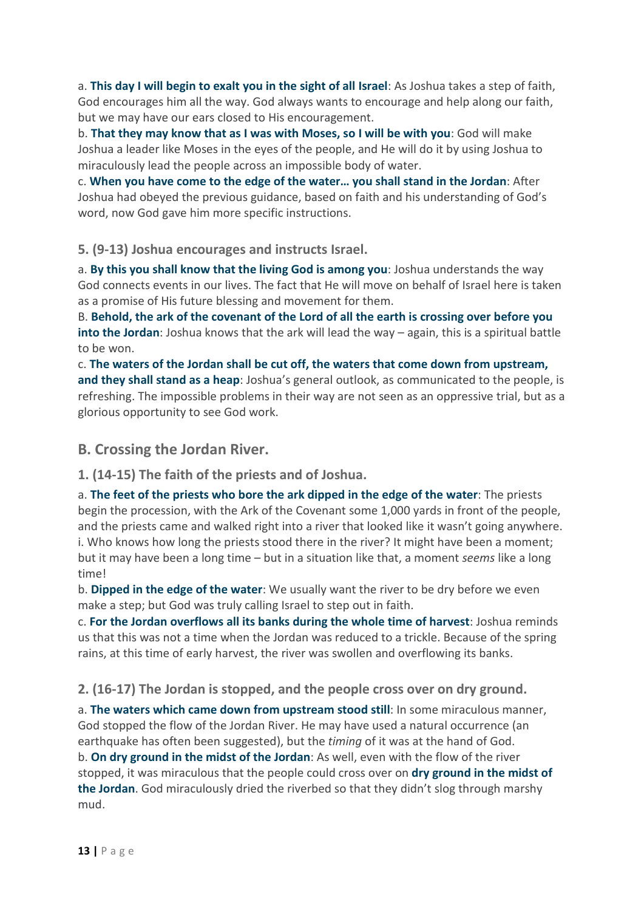a. **This day I will begin to exalt you in the sight of all Israel**: As Joshua takes a step of faith, God encourages him all the way. God always wants to encourage and help along our faith, but we may have our ears closed to His encouragement.

b. **That they may know that as I was with Moses, so I will be with you**: God will make Joshua a leader like Moses in the eyes of the people, and He will do it by using Joshua to miraculously lead the people across an impossible body of water.

c. **When you have come to the edge of the water… you shall stand in the Jordan**: After Joshua had obeyed the previous guidance, based on faith and his understanding of God's word, now God gave him more specific instructions.

### 5. (9-13) Joshua encourages and instructs Israel.

a. **By this you shall know that the living God is among you**: Joshua understands the way God connects events in our lives. The fact that He will move on behalf of Israel here is taken as a promise of His future blessing and movement for them.

B. **Behold, the ark of the covenant of the Lord of all the earth is crossing over before you into the Jordan**: Joshua knows that the ark will lead the way – again, this is a spiritual battle to be won.

c. **The waters of the Jordan shall be cut off, the waters that come down from upstream, and they shall stand as a heap**: Joshua's general outlook, as communicated to the people, is refreshing. The impossible problems in their way are not seen as an oppressive trial, but as a glorious opportunity to see God work.

## B. Crossing the Jordan River.

### 1. (14-15) The faith of the priests and of Joshua.

a. **The feet of the priests who bore the ark dipped in the edge of the water**: The priests begin the procession, with the Ark of the Covenant some 1,000 yards in front of the people, and the priests came and walked right into a river that looked like it wasn't going anywhere.

i. Who knows how long the priests stood there in the river? It might have been a moment; but it may have been a long time – but in a situation like that, a moment *seems* like a long time!

b. **Dipped in the edge of the water**: We usually want the river to be dry before we even make a step; but God was truly calling Israel to step out in faith.

c. **For the Jordan overflows all its banks during the whole time of harvest**: Joshua reminds us that this was not a time when the Jordan was reduced to a trickle. Because of the spring rains, at this time of early harvest, the river was swollen and overflowing its banks.

### 2. (16-17) The Jordan is stopped, and the people cross over on dry ground.

a. **The waters which came down from upstream stood still**: In some miraculous manner, God stopped the flow of the Jordan River. He may have used a natural occurrence (an earthquake has often been suggested), but the *timing* of it was at the hand of God.

b. **On dry ground in the midst of the Jordan**: As well, even with the flow of the river stopped, it was miraculous that the people could cross over on **dry ground in the midst of the Jordan**. God miraculously dried the riverbed so that they didn't slog through marshy mud.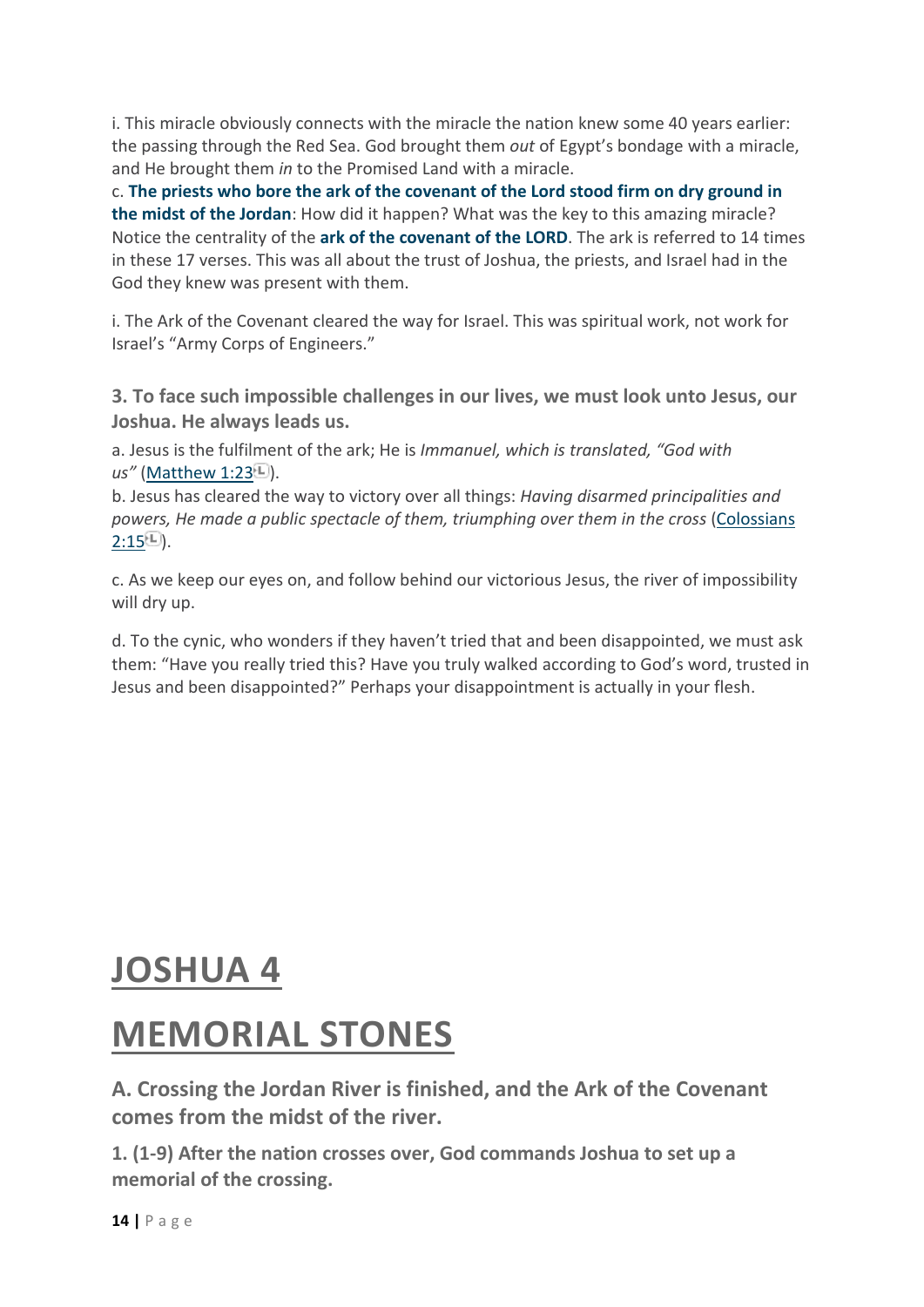i. This miracle obviously connects with the miracle the nation knew some 40 years earlier: the passing through the Red Sea. God brought them *out* of Egypt's bondage with a miracle, and He brought them *in* to the Promised Land with a miracle.

c. **The priests who bore the ark of the covenant of the Lord stood firm on dry ground in the midst of the Jordan**: How did it happen? What was the key to this amazing miracle? Notice the centrality of the **ark of the covenant of the LORD**. The ark is referred to 14 times in these 17 verses. This was all about the trust of Joshua, the priests, and Israel had in the God they knew was present with them.

i. The Ark of the Covenant cleared the way for Israel. This was spiritual work, not work for Israel's "Army Corps of Engineers."

**3. To face such impossible challenges in our lives, we must look unto Jesus, our Joshua. He always leads us.**

a. Jesus is the fulfilment of the ark; He is *Immanuel, which is translated, "God with us"* (Matthew 1:23).

b. Jesus has cleared the way to victory over all things: *Having disarmed principalities and powers, He made a public spectacle of them, triumphing over them in the cross* (Colossians 2:15).

c. As we keep our eyes on, and follow behind our victorious Jesus, the river of impossibility will dry up.

d. To the cynic, who wonders if they haven't tried that and been disappointed, we must ask them: "Have you really tried this? Have you truly walked according to God's word, trusted in Jesus and been disappointed?" Perhaps your disappointment is actually in your flesh.

# JOSHUA 4

# MEMORIAL STONES

## A. Crossing the Jordan River is finished, and the Ark of the Covenant comes from the midst of the river.

### 1. (1-9) After the nation crosses over, God commands Joshua to set up a memorial of the crossing.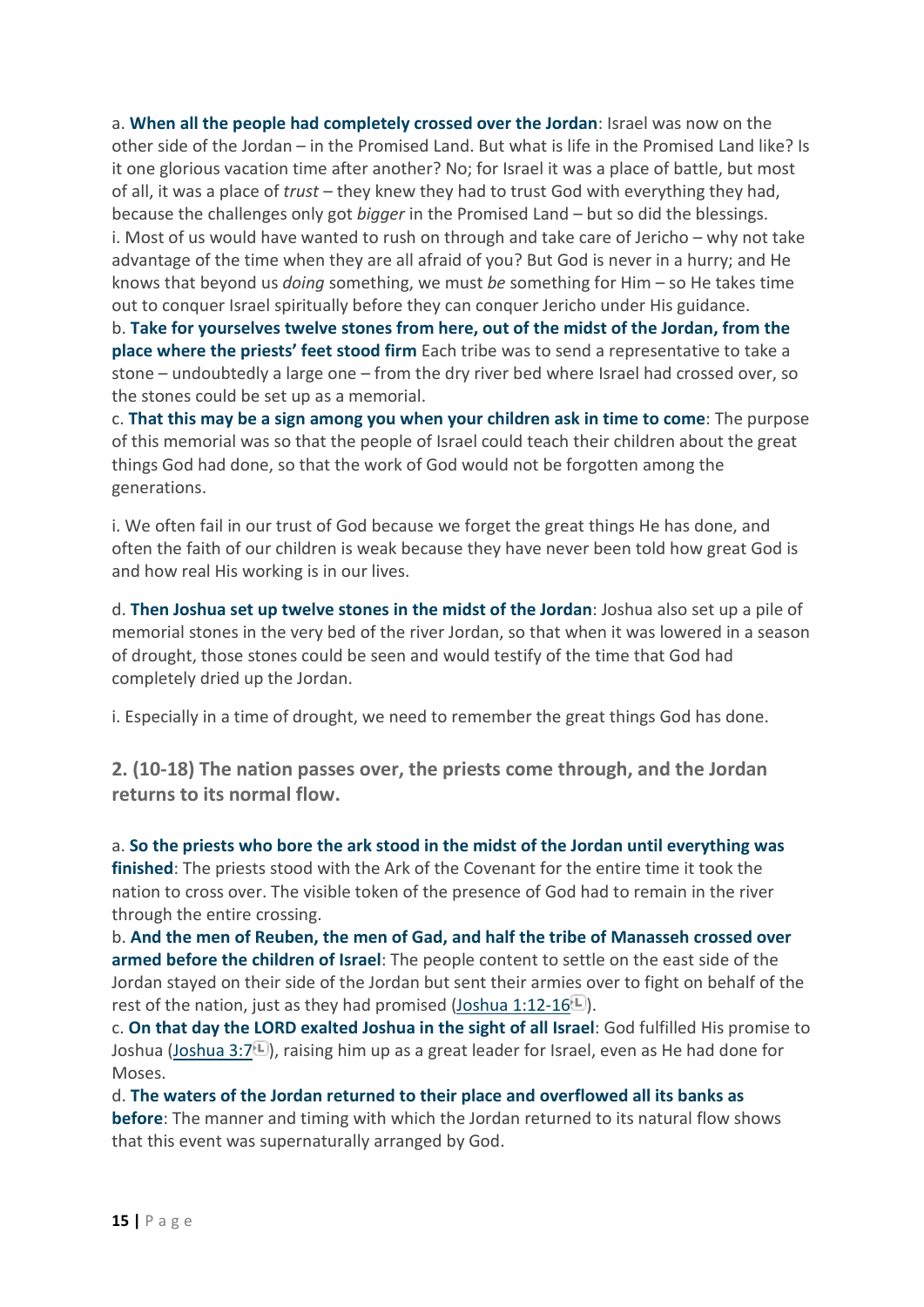a. **When all the people had completely crossed over the Jordan**: Israel was now on the other side of the Jordan – in the Promised Land. But what is life in the Promised Land like? Is it one glorious vacation time after another? No; for Israel it was a place of battle, but most of all, it was a place of *trust* – they knew they had to trust God with everything they had, because the challenges only got *bigger* in the Promised Land – but so did the blessings.

i. Most of us would have wanted to rush on through and take care of Jericho – why not take advantage of the time when they are all afraid of you? But God is never in a hurry; and He knows that beyond us *doing* something, we must *be* something for Him – so He takes time out to conquer Israel spiritually before they can conquer Jericho under His guidance.

b. **Take for yourselves twelve stones from here, out of the midst of the Jordan, from the place where the priests' feet stood firm** Each tribe was to send a representative to take a stone – undoubtedly a large one – from the dry river bed where Israel had crossed over, so the stones could be set up as a memorial.

c. **That this may be a sign among you when your children ask in time to come**: The purpose of this memorial was so that the people of Israel could teach their children about the great things God had done, so that the work of God would not be forgotten among the generations.

i. We often fail in our trust of God because we forget the great things He has done, and often the faith of our children is weak because they have never been told how great God is and how real His working is in our lives.

d. **Then Joshua set up twelve stones in the midst of the Jordan**: Joshua also set up a pile of memorial stones in the very bed of the river Jordan, so that when it was lowered in a season of drought, those stones could be seen and would testify of the time that God had completely dried up the Jordan.

i. Especially in a time of drought, we need to remember the great things God has done.

### 2. (10-18) The nation passes over, the priests come through, and the Jordan returns to its normal flow.

a. **So the priests who bore the ark stood in the midst of the Jordan until everything was finished**: The priests stood with the Ark of the Covenant for the entire time it took the nation to cross over. The visible token of the presence of God had to remain in the river through the entire crossing.

b. **And the men of Reuben, the men of Gad, and half the tribe of Manasseh crossed over armed before the children of Israel**: The people content to settle on the east side of the Jordan stayed on their side of the Jordan but sent their armies over to fight on behalf of the rest of the nation, just as they had promised (Joshua 1:12-16).

c. **On that day the LORD exalted Joshua in the sight of all Israel**: God fulfilled His promise to Joshua (Joshua 3:7), raising him up as a great leader for Israel, even as He had done for Moses.

d. **The waters of the Jordan returned to their place and overflowed all its banks as before**: The manner and timing with which the Jordan returned to its natural flow shows that this event was supernaturally arranged by God.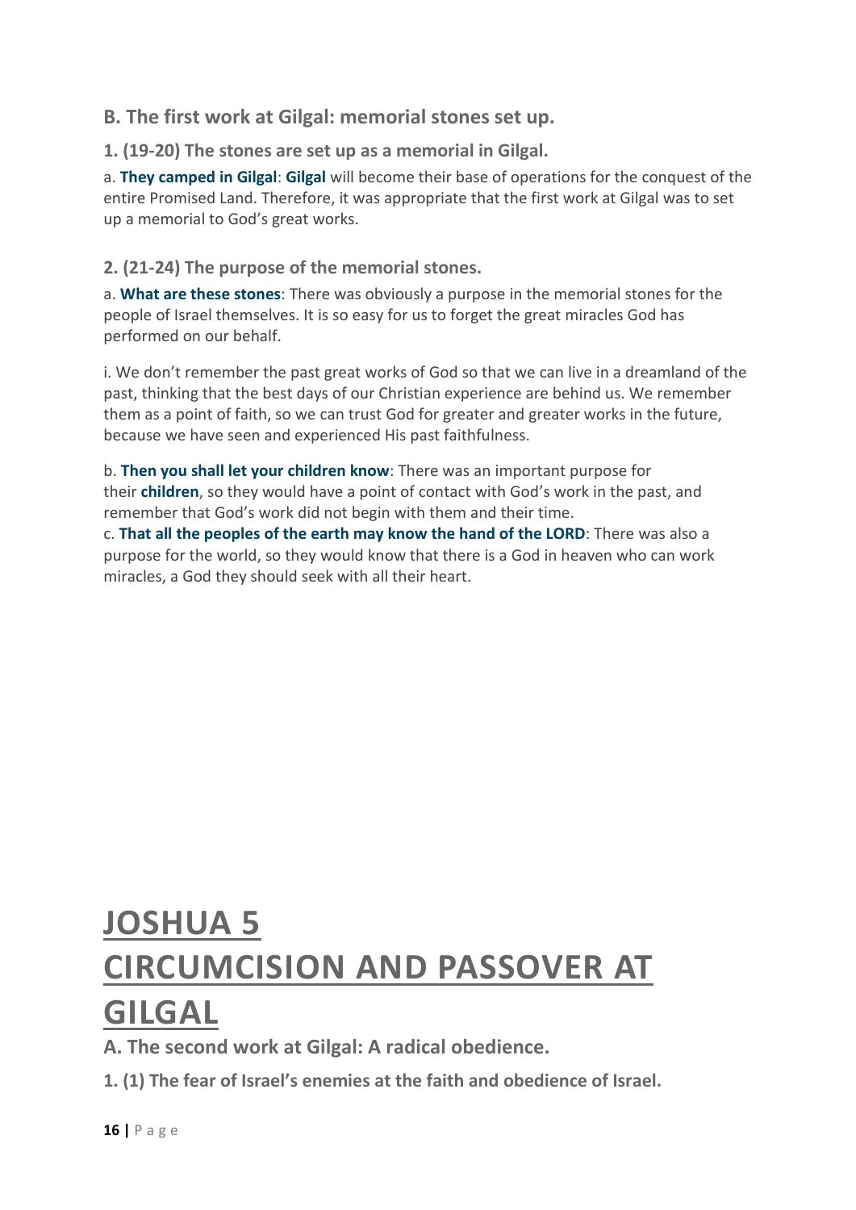### B. The first work at Gilgal: memorial stones set up.

**1. (19-20) The stones are set up as a memorial in Gilgal.**

a. **They camped in Gilgal**: **Gilgal** will become their base of operations for the conquest of the entire Promised Land. Therefore, it was appropriate that the first work at Gilgal was to set up a memorial to God's great works.

**2. (21-24) The purpose of the memorial stones.**

a. **What are these stones**: There was obviously a purpose in the memorial stones for the people of Israel themselves. It is so easy for us to forget the great miracles God has performed on our behalf.

i. We don't remember the past great works of God so that we can live in a dreamland of the past, thinking that the best days of our Christian experience are behind us. We remember them as a point of faith, so we can trust God for greater and greater works in the future, because we have seen and experienced His past faithfulness.

b. **Then you shall let your children know**: There was an important purpose for their **children**, so they would have a point of contact with God's work in the past, and remember that God's work did not begin with them and their time.

c. **That all the peoples of the earth may know the hand of the LORD**: There was also a purpose for the world, so they would know that there is a God in heaven who can work miracles, a God they should seek with all their heart.

# JOSHUA 5
# CIRCUMCISION AND PASSOVER AT GILGAL

### A. The second work at Gilgal: A radical obedience.

**1. (1) The fear of Israel's enemies at the faith and obedience of Israel.**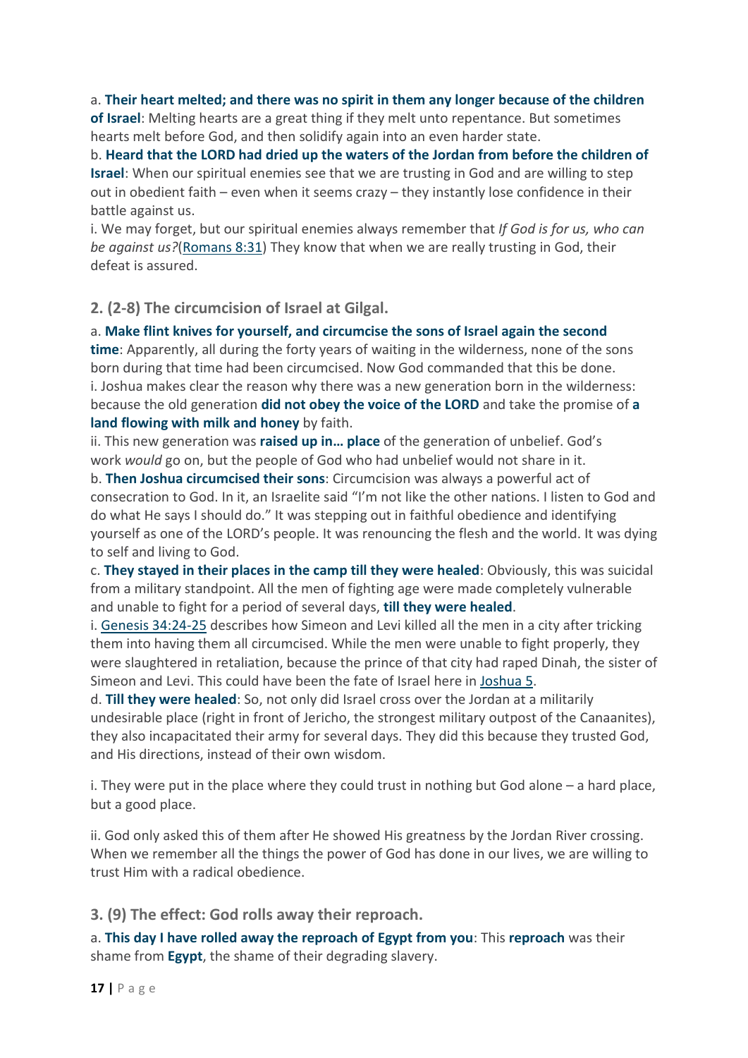a. **Their heart melted; and there was no spirit in them any longer because of the children of Israel**: Melting hearts are a great thing if they melt unto repentance. But sometimes hearts melt before God, and then solidify again into an even harder state.

b. **Heard that the LORD had dried up the waters of the Jordan from before the children of Israel**: When our spiritual enemies see that we are trusting in God and are willing to step out in obedient faith – even when it seems crazy – they instantly lose confidence in their battle against us.

i. We may forget, but our spiritual enemies always remember that *If God is for us, who can be against us?*(Romans 8:31) They know that when we are really trusting in God, their defeat is assured.

## 2. (2-8) The circumcision of Israel at Gilgal.

a. **Make flint knives for yourself, and circumcise the sons of Israel again the second time**: Apparently, all during the forty years of waiting in the wilderness, none of the sons born during that time had been circumcised. Now God commanded that this be done.

i. Joshua makes clear the reason why there was a new generation born in the wilderness: because the old generation **did not obey the voice of the LORD** and take the promise of **a land flowing with milk and honey** by faith.

ii. This new generation was **raised up in… place** of the generation of unbelief. God's work *would* go on, but the people of God who had unbelief would not share in it.

b. **Then Joshua circumcised their sons**: Circumcision was always a powerful act of consecration to God. In it, an Israelite said "I'm not like the other nations. I listen to God and do what He says I should do." It was stepping out in faithful obedience and identifying yourself as one of the LORD's people. It was renouncing the flesh and the world. It was dying to self and living to God.

c. **They stayed in their places in the camp till they were healed**: Obviously, this was suicidal from a military standpoint. All the men of fighting age were made completely vulnerable and unable to fight for a period of several days, **till they were healed**.

i. Genesis 34:24-25 describes how Simeon and Levi killed all the men in a city after tricking them into having them all circumcised. While the men were unable to fight properly, they were slaughtered in retaliation, because the prince of that city had raped Dinah, the sister of Simeon and Levi. This could have been the fate of Israel here in Joshua 5.

d. **Till they were healed**: So, not only did Israel cross over the Jordan at a militarily undesirable place (right in front of Jericho, the strongest military outpost of the Canaanites), they also incapacitated their army for several days. They did this because they trusted God, and His directions, instead of their own wisdom.

i. They were put in the place where they could trust in nothing but God alone – a hard place, but a good place.

ii. God only asked this of them after He showed His greatness by the Jordan River crossing. When we remember all the things the power of God has done in our lives, we are willing to trust Him with a radical obedience.

## 3. (9) The effect: God rolls away their reproach.

a. **This day I have rolled away the reproach of Egypt from you**: This **reproach** was their shame from **Egypt**, the shame of their degrading slavery.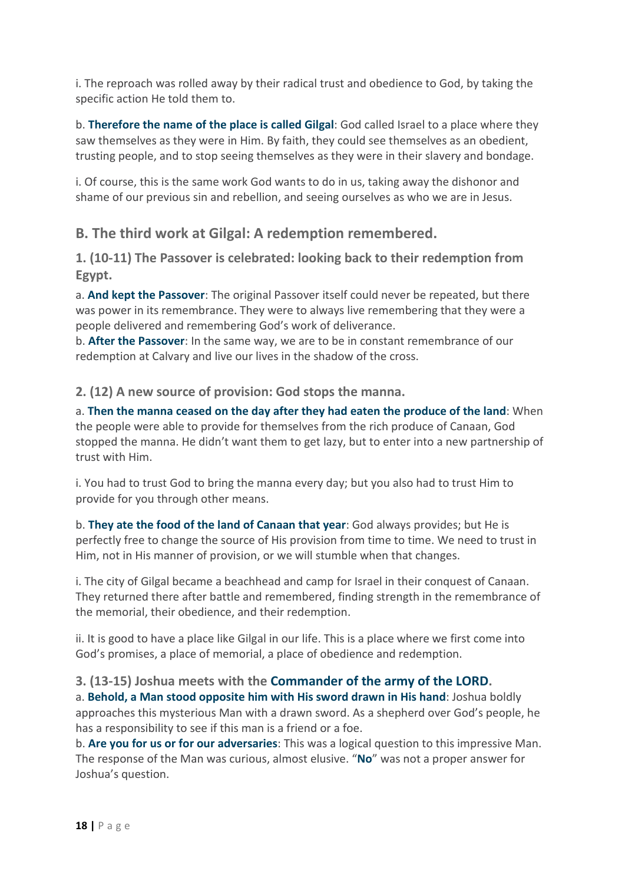i. The reproach was rolled away by their radical trust and obedience to God, by taking the specific action He told them to.

b. **Therefore the name of the place is called Gilgal**: God called Israel to a place where they saw themselves as they were in Him. By faith, they could see themselves as an obedient, trusting people, and to stop seeing themselves as they were in their slavery and bondage.

i. Of course, this is the same work God wants to do in us, taking away the dishonor and shame of our previous sin and rebellion, and seeing ourselves as who we are in Jesus.

## B. The third work at Gilgal: A redemption remembered.

### 1. (10-11) The Passover is celebrated: looking back to their redemption from Egypt.

a. **And kept the Passover**: The original Passover itself could never be repeated, but there was power in its remembrance. They were to always live remembering that they were a people delivered and remembering God's work of deliverance.
b. **After the Passover**: In the same way, we are to be in constant remembrance of our redemption at Calvary and live our lives in the shadow of the cross.

### 2. (12) A new source of provision: God stops the manna.

a. **Then the manna ceased on the day after they had eaten the produce of the land**: When the people were able to provide for themselves from the rich produce of Canaan, God stopped the manna. He didn't want them to get lazy, but to enter into a new partnership of trust with Him.

i. You had to trust God to bring the manna every day; but you also had to trust Him to provide for you through other means.

b. **They ate the food of the land of Canaan that year**: God always provides; but He is perfectly free to change the source of His provision from time to time. We need to trust in Him, not in His manner of provision, or we will stumble when that changes.

i. The city of Gilgal became a beachhead and camp for Israel in their conquest of Canaan. They returned there after battle and remembered, finding strength in the remembrance of the memorial, their obedience, and their redemption.

ii. It is good to have a place like Gilgal in our life. This is a place where we first come into God's promises, a place of memorial, a place of obedience and redemption.

### 3. (13-15) Joshua meets with the **Commander of the army of the LORD**.

a. **Behold, a Man stood opposite him with His sword drawn in His hand**: Joshua boldly approaches this mysterious Man with a drawn sword. As a shepherd over God's people, he has a responsibility to see if this man is a friend or a foe.
b. **Are you for us or for our adversaries**: This was a logical question to this impressive Man. The response of the Man was curious, almost elusive. "**No**" was not a proper answer for Joshua's question.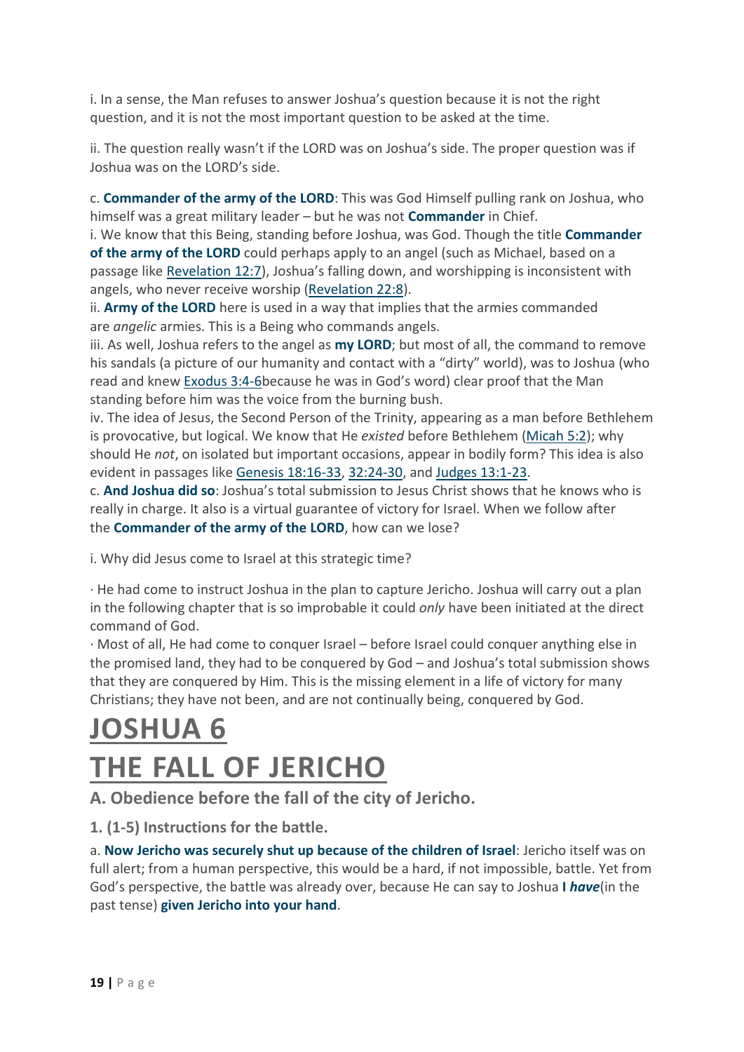i. In a sense, the Man refuses to answer Joshua's question because it is not the right question, and it is not the most important question to be asked at the time.

ii. The question really wasn't if the LORD was on Joshua's side. The proper question was if Joshua was on the LORD's side.

c. **Commander of the army of the LORD**: This was God Himself pulling rank on Joshua, who himself was a great military leader – but he was not **Commander** in Chief.
i. We know that this Being, standing before Joshua, was God. Though the title **Commander of the army of the LORD** could perhaps apply to an angel (such as Michael, based on a passage like Revelation 12:7), Joshua's falling down, and worshipping is inconsistent with angels, who never receive worship (Revelation 22:8).
ii. **Army of the LORD** here is used in a way that implies that the armies commanded are *angelic* armies. This is a Being who commands angels.
iii. As well, Joshua refers to the angel as **my LORD**; but most of all, the command to remove his sandals (a picture of our humanity and contact with a "dirty" world), was to Joshua (who read and knew Exodus 3:4-6because he was in God's word) clear proof that the Man standing before him was the voice from the burning bush.
iv. The idea of Jesus, the Second Person of the Trinity, appearing as a man before Bethlehem is provocative, but logical. We know that He *existed* before Bethlehem (Micah 5:2); why should He *not*, on isolated but important occasions, appear in bodily form? This idea is also evident in passages like Genesis 18:16-33, 32:24-30, and Judges 13:1-23.
c. **And Joshua did so**: Joshua's total submission to Jesus Christ shows that he knows who is really in charge. It also is a virtual guarantee of victory for Israel. When we follow after the **Commander of the army of the LORD**, how can we lose?

i. Why did Jesus come to Israel at this strategic time?

· He had come to instruct Joshua in the plan to capture Jericho. Joshua will carry out a plan in the following chapter that is so improbable it could *only* have been initiated at the direct command of God.
· Most of all, He had come to conquer Israel – before Israel could conquer anything else in the promised land, they had to be conquered by God – and Joshua's total submission shows that they are conquered by Him. This is the missing element in a life of victory for many Christians; they have not been, and are not continually being, conquered by God.

# JOSHUA 6
# THE FALL OF JERICHO

### A. Obedience before the fall of the city of Jericho.

#### 1. (1-5) Instructions for the battle.

a. **Now Jericho was securely shut up because of the children of Israel**: Jericho itself was on full alert; from a human perspective, this would be a hard, if not impossible, battle. Yet from God's perspective, the battle was already over, because He can say to Joshua **I *have***(in the past tense) **given Jericho into your hand**.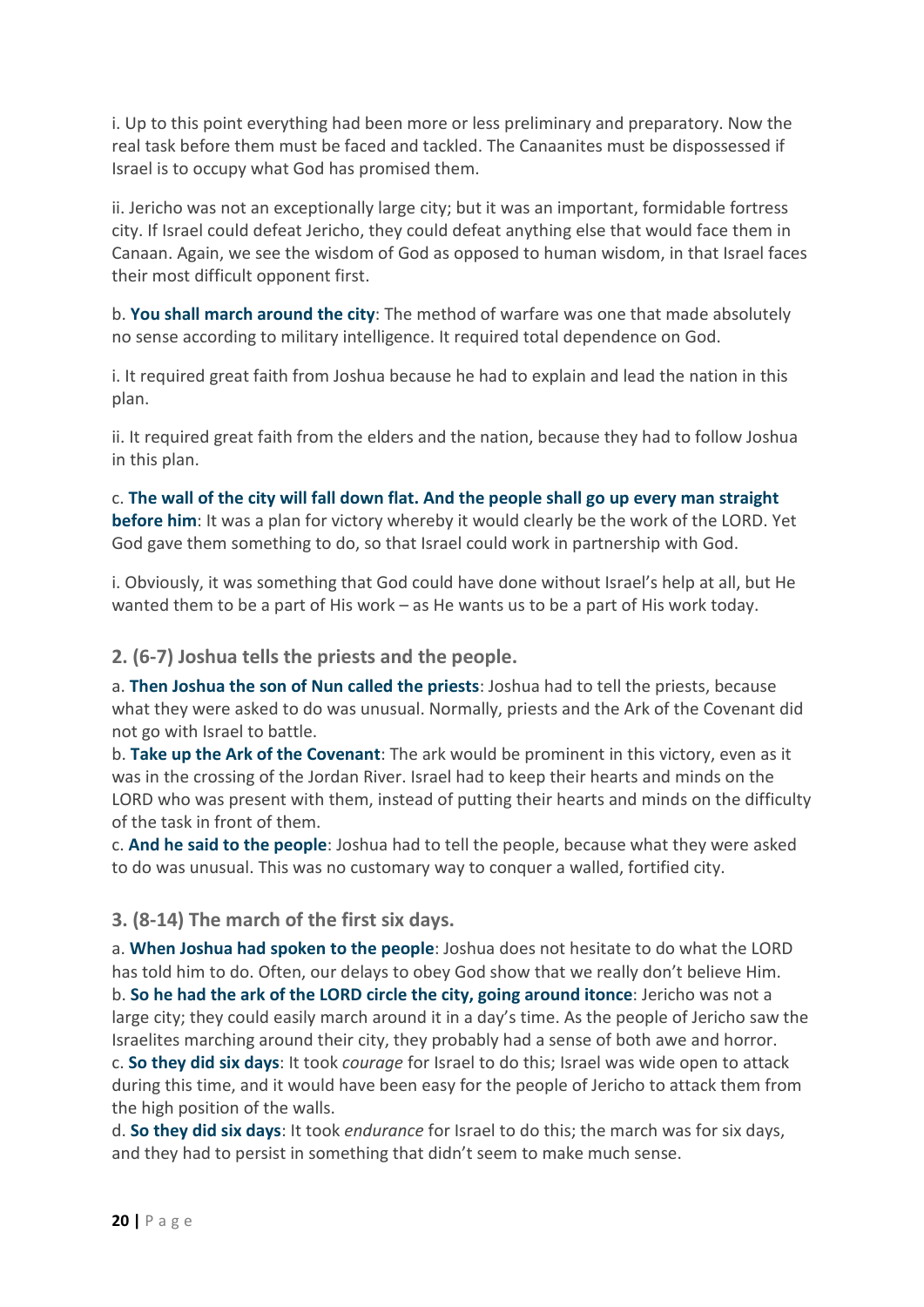i. Up to this point everything had been more or less preliminary and preparatory. Now the real task before them must be faced and tackled. The Canaanites must be dispossessed if Israel is to occupy what God has promised them.

ii. Jericho was not an exceptionally large city; but it was an important, formidable fortress city. If Israel could defeat Jericho, they could defeat anything else that would face them in Canaan. Again, we see the wisdom of God as opposed to human wisdom, in that Israel faces their most difficult opponent first.

b. **You shall march around the city**: The method of warfare was one that made absolutely no sense according to military intelligence. It required total dependence on God.

i. It required great faith from Joshua because he had to explain and lead the nation in this plan.

ii. It required great faith from the elders and the nation, because they had to follow Joshua in this plan.

c. **The wall of the city will fall down flat. And the people shall go up every man straight before him**: It was a plan for victory whereby it would clearly be the work of the LORD. Yet God gave them something to do, so that Israel could work in partnership with God.

i. Obviously, it was something that God could have done without Israel's help at all, but He wanted them to be a part of His work – as He wants us to be a part of His work today.

### 2. (6-7) Joshua tells the priests and the people.

a. **Then Joshua the son of Nun called the priests**: Joshua had to tell the priests, because what they were asked to do was unusual. Normally, priests and the Ark of the Covenant did not go with Israel to battle.
b. **Take up the Ark of the Covenant**: The ark would be prominent in this victory, even as it was in the crossing of the Jordan River. Israel had to keep their hearts and minds on the LORD who was present with them, instead of putting their hearts and minds on the difficulty of the task in front of them.
c. **And he said to the people**: Joshua had to tell the people, because what they were asked to do was unusual. This was no customary way to conquer a walled, fortified city.

### 3. (8-14) The march of the first six days.

a. **When Joshua had spoken to the people**: Joshua does not hesitate to do what the LORD has told him to do. Often, our delays to obey God show that we really don't believe Him.
b. **So he had the ark of the LORD circle the city, going around itonce**: Jericho was not a large city; they could easily march around it in a day's time. As the people of Jericho saw the Israelites marching around their city, they probably had a sense of both awe and horror.
c. **So they did six days**: It took *courage* for Israel to do this; Israel was wide open to attack during this time, and it would have been easy for the people of Jericho to attack them from the high position of the walls.
d. **So they did six days**: It took *endurance* for Israel to do this; the march was for six days, and they had to persist in something that didn't seem to make much sense.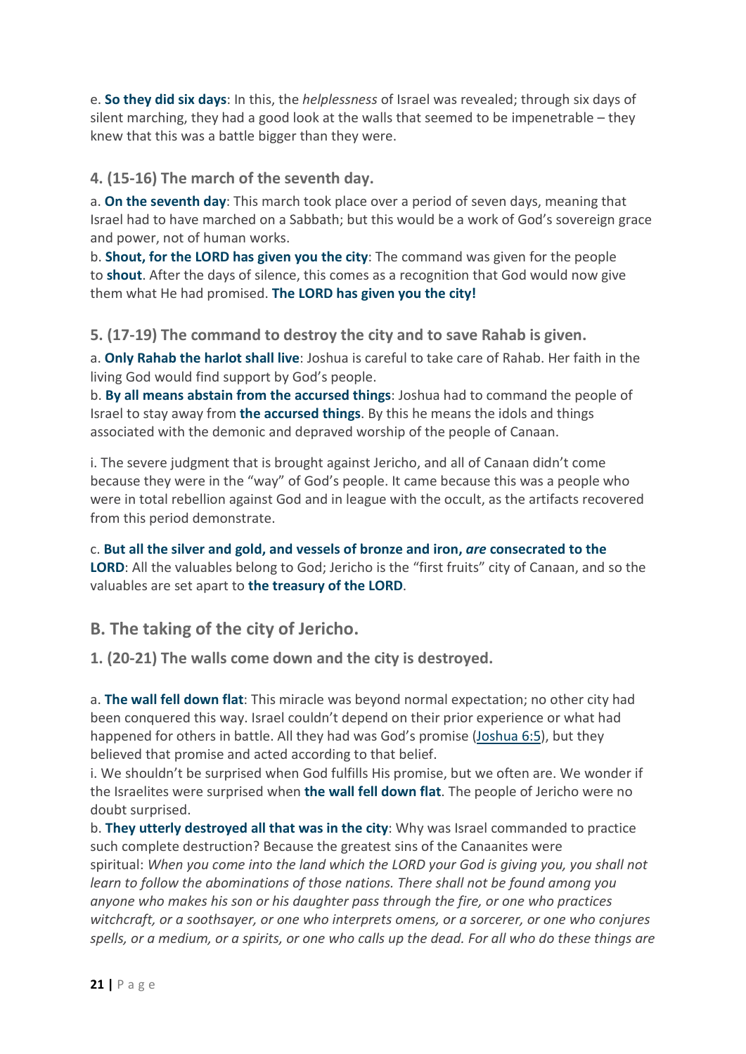e. **So they did six days**: In this, the *helplessness* of Israel was revealed; through six days of silent marching, they had a good look at the walls that seemed to be impenetrable – they knew that this was a battle bigger than they were.

### 4. (15-16) The march of the seventh day.

a. **On the seventh day**: This march took place over a period of seven days, meaning that Israel had to have marched on a Sabbath; but this would be a work of God's sovereign grace and power, not of human works.
b. **Shout, for the LORD has given you the city**: The command was given for the people to **shout**. After the days of silence, this comes as a recognition that God would now give them what He had promised. **The LORD has given you the city!**

### 5. (17-19) The command to destroy the city and to save Rahab is given.

a. **Only Rahab the harlot shall live**: Joshua is careful to take care of Rahab. Her faith in the living God would find support by God's people.
b. **By all means abstain from the accursed things**: Joshua had to command the people of Israel to stay away from **the accursed things**. By this he means the idols and things associated with the demonic and depraved worship of the people of Canaan.

i. The severe judgment that is brought against Jericho, and all of Canaan didn't come because they were in the "way" of God's people. It came because this was a people who were in total rebellion against God and in league with the occult, as the artifacts recovered from this period demonstrate.

c. **But all the silver and gold, and vessels of bronze and iron, *are* consecrated to the LORD**: All the valuables belong to God; Jericho is the "first fruits" city of Canaan, and so the valuables are set apart to **the treasury of the LORD**.

## B. The taking of the city of Jericho.

### 1. (20-21) The walls come down and the city is destroyed.

a. **The wall fell down flat**: This miracle was beyond normal expectation; no other city had been conquered this way. Israel couldn't depend on their prior experience or what had happened for others in battle. All they had was God's promise (Joshua 6:5), but they believed that promise and acted according to that belief.
i. We shouldn't be surprised when God fulfills His promise, but we often are. We wonder if the Israelites were surprised when **the wall fell down flat**. The people of Jericho were no doubt surprised.
b. **They utterly destroyed all that was in the city**: Why was Israel commanded to practice such complete destruction? Because the greatest sins of the Canaanites were spiritual: *When you come into the land which the LORD your God is giving you, you shall not learn to follow the abominations of those nations. There shall not be found among you anyone who makes his son or his daughter pass through the fire, or one who practices witchcraft, or a soothsayer, or one who interprets omens, or a sorcerer, or one who conjures spells, or a medium, or a spirits, or one who calls up the dead. For all who do these things are*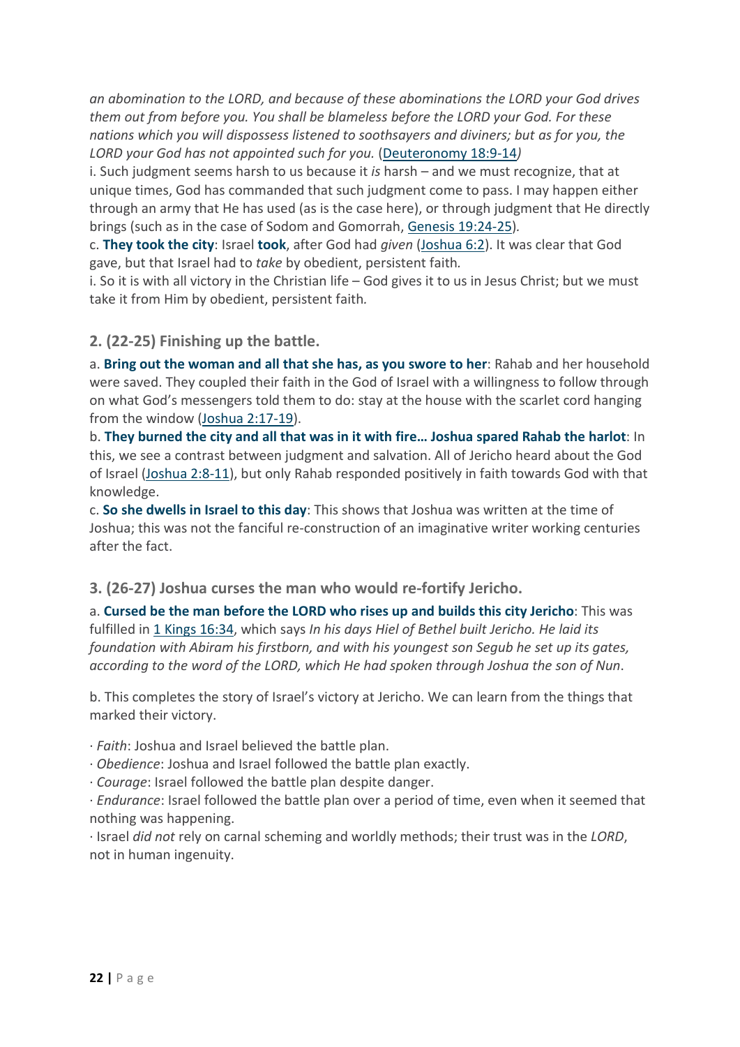*an abomination to the LORD, and because of these abominations the LORD your God drives them out from before you. You shall be blameless before the LORD your God. For these nations which you will dispossess listened to soothsayers and diviners; but as for you, the LORD your God has not appointed such for you.* (Deuteronomy 18:9-14*)*

i. Such judgment seems harsh to us because it *is* harsh – and we must recognize, that at unique times, God has commanded that such judgment come to pass. I may happen either through an army that He has used (as is the case here), or through judgment that He directly brings (such as in the case of Sodom and Gomorrah, Genesis 19:24-25).

c. **They took the city**: Israel **took**, after God had *given* (Joshua 6:2). It was clear that God gave, but that Israel had to *take* by obedient, persistent faith.

i. So it is with all victory in the Christian life – God gives it to us in Jesus Christ; but we must take it from Him by obedient, persistent faith.

### 2. (22-25) Finishing up the battle.

a. **Bring out the woman and all that she has, as you swore to her**: Rahab and her household were saved. They coupled their faith in the God of Israel with a willingness to follow through on what God's messengers told them to do: stay at the house with the scarlet cord hanging from the window (Joshua 2:17-19).

b. **They burned the city and all that was in it with fire… Joshua spared Rahab the harlot**: In this, we see a contrast between judgment and salvation. All of Jericho heard about the God of Israel (Joshua 2:8-11), but only Rahab responded positively in faith towards God with that knowledge.

c. **So she dwells in Israel to this day**: This shows that Joshua was written at the time of Joshua; this was not the fanciful re-construction of an imaginative writer working centuries after the fact.

### 3. (26-27) Joshua curses the man who would re-fortify Jericho.

a. **Cursed be the man before the LORD who rises up and builds this city Jericho**: This was fulfilled in 1 Kings 16:34, which says *In his days Hiel of Bethel built Jericho. He laid its foundation with Abiram his firstborn, and with his youngest son Segub he set up its gates, according to the word of the LORD, which He had spoken through Joshua the son of Nun*.

b. This completes the story of Israel's victory at Jericho. We can learn from the things that marked their victory.

· *Faith*: Joshua and Israel believed the battle plan.

· *Obedience*: Joshua and Israel followed the battle plan exactly.

· *Courage*: Israel followed the battle plan despite danger.

· *Endurance*: Israel followed the battle plan over a period of time, even when it seemed that nothing was happening.

· Israel *did not* rely on carnal scheming and worldly methods; their trust was in the *LORD*, not in human ingenuity.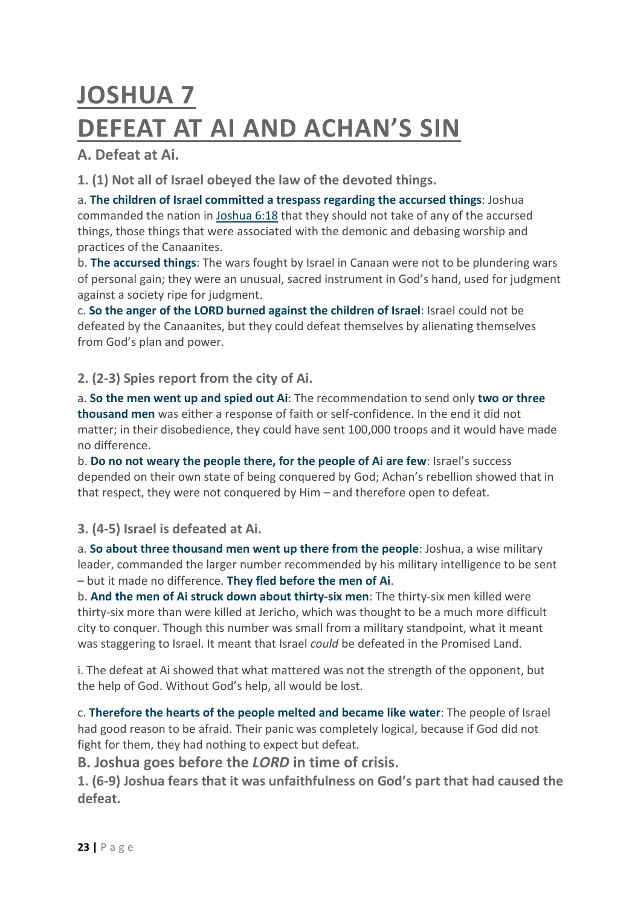# JOSHUA 7
# DEFEAT AT AI AND ACHAN'S SIN

## A. Defeat at Ai.

### 1. (1) Not all of Israel obeyed the law of the devoted things.

a. **The children of Israel committed a trespass regarding the accursed things**: Joshua commanded the nation in Joshua 6:18 that they should not take of any of the accursed things, those things that were associated with the demonic and debasing worship and practices of the Canaanites.

b. **The accursed things**: The wars fought by Israel in Canaan were not to be plundering wars of personal gain; they were an unusual, sacred instrument in God's hand, used for judgment against a society ripe for judgment.

c. **So the anger of the LORD burned against the children of Israel**: Israel could not be defeated by the Canaanites, but they could defeat themselves by alienating themselves from God's plan and power.

### 2. (2-3) Spies report from the city of Ai.

a. **So the men went up and spied out Ai**: The recommendation to send only **two or three thousand men** was either a response of faith or self-confidence. In the end it did not matter; in their disobedience, they could have sent 100,000 troops and it would have made no difference.

b. **Do no not weary the people there, for the people of Ai are few**: Israel's success depended on their own state of being conquered by God; Achan's rebellion showed that in that respect, they were not conquered by Him – and therefore open to defeat.

### 3. (4-5) Israel is defeated at Ai.

a. **So about three thousand men went up there from the people**: Joshua, a wise military leader, commanded the larger number recommended by his military intelligence to be sent – but it made no difference. **They fled before the men of Ai**.

b. **And the men of Ai struck down about thirty-six men**: The thirty-six men killed were thirty-six more than were killed at Jericho, which was thought to be a much more difficult city to conquer. Though this number was small from a military standpoint, what it meant was staggering to Israel. It meant that Israel *could* be defeated in the Promised Land.

i. The defeat at Ai showed that what mattered was not the strength of the opponent, but the help of God. Without God's help, all would be lost.

c. **Therefore the hearts of the people melted and became like water**: The people of Israel had good reason to be afraid. Their panic was completely logical, because if God did not fight for them, they had nothing to expect but defeat.

## B. Joshua goes before the *LORD* in time of crisis.

### 1. (6-9) Joshua fears that it was unfaithfulness on God's part that had caused the defeat.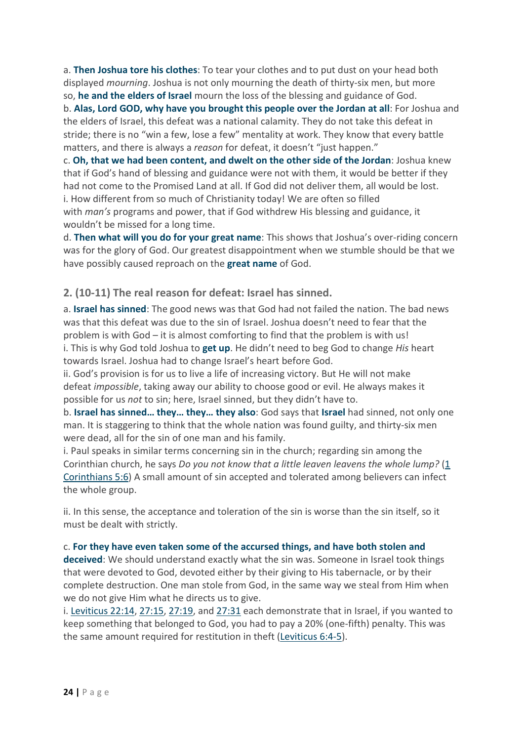a. **Then Joshua tore his clothes**: To tear your clothes and to put dust on your head both displayed *mourning*. Joshua is not only mourning the death of thirty-six men, but more so, **he and the elders of Israel** mourn the loss of the blessing and guidance of God.

b. **Alas, Lord GOD, why have you brought this people over the Jordan at all**: For Joshua and the elders of Israel, this defeat was a national calamity. They do not take this defeat in stride; there is no "win a few, lose a few" mentality at work. They know that every battle matters, and there is always a *reason* for defeat, it doesn't "just happen."

c. **Oh, that we had been content, and dwelt on the other side of the Jordan**: Joshua knew that if God's hand of blessing and guidance were not with them, it would be better if they had not come to the Promised Land at all. If God did not deliver them, all would be lost.

i. How different from so much of Christianity today! We are often so filled with *man's* programs and power, that if God withdrew His blessing and guidance, it wouldn't be missed for a long time.

d. **Then what will you do for your great name**: This shows that Joshua's over-riding concern was for the glory of God. Our greatest disappointment when we stumble should be that we have possibly caused reproach on the **great name** of God.

### 2. (10-11) The real reason for defeat: Israel has sinned.

a. **Israel has sinned**: The good news was that God had not failed the nation. The bad news was that this defeat was due to the sin of Israel. Joshua doesn't need to fear that the problem is with God – it is almost comforting to find that the problem is with us!

i. This is why God told Joshua to **get up**. He didn't need to beg God to change *His* heart towards Israel. Joshua had to change Israel's heart before God.

ii. God's provision is for us to live a life of increasing victory. But He will not make defeat *impossible*, taking away our ability to choose good or evil. He always makes it possible for us *not* to sin; here, Israel sinned, but they didn't have to.

b. **Israel has sinned… they… they… they also**: God says that **Israel** had sinned, not only one man. It is staggering to think that the whole nation was found guilty, and thirty-six men were dead, all for the sin of one man and his family.

i. Paul speaks in similar terms concerning sin in the church; regarding sin among the Corinthian church, he says *Do you not know that a little leaven leavens the whole lump?* (1 Corinthians 5:6) A small amount of sin accepted and tolerated among believers can infect the whole group.

ii. In this sense, the acceptance and toleration of the sin is worse than the sin itself, so it must be dealt with strictly.

c. **For they have even taken some of the accursed things, and have both stolen and deceived**: We should understand exactly what the sin was. Someone in Israel took things that were devoted to God, devoted either by their giving to His tabernacle, or by their complete destruction. One man stole from God, in the same way we steal from Him when we do not give Him what he directs us to give.

i. Leviticus 22:14, 27:15, 27:19, and 27:31 each demonstrate that in Israel, if you wanted to keep something that belonged to God, you had to pay a 20% (one-fifth) penalty. This was the same amount required for restitution in theft (Leviticus 6:4-5).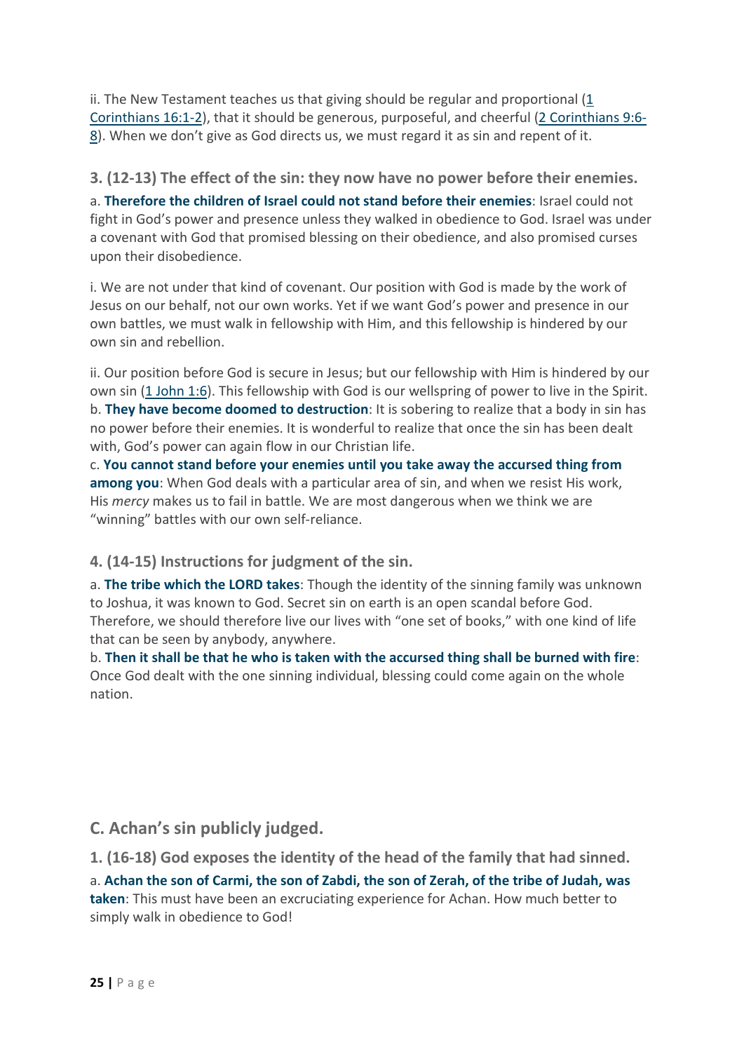ii. The New Testament teaches us that giving should be regular and proportional (1 Corinthians 16:1-2), that it should be generous, purposeful, and cheerful (2 Corinthians 9:6-8). When we don't give as God directs us, we must regard it as sin and repent of it.

### 3. (12-13) The effect of the sin: they now have no power before their enemies.

a. **Therefore the children of Israel could not stand before their enemies**: Israel could not fight in God's power and presence unless they walked in obedience to God. Israel was under a covenant with God that promised blessing on their obedience, and also promised curses upon their disobedience.

i. We are not under that kind of covenant. Our position with God is made by the work of Jesus on our behalf, not our own works. Yet if we want God's power and presence in our own battles, we must walk in fellowship with Him, and this fellowship is hindered by our own sin and rebellion.

ii. Our position before God is secure in Jesus; but our fellowship with Him is hindered by our own sin (1 John 1:6). This fellowship with God is our wellspring of power to live in the Spirit.

b. **They have become doomed to destruction**: It is sobering to realize that a body in sin has no power before their enemies. It is wonderful to realize that once the sin has been dealt with, God's power can again flow in our Christian life.

c. **You cannot stand before your enemies until you take away the accursed thing from among you**: When God deals with a particular area of sin, and when we resist His work, His *mercy* makes us to fail in battle. We are most dangerous when we think we are "winning" battles with our own self-reliance.

### 4. (14-15) Instructions for judgment of the sin.

a. **The tribe which the LORD takes**: Though the identity of the sinning family was unknown to Joshua, it was known to God. Secret sin on earth is an open scandal before God. Therefore, we should therefore live our lives with "one set of books," with one kind of life that can be seen by anybody, anywhere.

b. **Then it shall be that he who is taken with the accursed thing shall be burned with fire**: Once God dealt with the one sinning individual, blessing could come again on the whole nation.

## C. Achan's sin publicly judged.

### 1. (16-18) God exposes the identity of the head of the family that had sinned.

a. **Achan the son of Carmi, the son of Zabdi, the son of Zerah, of the tribe of Judah, was taken**: This must have been an excruciating experience for Achan. How much better to simply walk in obedience to God!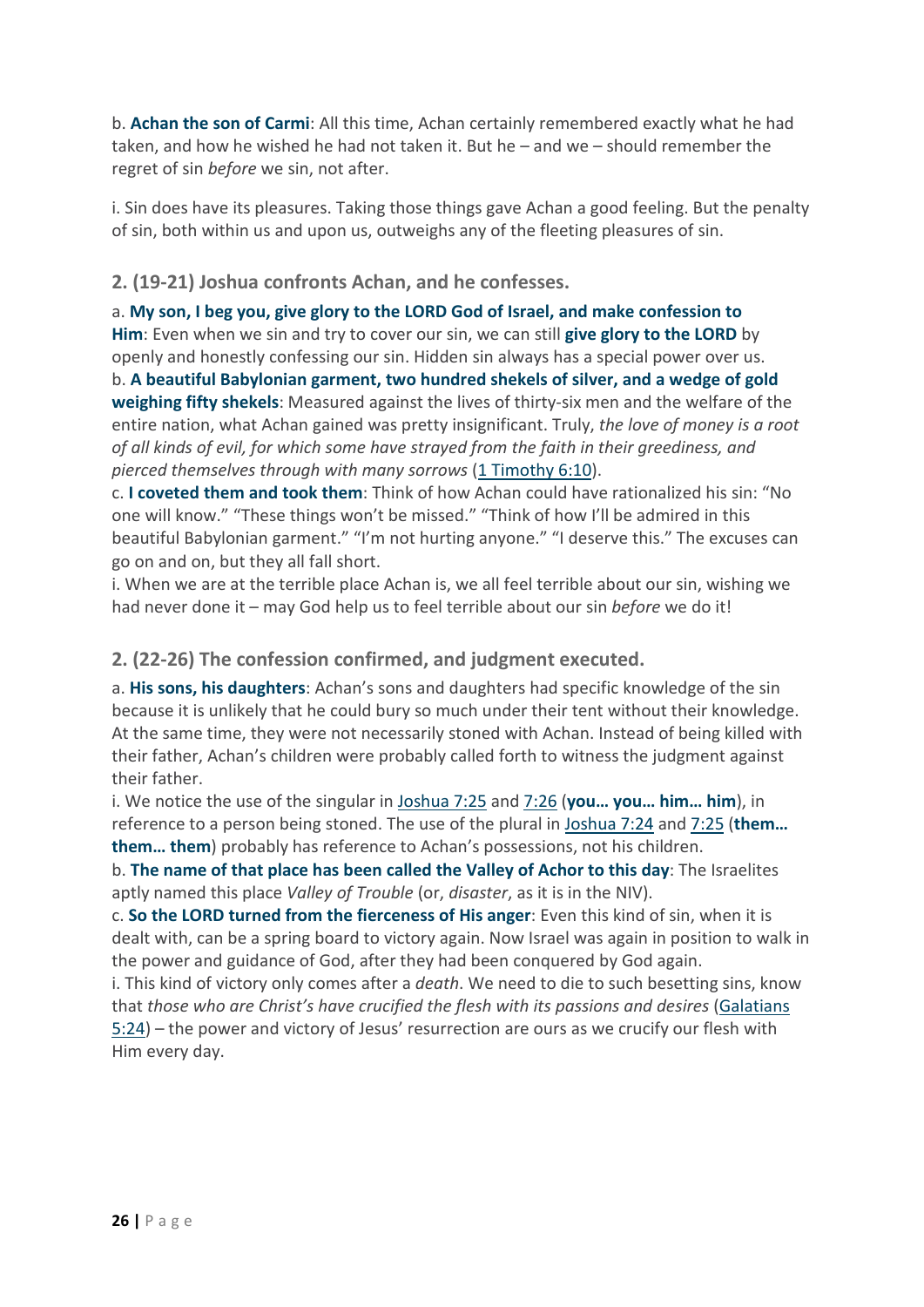b. **Achan the son of Carmi**: All this time, Achan certainly remembered exactly what he had taken, and how he wished he had not taken it. But he – and we – should remember the regret of sin *before* we sin, not after.

i. Sin does have its pleasures. Taking those things gave Achan a good feeling. But the penalty of sin, both within us and upon us, outweighs any of the fleeting pleasures of sin.

### 2. (19-21) Joshua confronts Achan, and he confesses.

a. **My son, I beg you, give glory to the LORD God of Israel, and make confession to Him**: Even when we sin and try to cover our sin, we can still **give glory to the LORD** by openly and honestly confessing our sin. Hidden sin always has a special power over us.

b. **A beautiful Babylonian garment, two hundred shekels of silver, and a wedge of gold weighing fifty shekels**: Measured against the lives of thirty-six men and the welfare of the entire nation, what Achan gained was pretty insignificant. Truly, *the love of money is a root of all kinds of evil, for which some have strayed from the faith in their greediness, and pierced themselves through with many sorrows* (1 Timothy 6:10).

c. **I coveted them and took them**: Think of how Achan could have rationalized his sin: "No one will know." "These things won't be missed." "Think of how I'll be admired in this beautiful Babylonian garment." "I'm not hurting anyone." "I deserve this." The excuses can go on and on, but they all fall short.

i. When we are at the terrible place Achan is, we all feel terrible about our sin, wishing we had never done it – may God help us to feel terrible about our sin *before* we do it!

### 2. (22-26) The confession confirmed, and judgment executed.

a. **His sons, his daughters**: Achan's sons and daughters had specific knowledge of the sin because it is unlikely that he could bury so much under their tent without their knowledge. At the same time, they were not necessarily stoned with Achan. Instead of being killed with their father, Achan's children were probably called forth to witness the judgment against their father.

i. We notice the use of the singular in Joshua 7:25 and 7:26 (**you… you… him… him**), in reference to a person being stoned. The use of the plural in Joshua 7:24 and 7:25 (**them… them… them**) probably has reference to Achan's possessions, not his children.

b. **The name of that place has been called the Valley of Achor to this day**: The Israelites aptly named this place *Valley of Trouble* (or, *disaster*, as it is in the NIV).

c. **So the LORD turned from the fierceness of His anger**: Even this kind of sin, when it is dealt with, can be a spring board to victory again. Now Israel was again in position to walk in the power and guidance of God, after they had been conquered by God again.

i. This kind of victory only comes after a *death*. We need to die to such besetting sins, know that *those who are Christ's have crucified the flesh with its passions and desires* (Galatians 5:24) – the power and victory of Jesus' resurrection are ours as we crucify our flesh with Him every day.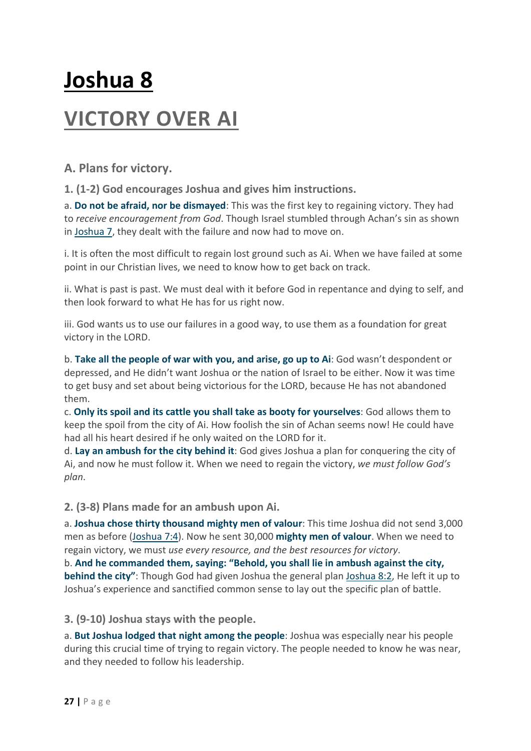# Joshua 8

# VICTORY OVER AI

### A. Plans for victory.

#### 1. (1-2) God encourages Joshua and gives him instructions.

a. **Do not be afraid, nor be dismayed**: This was the first key to regaining victory. They had to *receive encouragement from God*. Though Israel stumbled through Achan's sin as shown in Joshua 7, they dealt with the failure and now had to move on.

i. It is often the most difficult to regain lost ground such as Ai. When we have failed at some point in our Christian lives, we need to know how to get back on track.

ii. What is past is past. We must deal with it before God in repentance and dying to self, and then look forward to what He has for us right now.

iii. God wants us to use our failures in a good way, to use them as a foundation for great victory in the LORD.

b. **Take all the people of war with you, and arise, go up to Ai**: God wasn't despondent or depressed, and He didn't want Joshua or the nation of Israel to be either. Now it was time to get busy and set about being victorious for the LORD, because He has not abandoned them.

c. **Only its spoil and its cattle you shall take as booty for yourselves**: God allows them to keep the spoil from the city of Ai. How foolish the sin of Achan seems now! He could have had all his heart desired if he only waited on the LORD for it.

d. **Lay an ambush for the city behind it**: God gives Joshua a plan for conquering the city of Ai, and now he must follow it. When we need to regain the victory, *we must follow God's plan*.

#### 2. (3-8) Plans made for an ambush upon Ai.

a. **Joshua chose thirty thousand mighty men of valour**: This time Joshua did not send 3,000 men as before (Joshua 7:4). Now he sent 30,000 **mighty men of valour**. When we need to regain victory, we must *use every resource, and the best resources for victory*.

b. **And he commanded them, saying: "Behold, you shall lie in ambush against the city, behind the city"**: Though God had given Joshua the general plan Joshua 8:2, He left it up to Joshua's experience and sanctified common sense to lay out the specific plan of battle.

#### 3. (9-10) Joshua stays with the people.

a. **But Joshua lodged that night among the people**: Joshua was especially near his people during this crucial time of trying to regain victory. The people needed to know he was near, and they needed to follow his leadership.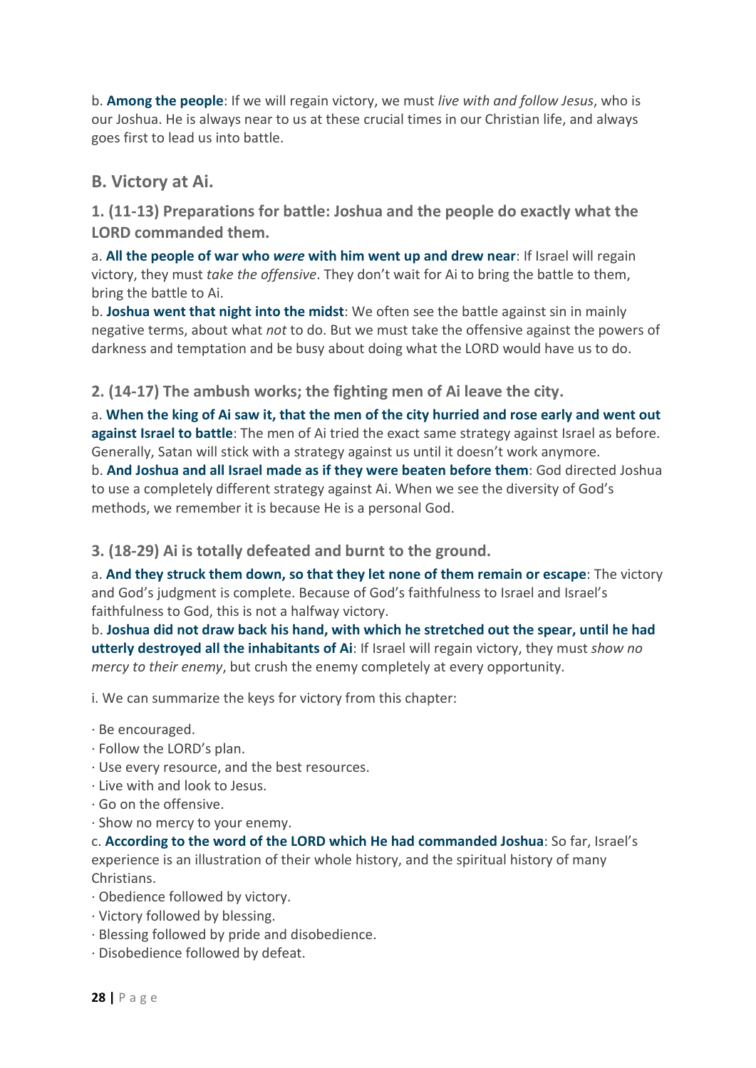b. **Among the people**: If we will regain victory, we must *live with and follow Jesus*, who is our Joshua. He is always near to us at these crucial times in our Christian life, and always goes first to lead us into battle.

## B. Victory at Ai.

### 1. (11-13) Preparations for battle: Joshua and the people do exactly what the LORD commanded them.

a. **All the people of war who *were* with him went up and drew near**: If Israel will regain victory, they must *take the offensive*. They don't wait for Ai to bring the battle to them, bring the battle to Ai.

b. **Joshua went that night into the midst**: We often see the battle against sin in mainly negative terms, about what *not* to do. But we must take the offensive against the powers of darkness and temptation and be busy about doing what the LORD would have us to do.

### 2. (14-17) The ambush works; the fighting men of Ai leave the city.

a. **When the king of Ai saw it, that the men of the city hurried and rose early and went out against Israel to battle**: The men of Ai tried the exact same strategy against Israel as before. Generally, Satan will stick with a strategy against us until it doesn't work anymore.

b. **And Joshua and all Israel made as if they were beaten before them**: God directed Joshua to use a completely different strategy against Ai. When we see the diversity of God's methods, we remember it is because He is a personal God.

### 3. (18-29) Ai is totally defeated and burnt to the ground.

a. **And they struck them down, so that they let none of them remain or escape**: The victory and God's judgment is complete. Because of God's faithfulness to Israel and Israel's faithfulness to God, this is not a halfway victory.

b. **Joshua did not draw back his hand, with which he stretched out the spear, until he had utterly destroyed all the inhabitants of Ai**: If Israel will regain victory, they must *show no mercy to their enemy*, but crush the enemy completely at every opportunity.

i. We can summarize the keys for victory from this chapter:

· Be encouraged.
· Follow the LORD's plan.
· Use every resource, and the best resources.
· Live with and look to Jesus.
· Go on the offensive.
· Show no mercy to your enemy.

c. **According to the word of the LORD which He had commanded Joshua**: So far, Israel's experience is an illustration of their whole history, and the spiritual history of many Christians.

· Obedience followed by victory.
· Victory followed by blessing.
· Blessing followed by pride and disobedience.
· Disobedience followed by defeat.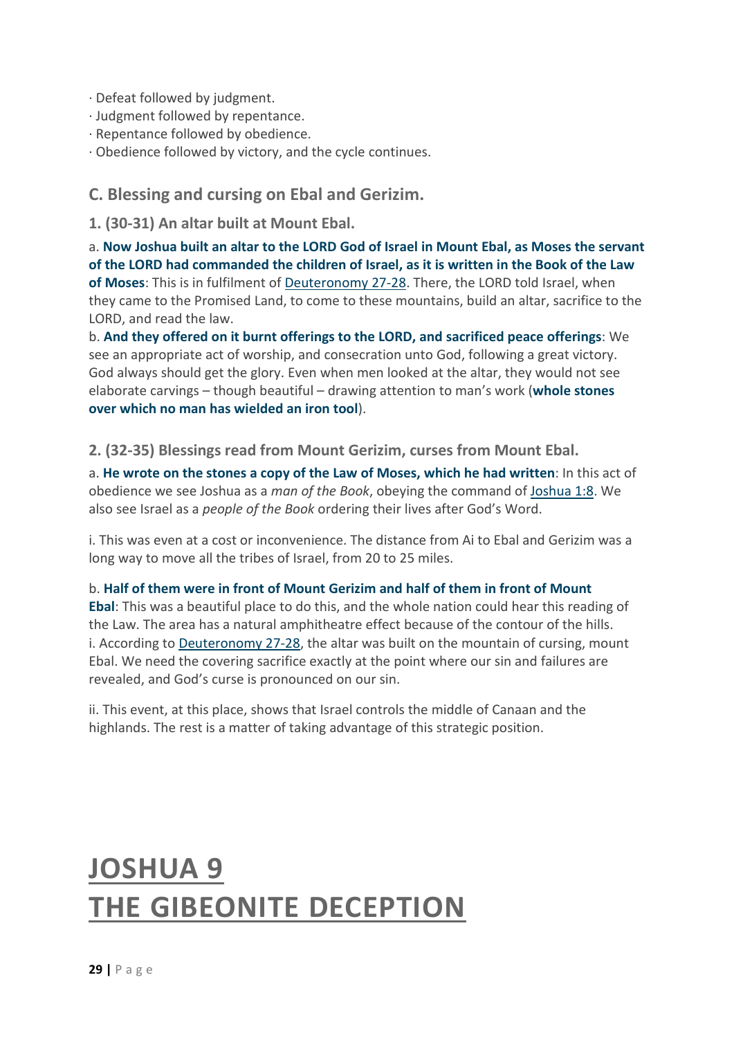· Defeat followed by judgment.
· Judgment followed by repentance.
· Repentance followed by obedience.
· Obedience followed by victory, and the cycle continues.

### C. Blessing and cursing on Ebal and Gerizim.

#### 1. (30-31) An altar built at Mount Ebal.

a. **Now Joshua built an altar to the LORD God of Israel in Mount Ebal, as Moses the servant of the LORD had commanded the children of Israel, as it is written in the Book of the Law of Moses**: This is in fulfilment of Deuteronomy 27-28. There, the LORD told Israel, when they came to the Promised Land, to come to these mountains, build an altar, sacrifice to the LORD, and read the law.
b. **And they offered on it burnt offerings to the LORD, and sacrificed peace offerings**: We see an appropriate act of worship, and consecration unto God, following a great victory. God always should get the glory. Even when men looked at the altar, they would not see elaborate carvings – though beautiful – drawing attention to man's work (**whole stones over which no man has wielded an iron tool**).

#### 2. (32-35) Blessings read from Mount Gerizim, curses from Mount Ebal.

a. **He wrote on the stones a copy of the Law of Moses, which he had written**: In this act of obedience we see Joshua as a *man of the Book*, obeying the command of Joshua 1:8. We also see Israel as a *people of the Book* ordering their lives after God's Word.

i. This was even at a cost or inconvenience. The distance from Ai to Ebal and Gerizim was a long way to move all the tribes of Israel, from 20 to 25 miles.

b. **Half of them were in front of Mount Gerizim and half of them in front of Mount Ebal**: This was a beautiful place to do this, and the whole nation could hear this reading of the Law. The area has a natural amphitheatre effect because of the contour of the hills.
i. According to Deuteronomy 27-28, the altar was built on the mountain of cursing, mount Ebal. We need the covering sacrifice exactly at the point where our sin and failures are revealed, and God's curse is pronounced on our sin.

ii. This event, at this place, shows that Israel controls the middle of Canaan and the highlands. The rest is a matter of taking advantage of this strategic position.

# JOSHUA 9
# THE GIBEONITE DECEPTION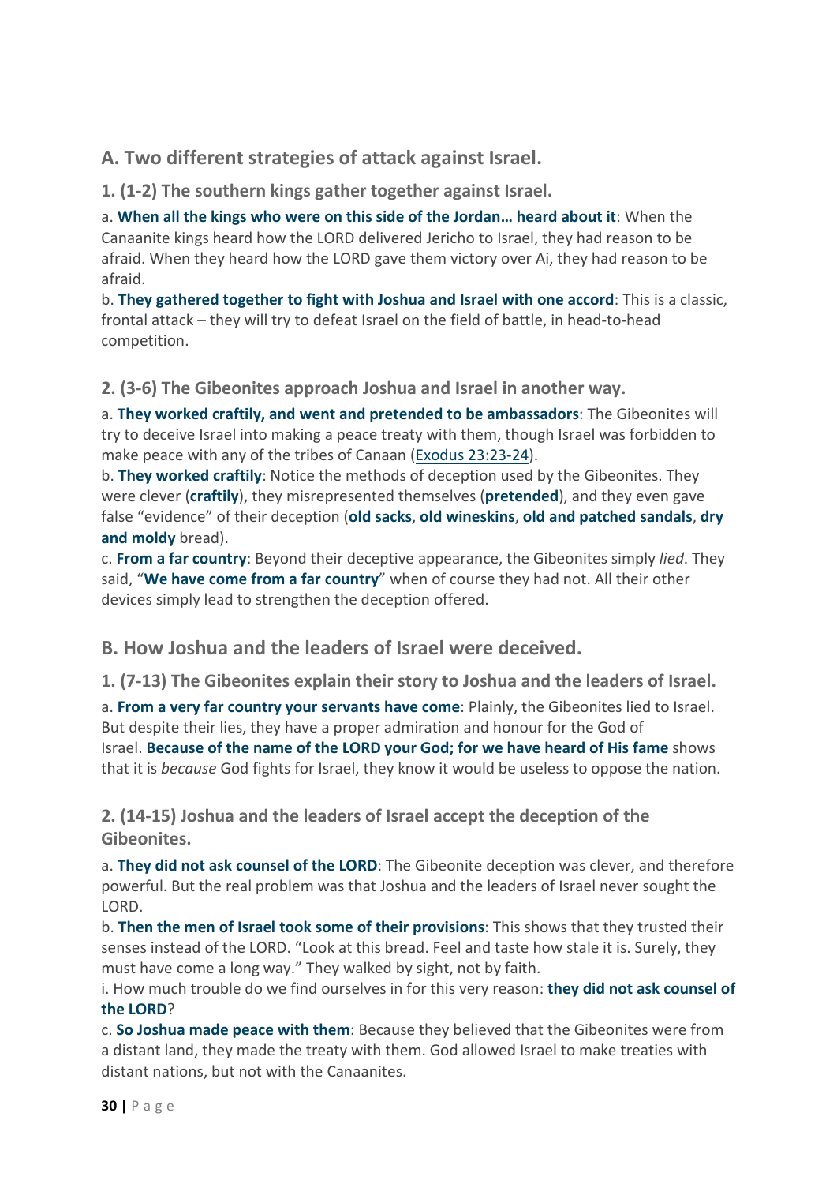## A. Two different strategies of attack against Israel.

### 1. (1-2) The southern kings gather together against Israel.

a. **When all the kings who were on this side of the Jordan… heard about it**: When the Canaanite kings heard how the LORD delivered Jericho to Israel, they had reason to be afraid. When they heard how the LORD gave them victory over Ai, they had reason to be afraid.
b. **They gathered together to fight with Joshua and Israel with one accord**: This is a classic, frontal attack – they will try to defeat Israel on the field of battle, in head-to-head competition.

### 2. (3-6) The Gibeonites approach Joshua and Israel in another way.

a. **They worked craftily, and went and pretended to be ambassadors**: The Gibeonites will try to deceive Israel into making a peace treaty with them, though Israel was forbidden to make peace with any of the tribes of Canaan (Exodus 23:23-24).
b. **They worked craftily**: Notice the methods of deception used by the Gibeonites. They were clever (**craftily**), they misrepresented themselves (**pretended**), and they even gave false "evidence" of their deception (**old sacks**, **old wineskins**, **old and patched sandals**, **dry and moldy** bread).
c. **From a far country**: Beyond their deceptive appearance, the Gibeonites simply *lied*. They said, "**We have come from a far country**" when of course they had not. All their other devices simply lead to strengthen the deception offered.

## B. How Joshua and the leaders of Israel were deceived.

### 1. (7-13) The Gibeonites explain their story to Joshua and the leaders of Israel.

a. **From a very far country your servants have come**: Plainly, the Gibeonites lied to Israel. But despite their lies, they have a proper admiration and honour for the God of Israel. **Because of the name of the LORD your God; for we have heard of His fame** shows that it is *because* God fights for Israel, they know it would be useless to oppose the nation.

### 2. (14-15) Joshua and the leaders of Israel accept the deception of the Gibeonites.

a. **They did not ask counsel of the LORD**: The Gibeonite deception was clever, and therefore powerful. But the real problem was that Joshua and the leaders of Israel never sought the LORD.
b. **Then the men of Israel took some of their provisions**: This shows that they trusted their senses instead of the LORD. "Look at this bread. Feel and taste how stale it is. Surely, they must have come a long way." They walked by sight, not by faith.
i. How much trouble do we find ourselves in for this very reason: **they did not ask counsel of the LORD**?
c. **So Joshua made peace with them**: Because they believed that the Gibeonites were from a distant land, they made the treaty with them. God allowed Israel to make treaties with distant nations, but not with the Canaanites.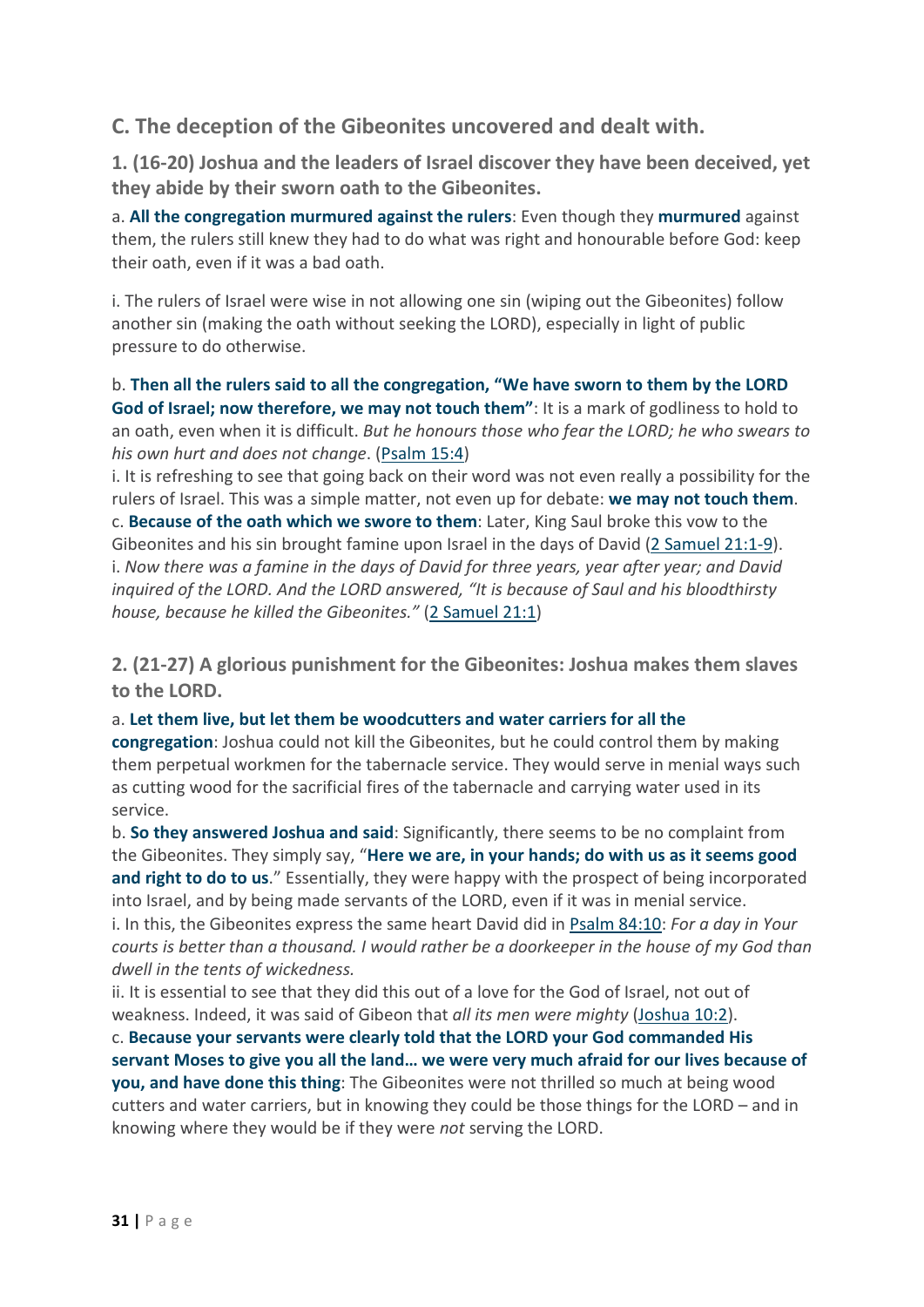## C. The deception of the Gibeonites uncovered and dealt with.

### 1. (16-20) Joshua and the leaders of Israel discover they have been deceived, yet they abide by their sworn oath to the Gibeonites.

a. **All the congregation murmured against the rulers**: Even though they **murmured** against them, the rulers still knew they had to do what was right and honourable before God: keep their oath, even if it was a bad oath.

i. The rulers of Israel were wise in not allowing one sin (wiping out the Gibeonites) follow another sin (making the oath without seeking the LORD), especially in light of public pressure to do otherwise.

b. **Then all the rulers said to all the congregation, "We have sworn to them by the LORD God of Israel; now therefore, we may not touch them"**: It is a mark of godliness to hold to an oath, even when it is difficult. *But he honours those who fear the LORD; he who swears to his own hurt and does not change*. (Psalm 15:4)

i. It is refreshing to see that going back on their word was not even really a possibility for the rulers of Israel. This was a simple matter, not even up for debate: **we may not touch them**.

c. **Because of the oath which we swore to them**: Later, King Saul broke this vow to the Gibeonites and his sin brought famine upon Israel in the days of David (2 Samuel 21:1-9).

i. *Now there was a famine in the days of David for three years, year after year; and David inquired of the LORD. And the LORD answered, "It is because of Saul and his bloodthirsty house, because he killed the Gibeonites."* (2 Samuel 21:1)

### 2. (21-27) A glorious punishment for the Gibeonites: Joshua makes them slaves to the LORD.

a. **Let them live, but let them be woodcutters and water carriers for all the congregation**: Joshua could not kill the Gibeonites, but he could control them by making them perpetual workmen for the tabernacle service. They would serve in menial ways such as cutting wood for the sacrificial fires of the tabernacle and carrying water used in its service.

b. **So they answered Joshua and said**: Significantly, there seems to be no complaint from the Gibeonites. They simply say, "**Here we are, in your hands; do with us as it seems good and right to do to us**." Essentially, they were happy with the prospect of being incorporated into Israel, and by being made servants of the LORD, even if it was in menial service.

i. In this, the Gibeonites express the same heart David did in Psalm 84:10: *For a day in Your courts is better than a thousand. I would rather be a doorkeeper in the house of my God than dwell in the tents of wickedness.*

ii. It is essential to see that they did this out of a love for the God of Israel, not out of weakness. Indeed, it was said of Gibeon that *all its men were mighty* (Joshua 10:2).

c. **Because your servants were clearly told that the LORD your God commanded His servant Moses to give you all the land… we were very much afraid for our lives because of you, and have done this thing**: The Gibeonites were not thrilled so much at being wood cutters and water carriers, but in knowing they could be those things for the LORD – and in knowing where they would be if they were *not* serving the LORD.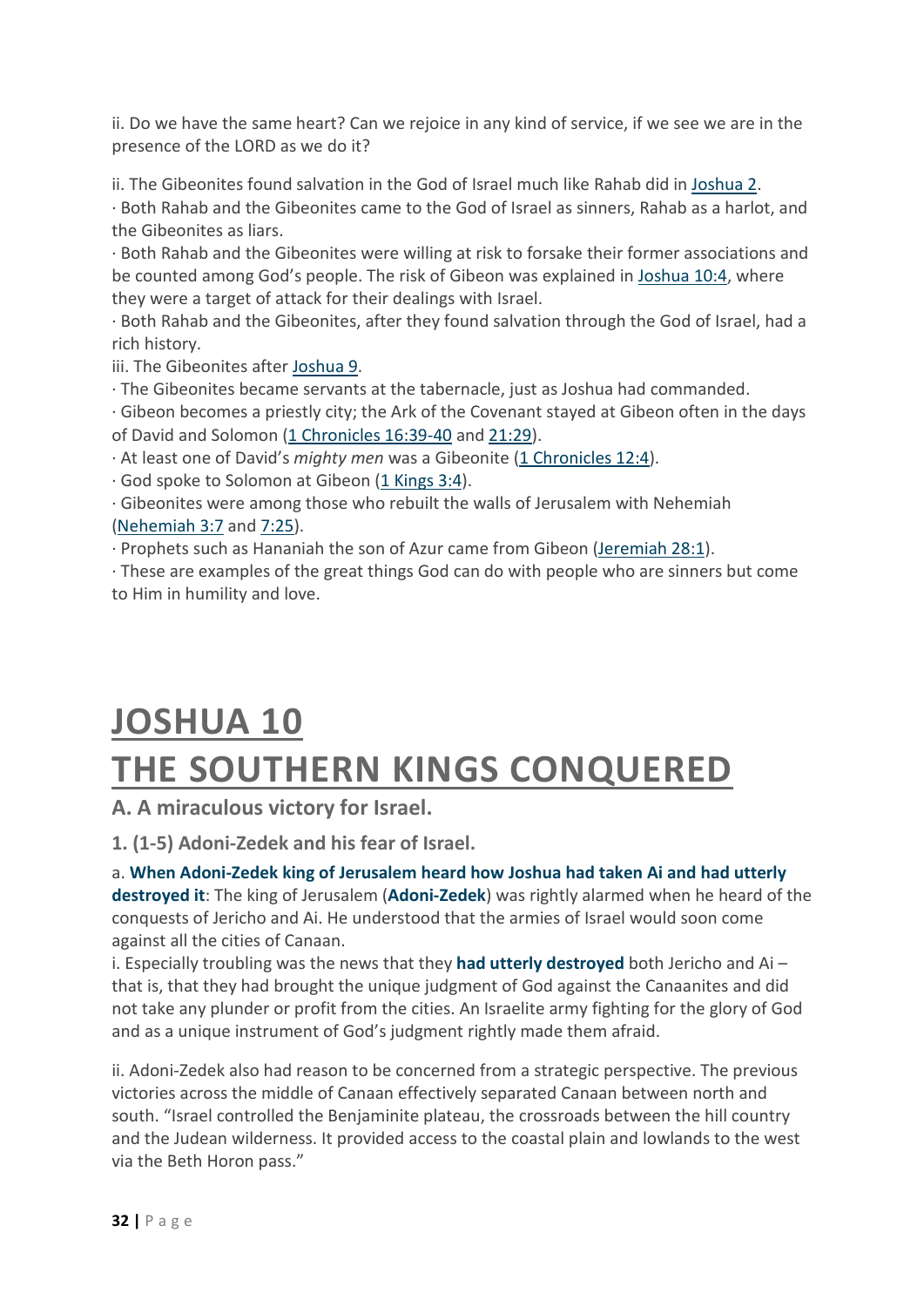ii. Do we have the same heart? Can we rejoice in any kind of service, if we see we are in the presence of the LORD as we do it?

ii. The Gibeonites found salvation in the God of Israel much like Rahab did in Joshua 2.

· Both Rahab and the Gibeonites came to the God of Israel as sinners, Rahab as a harlot, and the Gibeonites as liars.

· Both Rahab and the Gibeonites were willing at risk to forsake their former associations and be counted among God's people. The risk of Gibeon was explained in Joshua 10:4, where they were a target of attack for their dealings with Israel.

· Both Rahab and the Gibeonites, after they found salvation through the God of Israel, had a rich history.

iii. The Gibeonites after Joshua 9.

· The Gibeonites became servants at the tabernacle, just as Joshua had commanded.

· Gibeon becomes a priestly city; the Ark of the Covenant stayed at Gibeon often in the days of David and Solomon (1 Chronicles 16:39-40 and 21:29).

· At least one of David's *mighty men* was a Gibeonite (1 Chronicles 12:4).

· God spoke to Solomon at Gibeon (1 Kings 3:4).

· Gibeonites were among those who rebuilt the walls of Jerusalem with Nehemiah (Nehemiah 3:7 and 7:25).

· Prophets such as Hananiah the son of Azur came from Gibeon (Jeremiah 28:1).

· These are examples of the great things God can do with people who are sinners but come to Him in humility and love.

# JOSHUA 10
# THE SOUTHERN KINGS CONQUERED

## A. A miraculous victory for Israel.

### 1. (1-5) Adoni-Zedek and his fear of Israel.

a. **When Adoni-Zedek king of Jerusalem heard how Joshua had taken Ai and had utterly destroyed it**: The king of Jerusalem (**Adoni-Zedek**) was rightly alarmed when he heard of the conquests of Jericho and Ai. He understood that the armies of Israel would soon come against all the cities of Canaan.

i. Especially troubling was the news that they **had utterly destroyed** both Jericho and Ai – that is, that they had brought the unique judgment of God against the Canaanites and did not take any plunder or profit from the cities. An Israelite army fighting for the glory of God and as a unique instrument of God's judgment rightly made them afraid.

ii. Adoni-Zedek also had reason to be concerned from a strategic perspective. The previous victories across the middle of Canaan effectively separated Canaan between north and south. "Israel controlled the Benjaminite plateau, the crossroads between the hill country and the Judean wilderness. It provided access to the coastal plain and lowlands to the west via the Beth Horon pass."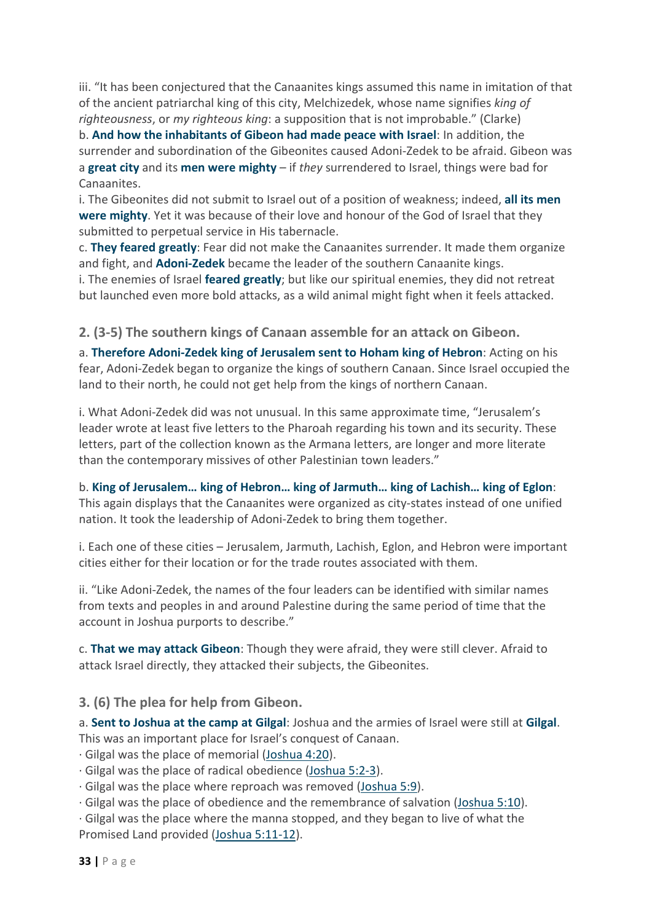iii. "It has been conjectured that the Canaanites kings assumed this name in imitation of that of the ancient patriarchal king of this city, Melchizedek, whose name signifies *king of righteousness*, or *my righteous king*: a supposition that is not improbable." (Clarke)

b. **And how the inhabitants of Gibeon had made peace with Israel**: In addition, the surrender and subordination of the Gibeonites caused Adoni-Zedek to be afraid. Gibeon was a **great city** and its **men were mighty** – if *they* surrendered to Israel, things were bad for Canaanites.

i. The Gibeonites did not submit to Israel out of a position of weakness; indeed, **all its men were mighty**. Yet it was because of their love and honour of the God of Israel that they submitted to perpetual service in His tabernacle.

c. **They feared greatly**: Fear did not make the Canaanites surrender. It made them organize and fight, and **Adoni-Zedek** became the leader of the southern Canaanite kings.

i. The enemies of Israel **feared greatly**; but like our spiritual enemies, they did not retreat but launched even more bold attacks, as a wild animal might fight when it feels attacked.

### 2. (3-5) The southern kings of Canaan assemble for an attack on Gibeon.

a. **Therefore Adoni-Zedek king of Jerusalem sent to Hoham king of Hebron**: Acting on his fear, Adoni-Zedek began to organize the kings of southern Canaan. Since Israel occupied the land to their north, he could not get help from the kings of northern Canaan.

i. What Adoni-Zedek did was not unusual. In this same approximate time, "Jerusalem's leader wrote at least five letters to the Pharoah regarding his town and its security. These letters, part of the collection known as the Armana letters, are longer and more literate than the contemporary missives of other Palestinian town leaders."

b. **King of Jerusalem… king of Hebron… king of Jarmuth… king of Lachish… king of Eglon**: This again displays that the Canaanites were organized as city-states instead of one unified nation. It took the leadership of Adoni-Zedek to bring them together.

i. Each one of these cities – Jerusalem, Jarmuth, Lachish, Eglon, and Hebron were important cities either for their location or for the trade routes associated with them.

ii. "Like Adoni-Zedek, the names of the four leaders can be identified with similar names from texts and peoples in and around Palestine during the same period of time that the account in Joshua purports to describe."

c. **That we may attack Gibeon**: Though they were afraid, they were still clever. Afraid to attack Israel directly, they attacked their subjects, the Gibeonites.

### 3. (6) The plea for help from Gibeon.

a. **Sent to Joshua at the camp at Gilgal**: Joshua and the armies of Israel were still at **Gilgal**. This was an important place for Israel's conquest of Canaan.

· Gilgal was the place of memorial (Joshua 4:20).

· Gilgal was the place of radical obedience (Joshua 5:2-3).

· Gilgal was the place where reproach was removed (Joshua 5:9).

· Gilgal was the place of obedience and the remembrance of salvation (Joshua 5:10).

· Gilgal was the place where the manna stopped, and they began to live of what the Promised Land provided (Joshua 5:11-12).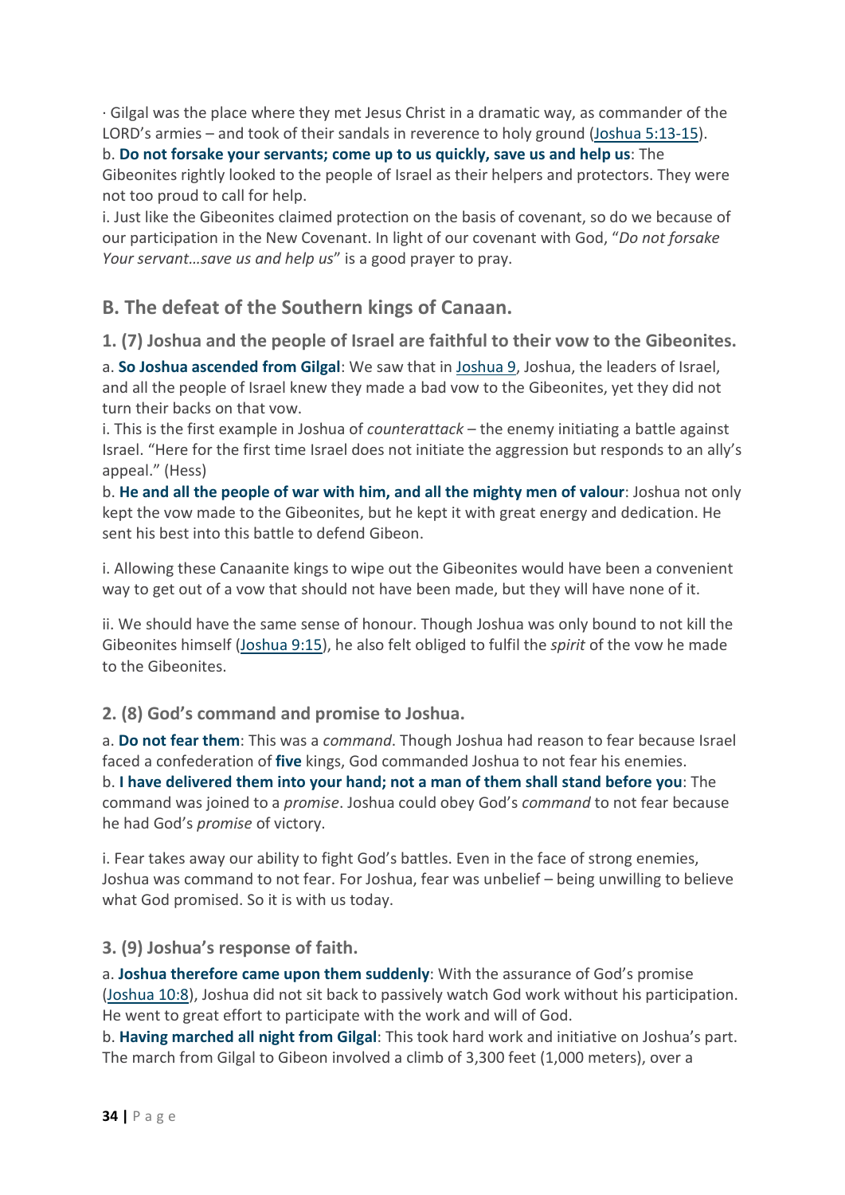· Gilgal was the place where they met Jesus Christ in a dramatic way, as commander of the LORD's armies – and took of their sandals in reverence to holy ground (Joshua 5:13-15).

b. **Do not forsake your servants; come up to us quickly, save us and help us**: The Gibeonites rightly looked to the people of Israel as their helpers and protectors. They were not too proud to call for help.

i. Just like the Gibeonites claimed protection on the basis of covenant, so do we because of our participation in the New Covenant. In light of our covenant with God, "*Do not forsake Your servant…save us and help us*" is a good prayer to pray.

## B. The defeat of the Southern kings of Canaan.

### 1. (7) Joshua and the people of Israel are faithful to their vow to the Gibeonites.

a. **So Joshua ascended from Gilgal**: We saw that in Joshua 9, Joshua, the leaders of Israel, and all the people of Israel knew they made a bad vow to the Gibeonites, yet they did not turn their backs on that vow.

i. This is the first example in Joshua of *counterattack* – the enemy initiating a battle against Israel. "Here for the first time Israel does not initiate the aggression but responds to an ally's appeal." (Hess)

b. **He and all the people of war with him, and all the mighty men of valour**: Joshua not only kept the vow made to the Gibeonites, but he kept it with great energy and dedication. He sent his best into this battle to defend Gibeon.

i. Allowing these Canaanite kings to wipe out the Gibeonites would have been a convenient way to get out of a vow that should not have been made, but they will have none of it.

ii. We should have the same sense of honour. Though Joshua was only bound to not kill the Gibeonites himself (Joshua 9:15), he also felt obliged to fulfil the *spirit* of the vow he made to the Gibeonites.

### 2. (8) God's command and promise to Joshua.

a. **Do not fear them**: This was a *command*. Though Joshua had reason to fear because Israel faced a confederation of **five** kings, God commanded Joshua to not fear his enemies.

b. **I have delivered them into your hand; not a man of them shall stand before you**: The command was joined to a *promise*. Joshua could obey God's *command* to not fear because he had God's *promise* of victory.

i. Fear takes away our ability to fight God's battles. Even in the face of strong enemies, Joshua was command to not fear. For Joshua, fear was unbelief – being unwilling to believe what God promised. So it is with us today.

### 3. (9) Joshua's response of faith.

a. **Joshua therefore came upon them suddenly**: With the assurance of God's promise (Joshua 10:8), Joshua did not sit back to passively watch God work without his participation. He went to great effort to participate with the work and will of God.

b. **Having marched all night from Gilgal**: This took hard work and initiative on Joshua's part. The march from Gilgal to Gibeon involved a climb of 3,300 feet (1,000 meters), over a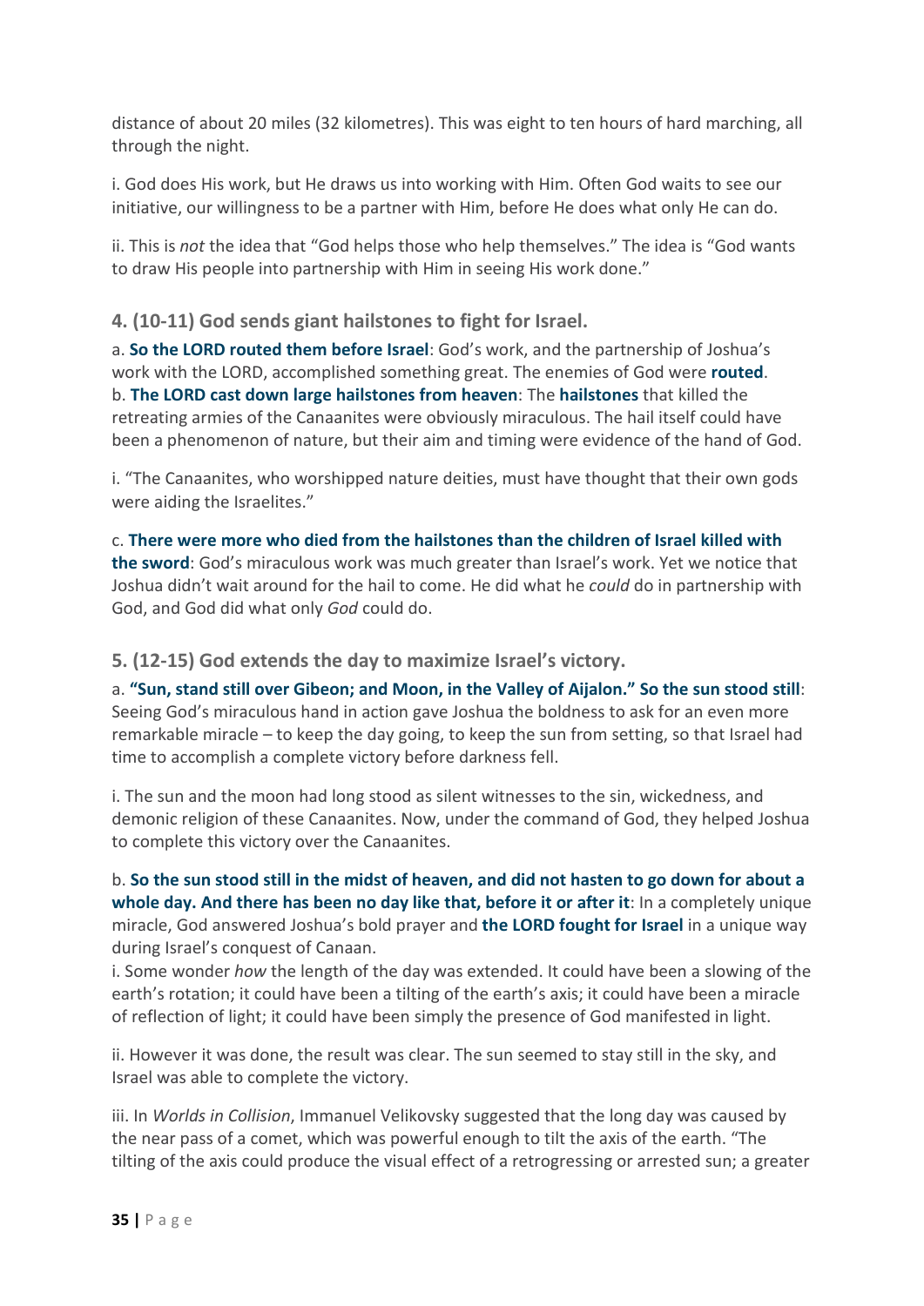distance of about 20 miles (32 kilometres). This was eight to ten hours of hard marching, all through the night.

i. God does His work, but He draws us into working with Him. Often God waits to see our initiative, our willingness to be a partner with Him, before He does what only He can do.

ii. This is *not* the idea that "God helps those who help themselves." The idea is "God wants to draw His people into partnership with Him in seeing His work done."

### 4. (10-11) God sends giant hailstones to fight for Israel.

a. **So the LORD routed them before Israel**: God's work, and the partnership of Joshua's work with the LORD, accomplished something great. The enemies of God were **routed**.
b. **The LORD cast down large hailstones from heaven**: The **hailstones** that killed the retreating armies of the Canaanites were obviously miraculous. The hail itself could have been a phenomenon of nature, but their aim and timing were evidence of the hand of God.

i. "The Canaanites, who worshipped nature deities, must have thought that their own gods were aiding the Israelites."

c. **There were more who died from the hailstones than the children of Israel killed with the sword**: God's miraculous work was much greater than Israel's work. Yet we notice that Joshua didn't wait around for the hail to come. He did what he *could* do in partnership with God, and God did what only *God* could do.

### 5. (12-15) God extends the day to maximize Israel's victory.

a. **"Sun, stand still over Gibeon; and Moon, in the Valley of Aijalon." So the sun stood still**: Seeing God's miraculous hand in action gave Joshua the boldness to ask for an even more remarkable miracle – to keep the day going, to keep the sun from setting, so that Israel had time to accomplish a complete victory before darkness fell.

i. The sun and the moon had long stood as silent witnesses to the sin, wickedness, and demonic religion of these Canaanites. Now, under the command of God, they helped Joshua to complete this victory over the Canaanites.

b. **So the sun stood still in the midst of heaven, and did not hasten to go down for about a whole day. And there has been no day like that, before it or after it**: In a completely unique miracle, God answered Joshua's bold prayer and **the LORD fought for Israel** in a unique way during Israel's conquest of Canaan.
i. Some wonder *how* the length of the day was extended. It could have been a slowing of the earth's rotation; it could have been a tilting of the earth's axis; it could have been a miracle of reflection of light; it could have been simply the presence of God manifested in light.

ii. However it was done, the result was clear. The sun seemed to stay still in the sky, and Israel was able to complete the victory.

iii. In *Worlds in Collision*, Immanuel Velikovsky suggested that the long day was caused by the near pass of a comet, which was powerful enough to tilt the axis of the earth. "The tilting of the axis could produce the visual effect of a retrogressing or arrested sun; a greater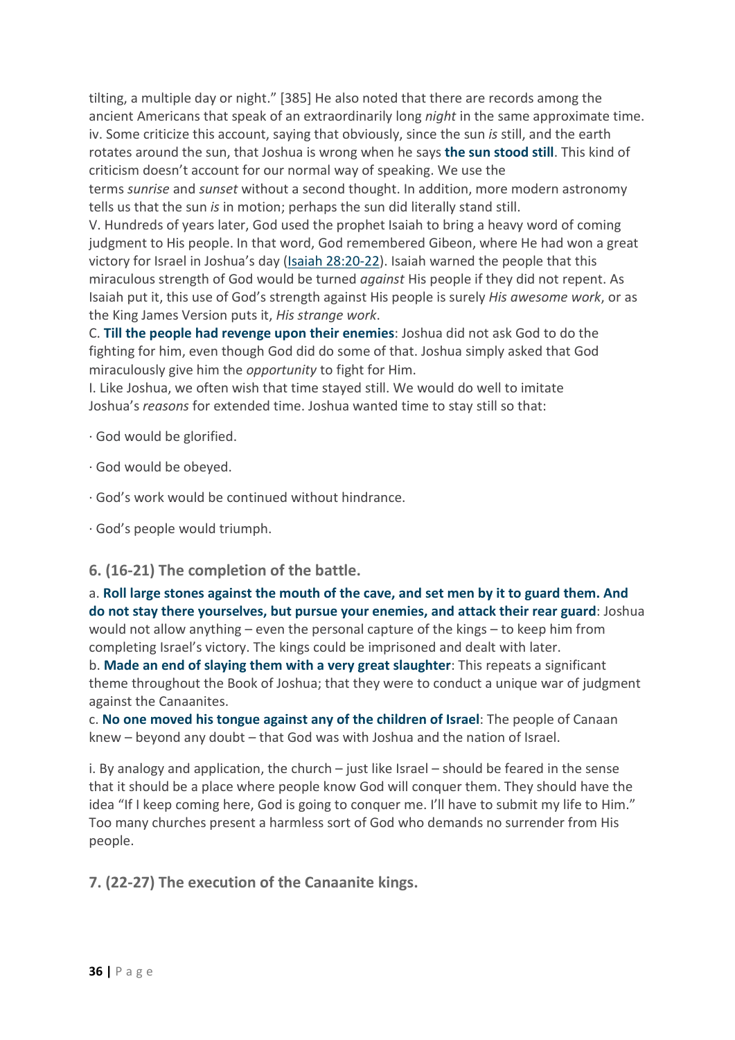tilting, a multiple day or night." [385] He also noted that there are records among the ancient Americans that speak of an extraordinarily long *night* in the same approximate time.
iv. Some criticize this account, saying that obviously, since the sun *is* still, and the earth rotates around the sun, that Joshua is wrong when he says **the sun stood still**. This kind of criticism doesn't account for our normal way of speaking. We use the terms *sunrise* and *sunset* without a second thought. In addition, more modern astronomy tells us that the sun *is* in motion; perhaps the sun did literally stand still.
V. Hundreds of years later, God used the prophet Isaiah to bring a heavy word of coming judgment to His people. In that word, God remembered Gibeon, where He had won a great victory for Israel in Joshua's day (Isaiah 28:20-22). Isaiah warned the people that this miraculous strength of God would be turned *against* His people if they did not repent. As Isaiah put it, this use of God's strength against His people is surely *His awesome work*, or as the King James Version puts it, *His strange work*.
C. **Till the people had revenge upon their enemies**: Joshua did not ask God to do the fighting for him, even though God did do some of that. Joshua simply asked that God miraculously give him the *opportunity* to fight for Him.
I. Like Joshua, we often wish that time stayed still. We would do well to imitate Joshua's *reasons* for extended time. Joshua wanted time to stay still so that:

· God would be glorified.

· God would be obeyed.

· God's work would be continued without hindrance.

· God's people would triumph.

### 6. (16-21) The completion of the battle.

a. **Roll large stones against the mouth of the cave, and set men by it to guard them. And do not stay there yourselves, but pursue your enemies, and attack their rear guard**: Joshua would not allow anything – even the personal capture of the kings – to keep him from completing Israel's victory. The kings could be imprisoned and dealt with later.
b. **Made an end of slaying them with a very great slaughter**: This repeats a significant theme throughout the Book of Joshua; that they were to conduct a unique war of judgment against the Canaanites.
c. **No one moved his tongue against any of the children of Israel**: The people of Canaan knew – beyond any doubt – that God was with Joshua and the nation of Israel.

i. By analogy and application, the church – just like Israel – should be feared in the sense that it should be a place where people know God will conquer them. They should have the idea "If I keep coming here, God is going to conquer me. I'll have to submit my life to Him." Too many churches present a harmless sort of God who demands no surrender from His people.

### 7. (22-27) The execution of the Canaanite kings.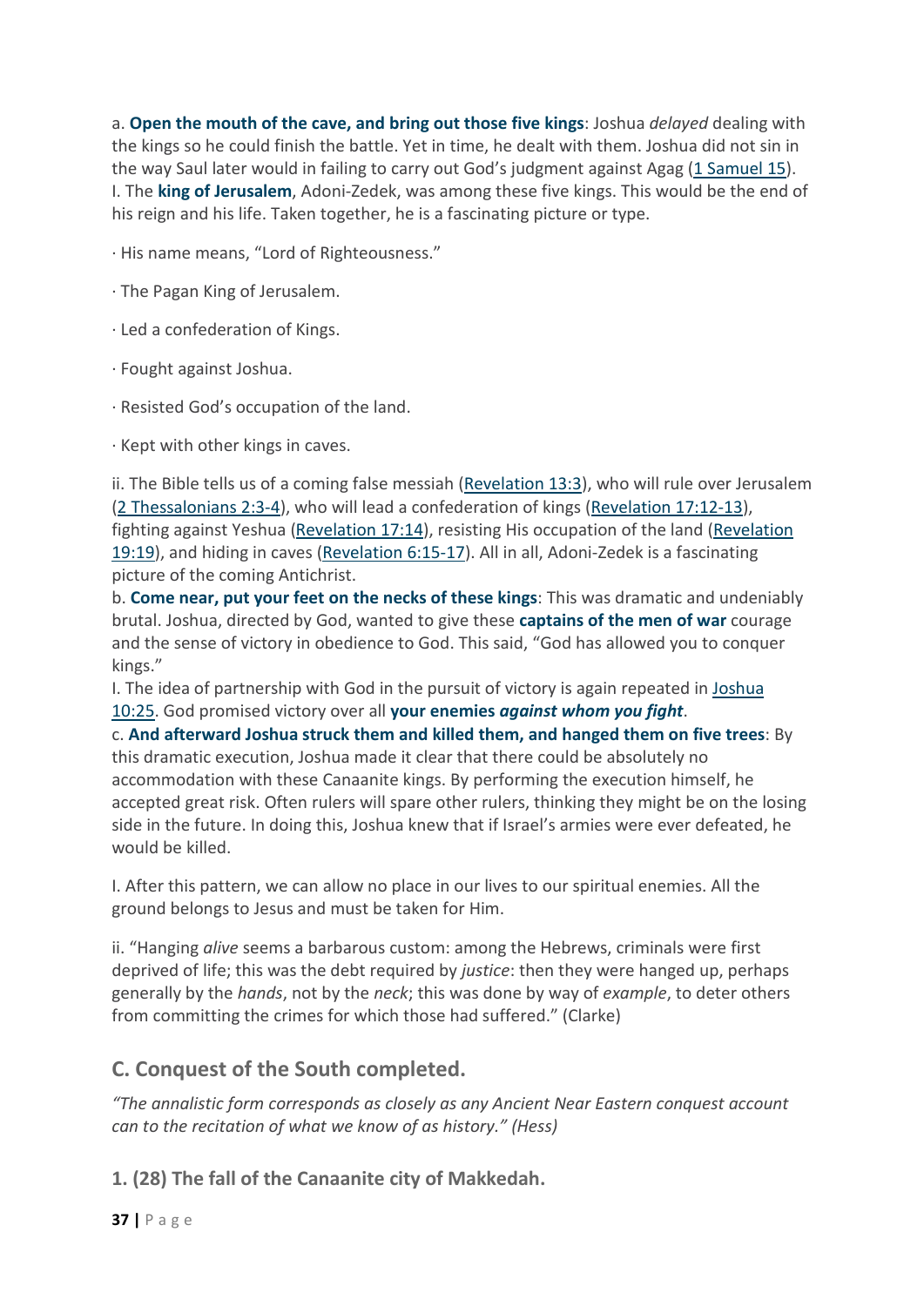a. **Open the mouth of the cave, and bring out those five kings**: Joshua *delayed* dealing with the kings so he could finish the battle. Yet in time, he dealt with them. Joshua did not sin in the way Saul later would in failing to carry out God's judgment against Agag (1 Samuel 15).
I. The **king of Jerusalem**, Adoni-Zedek, was among these five kings. This would be the end of his reign and his life. Taken together, he is a fascinating picture or type.

· His name means, "Lord of Righteousness."

· The Pagan King of Jerusalem.

· Led a confederation of Kings.

· Fought against Joshua.

· Resisted God's occupation of the land.

· Kept with other kings in caves.

ii. The Bible tells us of a coming false messiah (Revelation 13:3), who will rule over Jerusalem (2 Thessalonians 2:3-4), who will lead a confederation of kings (Revelation 17:12-13), fighting against Yeshua (Revelation 17:14), resisting His occupation of the land (Revelation 19:19), and hiding in caves (Revelation 6:15-17). All in all, Adoni-Zedek is a fascinating picture of the coming Antichrist.
b. **Come near, put your feet on the necks of these kings**: This was dramatic and undeniably brutal. Joshua, directed by God, wanted to give these **captains of the men of war** courage and the sense of victory in obedience to God. This said, "God has allowed you to conquer kings."
I. The idea of partnership with God in the pursuit of victory is again repeated in Joshua 10:25. God promised victory over all **your enemies *against whom you fight***.
c. **And afterward Joshua struck them and killed them, and hanged them on five trees**: By this dramatic execution, Joshua made it clear that there could be absolutely no accommodation with these Canaanite kings. By performing the execution himself, he accepted great risk. Often rulers will spare other rulers, thinking they might be on the losing side in the future. In doing this, Joshua knew that if Israel's armies were ever defeated, he would be killed.

I. After this pattern, we can allow no place in our lives to our spiritual enemies. All the ground belongs to Jesus and must be taken for Him.

ii. "Hanging *alive* seems a barbarous custom: among the Hebrews, criminals were first deprived of life; this was the debt required by *justice*: then they were hanged up, perhaps generally by the *hands*, not by the *neck*; this was done by way of *example*, to deter others from committing the crimes for which those had suffered." (Clarke)

## C. Conquest of the South completed.

*"The annalistic form corresponds as closely as any Ancient Near Eastern conquest account can to the recitation of what we know of as history." (Hess)*

### 1. (28) The fall of the Canaanite city of Makkedah.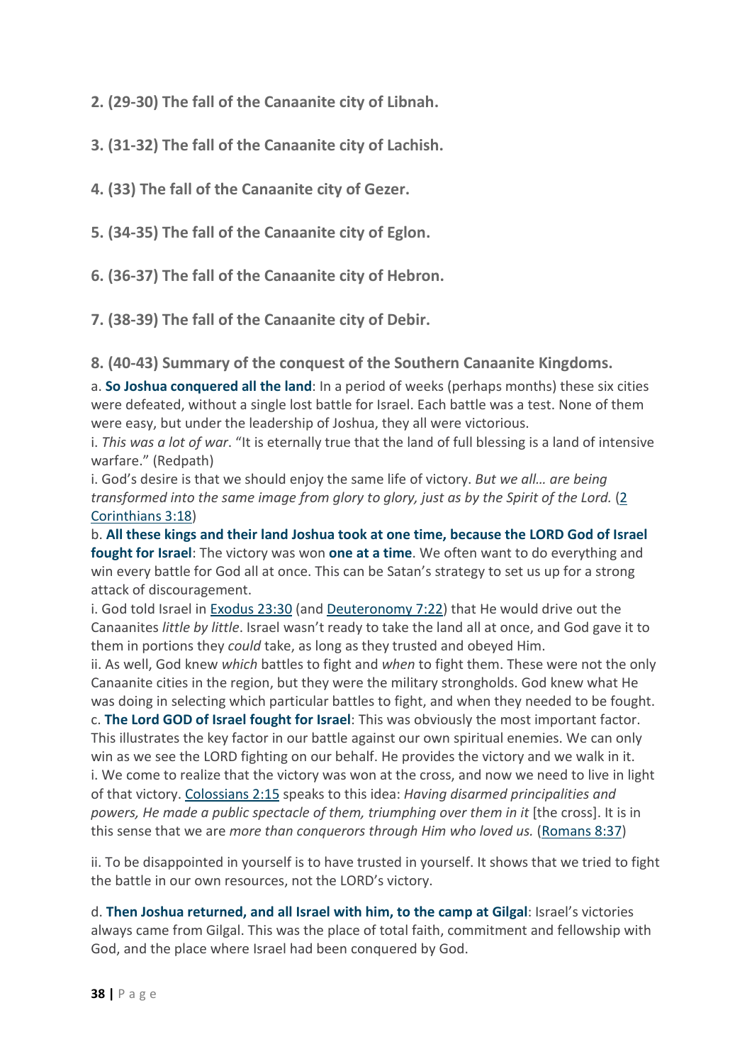### 2. (29-30) The fall of the Canaanite city of Libnah.

### 3. (31-32) The fall of the Canaanite city of Lachish.

### 4. (33) The fall of the Canaanite city of Gezer.

### 5. (34-35) The fall of the Canaanite city of Eglon.

### 6. (36-37) The fall of the Canaanite city of Hebron.

### 7. (38-39) The fall of the Canaanite city of Debir.

### 8. (40-43) Summary of the conquest of the Southern Canaanite Kingdoms.

a. **So Joshua conquered all the land**: In a period of weeks (perhaps months) these six cities were defeated, without a single lost battle for Israel. Each battle was a test. None of them were easy, but under the leadership of Joshua, they all were victorious.

i. *This was a lot of war*. "It is eternally true that the land of full blessing is a land of intensive warfare." (Redpath)

i. God's desire is that we should enjoy the same life of victory. *But we all… are being transformed into the same image from glory to glory, just as by the Spirit of the Lord.* (2 Corinthians 3:18)

b. **All these kings and their land Joshua took at one time, because the LORD God of Israel fought for Israel**: The victory was won **one at a time**. We often want to do everything and win every battle for God all at once. This can be Satan's strategy to set us up for a strong attack of discouragement.

i. God told Israel in Exodus 23:30 (and Deuteronomy 7:22) that He would drive out the Canaanites *little by little*. Israel wasn't ready to take the land all at once, and God gave it to them in portions they *could* take, as long as they trusted and obeyed Him.

ii. As well, God knew *which* battles to fight and *when* to fight them. These were not the only Canaanite cities in the region, but they were the military strongholds. God knew what He was doing in selecting which particular battles to fight, and when they needed to be fought.

c. **The Lord GOD of Israel fought for Israel**: This was obviously the most important factor. This illustrates the key factor in our battle against our own spiritual enemies. We can only win as we see the LORD fighting on our behalf. He provides the victory and we walk in it.

i. We come to realize that the victory was won at the cross, and now we need to live in light of that victory. Colossians 2:15 speaks to this idea: *Having disarmed principalities and powers, He made a public spectacle of them, triumphing over them in it* [the cross]. It is in this sense that we are *more than conquerors through Him who loved us.* (Romans 8:37)

ii. To be disappointed in yourself is to have trusted in yourself. It shows that we tried to fight the battle in our own resources, not the LORD's victory.

d. **Then Joshua returned, and all Israel with him, to the camp at Gilgal**: Israel's victories always came from Gilgal. This was the place of total faith, commitment and fellowship with God, and the place where Israel had been conquered by God.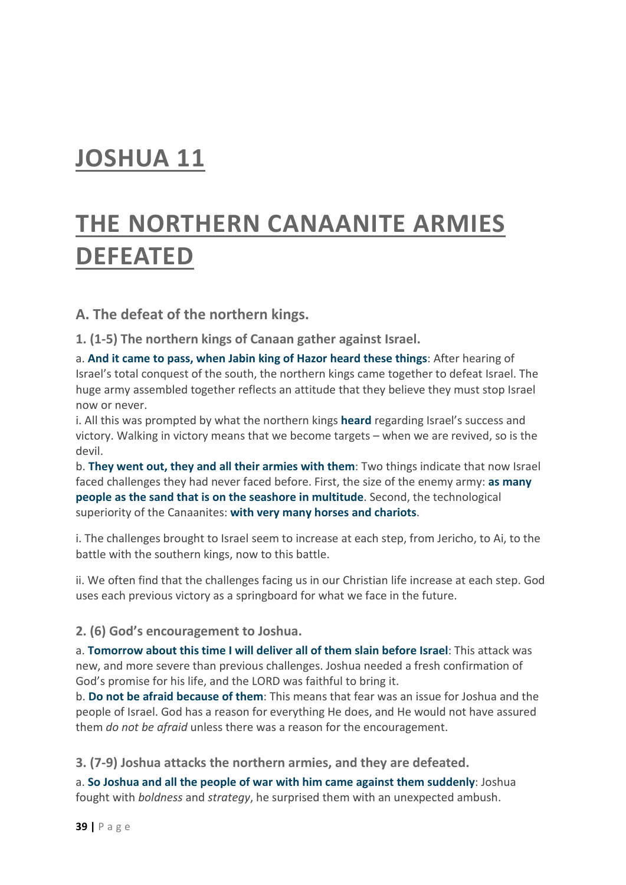# JOSHUA 11

# THE NORTHERN CANAANITE ARMIES DEFEATED

### A. The defeat of the northern kings.

#### 1. (1-5) The northern kings of Canaan gather against Israel.

a. **And it came to pass, when Jabin king of Hazor heard these things**: After hearing of Israel's total conquest of the south, the northern kings came together to defeat Israel. The huge army assembled together reflects an attitude that they believe they must stop Israel now or never.

i. All this was prompted by what the northern kings **heard** regarding Israel's success and victory. Walking in victory means that we become targets – when we are revived, so is the devil.

b. **They went out, they and all their armies with them**: Two things indicate that now Israel faced challenges they had never faced before. First, the size of the enemy army: **as many people as the sand that is on the seashore in multitude**. Second, the technological superiority of the Canaanites: **with very many horses and chariots**.

i. The challenges brought to Israel seem to increase at each step, from Jericho, to Ai, to the battle with the southern kings, now to this battle.

ii. We often find that the challenges facing us in our Christian life increase at each step. God uses each previous victory as a springboard for what we face in the future.

#### 2. (6) God's encouragement to Joshua.

a. **Tomorrow about this time I will deliver all of them slain before Israel**: This attack was new, and more severe than previous challenges. Joshua needed a fresh confirmation of God's promise for his life, and the LORD was faithful to bring it.

b. **Do not be afraid because of them**: This means that fear was an issue for Joshua and the people of Israel. God has a reason for everything He does, and He would not have assured them *do not be afraid* unless there was a reason for the encouragement.

#### 3. (7-9) Joshua attacks the northern armies, and they are defeated.

a. **So Joshua and all the people of war with him came against them suddenly**: Joshua fought with *boldness* and *strategy*, he surprised them with an unexpected ambush.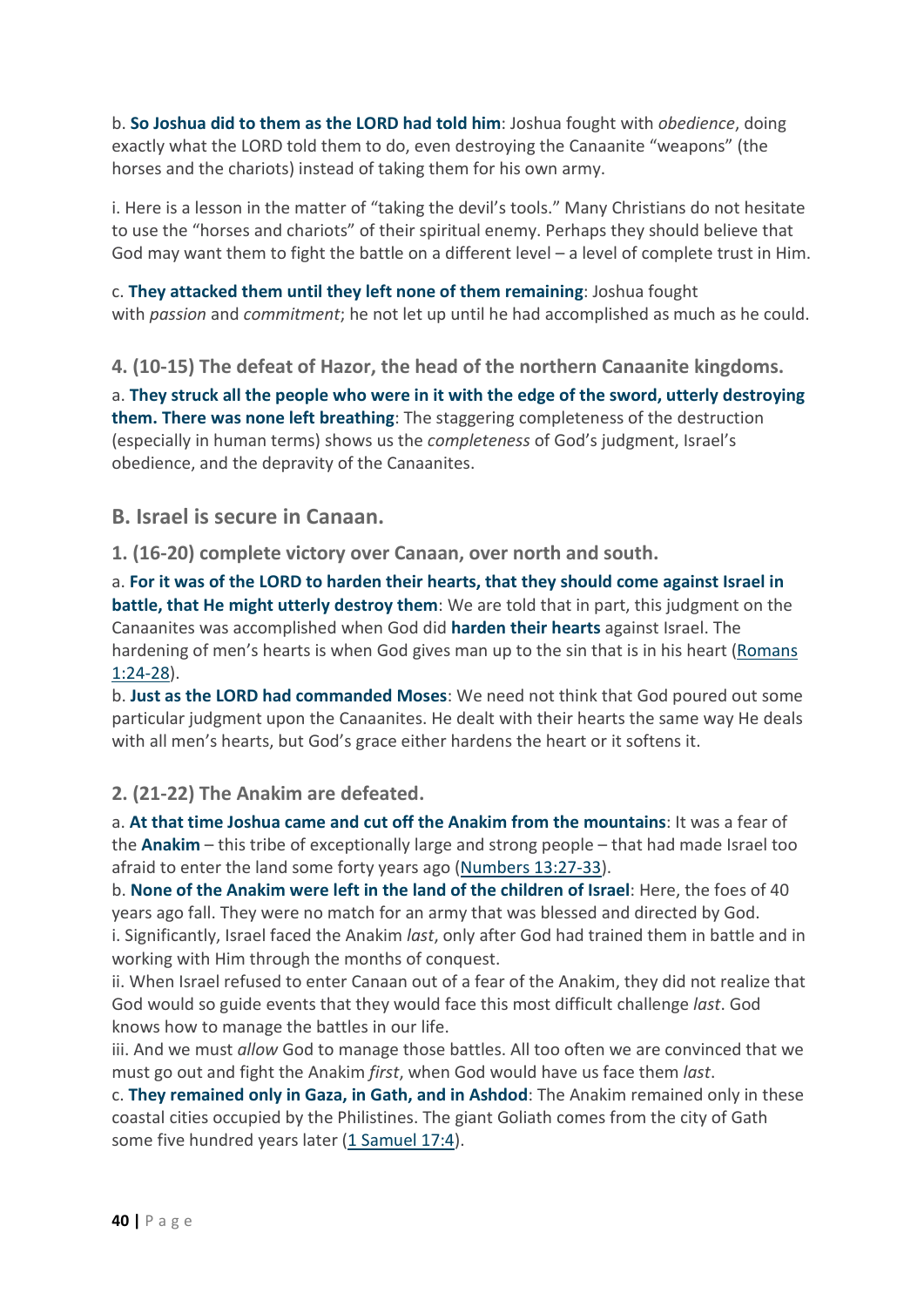b. **So Joshua did to them as the LORD had told him**: Joshua fought with *obedience*, doing exactly what the LORD told them to do, even destroying the Canaanite "weapons" (the horses and the chariots) instead of taking them for his own army.

i. Here is a lesson in the matter of "taking the devil's tools." Many Christians do not hesitate to use the "horses and chariots" of their spiritual enemy. Perhaps they should believe that God may want them to fight the battle on a different level – a level of complete trust in Him.

c. **They attacked them until they left none of them remaining**: Joshua fought with *passion* and *commitment*; he not let up until he had accomplished as much as he could.

### 4. (10-15) The defeat of Hazor, the head of the northern Canaanite kingdoms.

a. **They struck all the people who were in it with the edge of the sword, utterly destroying them. There was none left breathing**: The staggering completeness of the destruction (especially in human terms) shows us the *completeness* of God's judgment, Israel's obedience, and the depravity of the Canaanites.

## B. Israel is secure in Canaan.

### 1. (16-20) complete victory over Canaan, over north and south.

a. **For it was of the LORD to harden their hearts, that they should come against Israel in battle, that He might utterly destroy them**: We are told that in part, this judgment on the Canaanites was accomplished when God did **harden their hearts** against Israel. The hardening of men's hearts is when God gives man up to the sin that is in his heart (Romans 1:24-28).
b. **Just as the LORD had commanded Moses**: We need not think that God poured out some particular judgment upon the Canaanites. He dealt with their hearts the same way He deals with all men's hearts, but God's grace either hardens the heart or it softens it.

### 2. (21-22) The Anakim are defeated.

a. **At that time Joshua came and cut off the Anakim from the mountains**: It was a fear of the **Anakim** – this tribe of exceptionally large and strong people – that had made Israel too afraid to enter the land some forty years ago (Numbers 13:27-33).
b. **None of the Anakim were left in the land of the children of Israel**: Here, the foes of 40 years ago fall. They were no match for an army that was blessed and directed by God.
i. Significantly, Israel faced the Anakim *last*, only after God had trained them in battle and in working with Him through the months of conquest.
ii. When Israel refused to enter Canaan out of a fear of the Anakim, they did not realize that God would so guide events that they would face this most difficult challenge *last*. God knows how to manage the battles in our life.
iii. And we must *allow* God to manage those battles. All too often we are convinced that we must go out and fight the Anakim *first*, when God would have us face them *last*.
c. **They remained only in Gaza, in Gath, and in Ashdod**: The Anakim remained only in these coastal cities occupied by the Philistines. The giant Goliath comes from the city of Gath some five hundred years later (1 Samuel 17:4).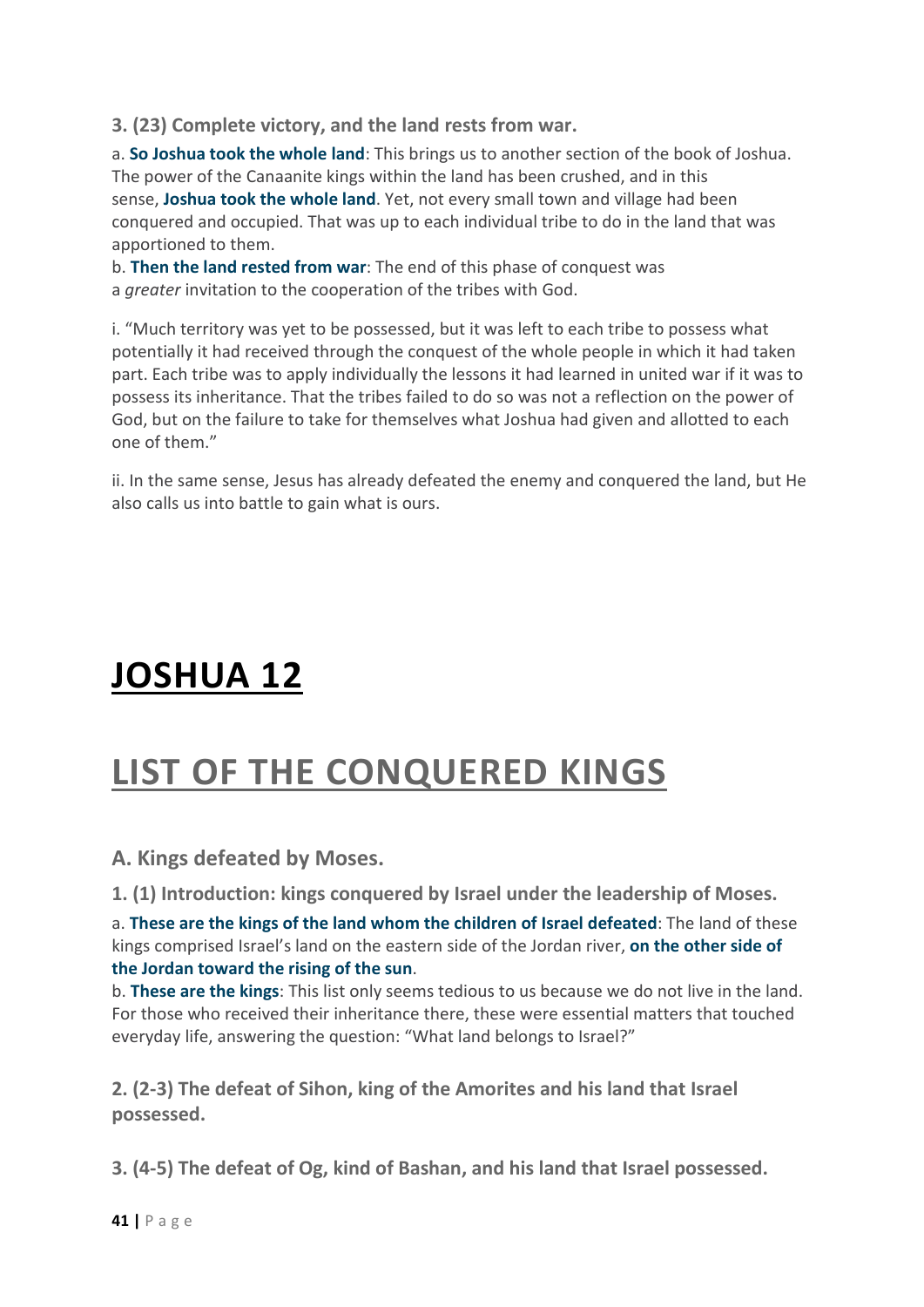**3. (23) Complete victory, and the land rests from war.**

a. **So Joshua took the whole land**: This brings us to another section of the book of Joshua. The power of the Canaanite kings within the land has been crushed, and in this sense, **Joshua took the whole land**. Yet, not every small town and village had been conquered and occupied. That was up to each individual tribe to do in the land that was apportioned to them.

b. **Then the land rested from war**: The end of this phase of conquest was a *greater* invitation to the cooperation of the tribes with God.

i. "Much territory was yet to be possessed, but it was left to each tribe to possess what potentially it had received through the conquest of the whole people in which it had taken part. Each tribe was to apply individually the lessons it had learned in united war if it was to possess its inheritance. That the tribes failed to do so was not a reflection on the power of God, but on the failure to take for themselves what Joshua had given and allotted to each one of them."

ii. In the same sense, Jesus has already defeated the enemy and conquered the land, but He also calls us into battle to gain what is ours.

# JOSHUA 12

# LIST OF THE CONQUERED KINGS

## A. Kings defeated by Moses.

**1. (1) Introduction: kings conquered by Israel under the leadership of Moses.**

a. **These are the kings of the land whom the children of Israel defeated**: The land of these kings comprised Israel's land on the eastern side of the Jordan river, **on the other side of the Jordan toward the rising of the sun**.

b. **These are the kings**: This list only seems tedious to us because we do not live in the land. For those who received their inheritance there, these were essential matters that touched everyday life, answering the question: "What land belongs to Israel?"

**2. (2-3) The defeat of Sihon, king of the Amorites and his land that Israel possessed.**

**3. (4-5) The defeat of Og, kind of Bashan, and his land that Israel possessed.**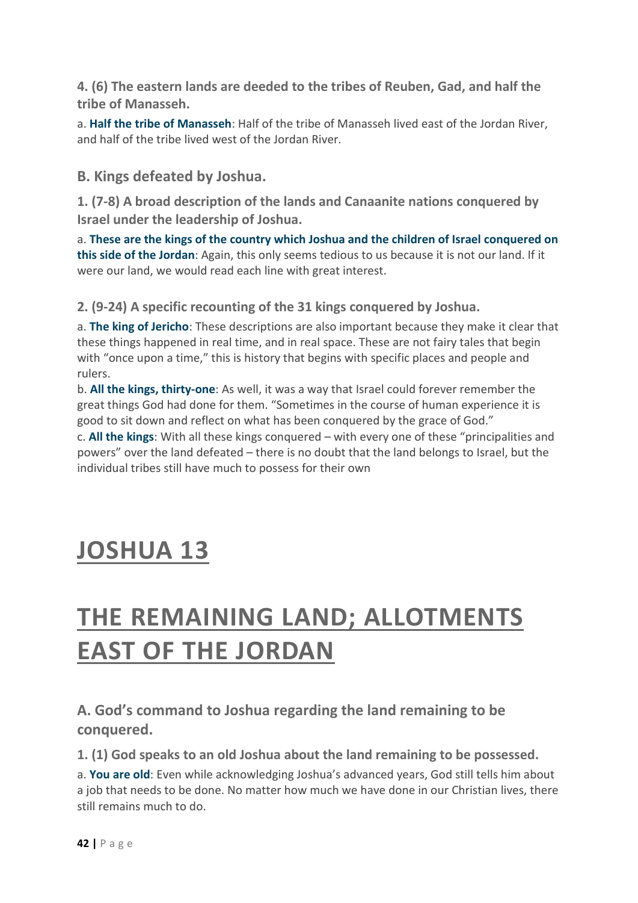### 4. (6) The eastern lands are deeded to the tribes of Reuben, Gad, and half the tribe of Manasseh.

a. **Half the tribe of Manasseh**: Half of the tribe of Manasseh lived east of the Jordan River, and half of the tribe lived west of the Jordan River.

## B. Kings defeated by Joshua.

### 1. (7-8) A broad description of the lands and Canaanite nations conquered by Israel under the leadership of Joshua.

a. **These are the kings of the country which Joshua and the children of Israel conquered on this side of the Jordan**: Again, this only seems tedious to us because it is not our land. If it were our land, we would read each line with great interest.

### 2. (9-24) A specific recounting of the 31 kings conquered by Joshua.

a. **The king of Jericho**: These descriptions are also important because they make it clear that these things happened in real time, and in real space. These are not fairy tales that begin with "once upon a time," this is history that begins with specific places and people and rulers.
b. **All the kings, thirty-one**: As well, it was a way that Israel could forever remember the great things God had done for them. "Sometimes in the course of human experience it is good to sit down and reflect on what has been conquered by the grace of God."
c. **All the kings**: With all these kings conquered – with every one of these "principalities and powers" over the land defeated – there is no doubt that the land belongs to Israel, but the individual tribes still have much to possess for their own

# JOSHUA 13

# THE REMAINING LAND; ALLOTMENTS EAST OF THE JORDAN

## A. God's command to Joshua regarding the land remaining to be conquered.

### 1. (1) God speaks to an old Joshua about the land remaining to be possessed.

a. **You are old**: Even while acknowledging Joshua's advanced years, God still tells him about a job that needs to be done. No matter how much we have done in our Christian lives, there still remains much to do.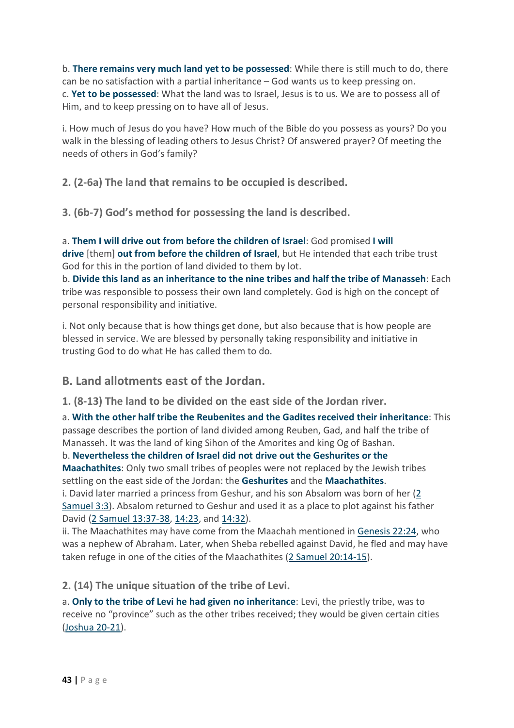b. **There remains very much land yet to be possessed**: While there is still much to do, there can be no satisfaction with a partial inheritance – God wants us to keep pressing on.
c. **Yet to be possessed**: What the land was to Israel, Jesus is to us. We are to possess all of Him, and to keep pressing on to have all of Jesus.

i. How much of Jesus do you have? How much of the Bible do you possess as yours? Do you walk in the blessing of leading others to Jesus Christ? Of answered prayer? Of meeting the needs of others in God's family?

### 2. (2-6a) The land that remains to be occupied is described.

### 3. (6b-7) God's method for possessing the land is described.

a. **Them I will drive out from before the children of Israel**: God promised **I will drive** [them] **out from before the children of Israel**, but He intended that each tribe trust God for this in the portion of land divided to them by lot.
b. **Divide this land as an inheritance to the nine tribes and half the tribe of Manasseh**: Each tribe was responsible to possess their own land completely. God is high on the concept of personal responsibility and initiative.

i. Not only because that is how things get done, but also because that is how people are blessed in service. We are blessed by personally taking responsibility and initiative in trusting God to do what He has called them to do.

## B. Land allotments east of the Jordan.

### 1. (8-13) The land to be divided on the east side of the Jordan river.

a. **With the other half tribe the Reubenites and the Gadites received their inheritance**: This passage describes the portion of land divided among Reuben, Gad, and half the tribe of Manasseh. It was the land of king Sihon of the Amorites and king Og of Bashan.
b. **Nevertheless the children of Israel did not drive out the Geshurites or the Maachathites**: Only two small tribes of peoples were not replaced by the Jewish tribes settling on the east side of the Jordan: the **Geshurites** and the **Maachathites**.
i. David later married a princess from Geshur, and his son Absalom was born of her (2 Samuel 3:3). Absalom returned to Geshur and used it as a place to plot against his father David (2 Samuel 13:37-38, 14:23, and 14:32).
ii. The Maachathites may have come from the Maachah mentioned in Genesis 22:24, who was a nephew of Abraham. Later, when Sheba rebelled against David, he fled and may have taken refuge in one of the cities of the Maachathites (2 Samuel 20:14-15).

### 2. (14) The unique situation of the tribe of Levi.

a. **Only to the tribe of Levi he had given no inheritance**: Levi, the priestly tribe, was to receive no "province" such as the other tribes received; they would be given certain cities (Joshua 20-21).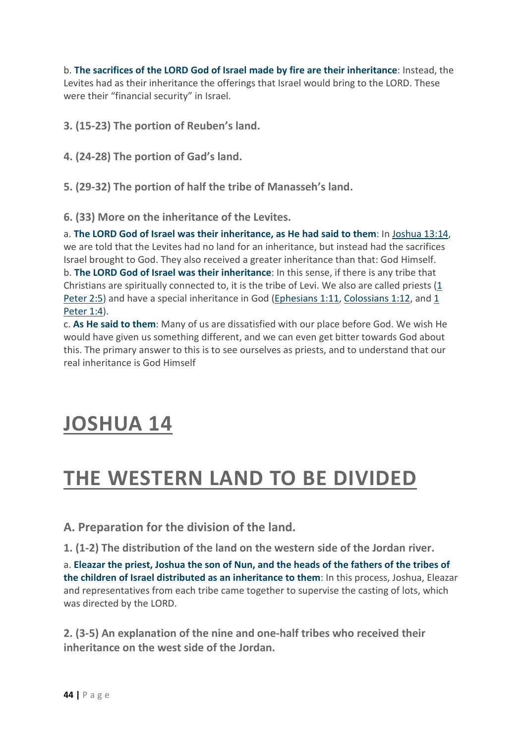b. **The sacrifices of the LORD God of Israel made by fire are their inheritance**: Instead, the Levites had as their inheritance the offerings that Israel would bring to the LORD. These were their "financial security" in Israel.

**3. (15-23) The portion of Reuben's land.**

**4. (24-28) The portion of Gad's land.**

**5. (29-32) The portion of half the tribe of Manasseh's land.**

**6. (33) More on the inheritance of the Levites.**

a. **The LORD God of Israel was their inheritance, as He had said to them**: In Joshua 13:14, we are told that the Levites had no land for an inheritance, but instead had the sacrifices Israel brought to God. They also received a greater inheritance than that: God Himself.
b. **The LORD God of Israel was their inheritance**: In this sense, if there is any tribe that Christians are spiritually connected to, it is the tribe of Levi. We also are called priests (1 Peter 2:5) and have a special inheritance in God (Ephesians 1:11, Colossians 1:12, and 1 Peter 1:4).
c. **As He said to them**: Many of us are dissatisfied with our place before God. We wish He would have given us something different, and we can even get bitter towards God about this. The primary answer to this is to see ourselves as priests, and to understand that our real inheritance is God Himself

# JOSHUA 14

# THE WESTERN LAND TO BE DIVIDED

## A. Preparation for the division of the land.

**1. (1-2) The distribution of the land on the western side of the Jordan river.**

a. **Eleazar the priest, Joshua the son of Nun, and the heads of the fathers of the tribes of the children of Israel distributed as an inheritance to them**: In this process, Joshua, Eleazar and representatives from each tribe came together to supervise the casting of lots, which was directed by the LORD.

**2. (3-5) An explanation of the nine and one-half tribes who received their inheritance on the west side of the Jordan.**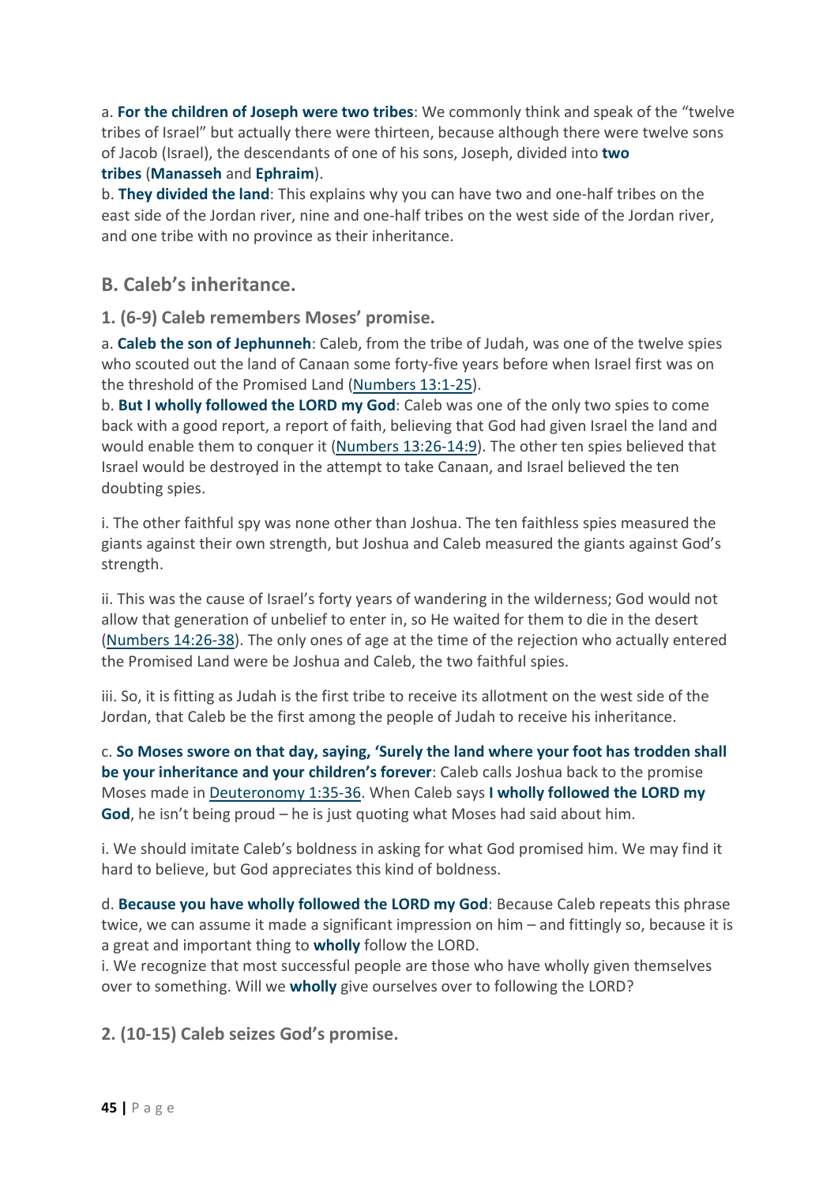a. **For the children of Joseph were two tribes**: We commonly think and speak of the "twelve tribes of Israel" but actually there were thirteen, because although there were twelve sons of Jacob (Israel), the descendants of one of his sons, Joseph, divided into **two tribes** (**Manasseh** and **Ephraim**).
b. **They divided the land**: This explains why you can have two and one-half tribes on the east side of the Jordan river, nine and one-half tribes on the west side of the Jordan river, and one tribe with no province as their inheritance.

## B. Caleb's inheritance.

### 1. (6-9) Caleb remembers Moses' promise.

a. **Caleb the son of Jephunneh**: Caleb, from the tribe of Judah, was one of the twelve spies who scouted out the land of Canaan some forty-five years before when Israel first was on the threshold of the Promised Land (Numbers 13:1-25).
b. **But I wholly followed the LORD my God**: Caleb was one of the only two spies to come back with a good report, a report of faith, believing that God had given Israel the land and would enable them to conquer it (Numbers 13:26-14:9). The other ten spies believed that Israel would be destroyed in the attempt to take Canaan, and Israel believed the ten doubting spies.

i. The other faithful spy was none other than Joshua. The ten faithless spies measured the giants against their own strength, but Joshua and Caleb measured the giants against God's strength.

ii. This was the cause of Israel's forty years of wandering in the wilderness; God would not allow that generation of unbelief to enter in, so He waited for them to die in the desert (Numbers 14:26-38). The only ones of age at the time of the rejection who actually entered the Promised Land were be Joshua and Caleb, the two faithful spies.

iii. So, it is fitting as Judah is the first tribe to receive its allotment on the west side of the Jordan, that Caleb be the first among the people of Judah to receive his inheritance.

c. **So Moses swore on that day, saying, 'Surely the land where your foot has trodden shall be your inheritance and your children's forever**: Caleb calls Joshua back to the promise Moses made in Deuteronomy 1:35-36. When Caleb says **I wholly followed the LORD my God**, he isn't being proud – he is just quoting what Moses had said about him.

i. We should imitate Caleb's boldness in asking for what God promised him. We may find it hard to believe, but God appreciates this kind of boldness.

d. **Because you have wholly followed the LORD my God**: Because Caleb repeats this phrase twice, we can assume it made a significant impression on him – and fittingly so, because it is a great and important thing to **wholly** follow the LORD.
i. We recognize that most successful people are those who have wholly given themselves over to something. Will we **wholly** give ourselves over to following the LORD?

### 2. (10-15) Caleb seizes God's promise.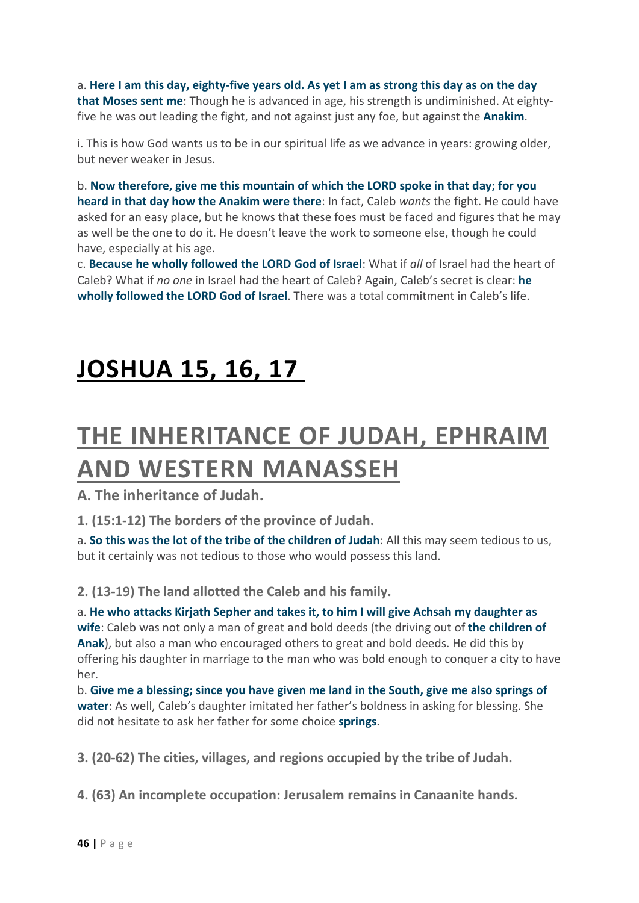a. **Here I am this day, eighty-five years old. As yet I am as strong this day as on the day that Moses sent me**: Though he is advanced in age, his strength is undiminished. At eighty-five he was out leading the fight, and not against just any foe, but against the **Anakim**.

i. This is how God wants us to be in our spiritual life as we advance in years: growing older, but never weaker in Jesus.

b. **Now therefore, give me this mountain of which the LORD spoke in that day; for you heard in that day how the Anakim were there**: In fact, Caleb *wants* the fight. He could have asked for an easy place, but he knows that these foes must be faced and figures that he may as well be the one to do it. He doesn't leave the work to someone else, though he could have, especially at his age.

c. **Because he wholly followed the LORD God of Israel**: What if *all* of Israel had the heart of Caleb? What if *no one* in Israel had the heart of Caleb? Again, Caleb's secret is clear: **he wholly followed the LORD God of Israel**. There was a total commitment in Caleb's life.

# JOSHUA 15, 16, 17

# THE INHERITANCE OF JUDAH, EPHRAIM AND WESTERN MANASSEH

### A. The inheritance of Judah.

#### 1. (15:1-12) The borders of the province of Judah.

a. **So this was the lot of the tribe of the children of Judah**: All this may seem tedious to us, but it certainly was not tedious to those who would possess this land.

#### 2. (13-19) The land allotted the Caleb and his family.

a. **He who attacks Kirjath Sepher and takes it, to him I will give Achsah my daughter as wife**: Caleb was not only a man of great and bold deeds (the driving out of **the children of Anak**), but also a man who encouraged others to great and bold deeds. He did this by offering his daughter in marriage to the man who was bold enough to conquer a city to have her.

b. **Give me a blessing; since you have given me land in the South, give me also springs of water**: As well, Caleb's daughter imitated her father's boldness in asking for blessing. She did not hesitate to ask her father for some choice **springs**.

#### 3. (20-62) The cities, villages, and regions occupied by the tribe of Judah.

#### 4. (63) An incomplete occupation: Jerusalem remains in Canaanite hands.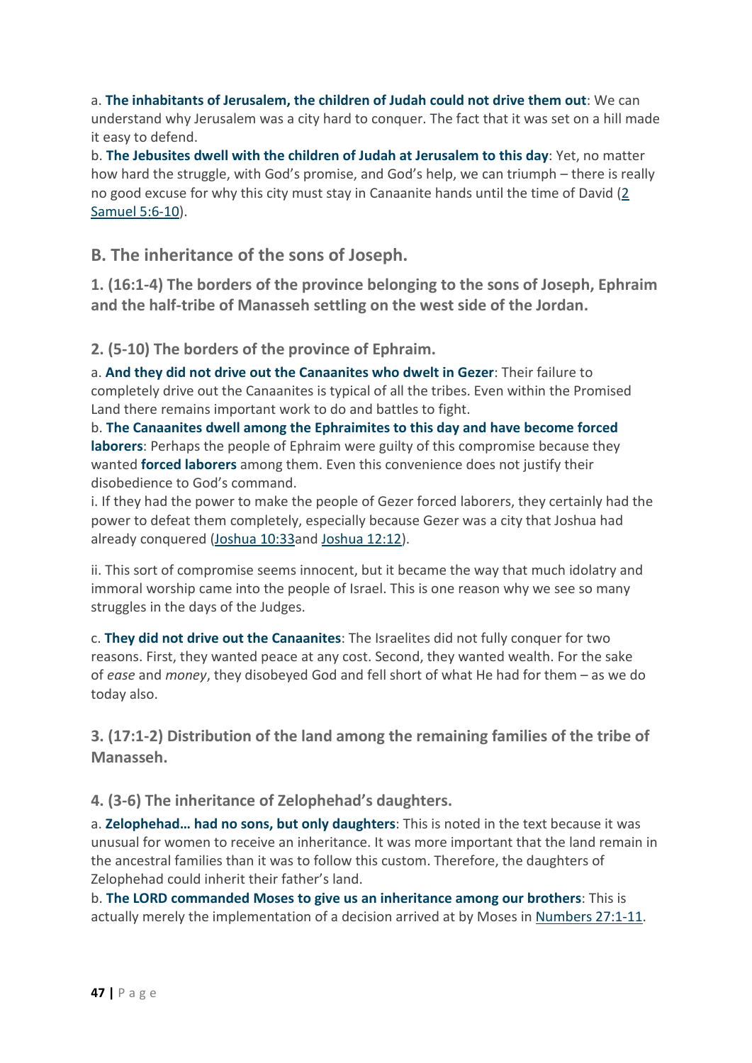a. **The inhabitants of Jerusalem, the children of Judah could not drive them out**: We can understand why Jerusalem was a city hard to conquer. The fact that it was set on a hill made it easy to defend.

b. **The Jebusites dwell with the children of Judah at Jerusalem to this day**: Yet, no matter how hard the struggle, with God's promise, and God's help, we can triumph – there is really no good excuse for why this city must stay in Canaanite hands until the time of David (2 Samuel 5:6-10).

## B. The inheritance of the sons of Joseph.

### 1. (16:1-4) The borders of the province belonging to the sons of Joseph, Ephraim and the half-tribe of Manasseh settling on the west side of the Jordan.

### 2. (5-10) The borders of the province of Ephraim.

a. **And they did not drive out the Canaanites who dwelt in Gezer**: Their failure to completely drive out the Canaanites is typical of all the tribes. Even within the Promised Land there remains important work to do and battles to fight.

b. **The Canaanites dwell among the Ephraimites to this day and have become forced laborers**: Perhaps the people of Ephraim were guilty of this compromise because they wanted **forced laborers** among them. Even this convenience does not justify their disobedience to God's command.

i. If they had the power to make the people of Gezer forced laborers, they certainly had the power to defeat them completely, especially because Gezer was a city that Joshua had already conquered (Joshua 10:33and Joshua 12:12).

ii. This sort of compromise seems innocent, but it became the way that much idolatry and immoral worship came into the people of Israel. This is one reason why we see so many struggles in the days of the Judges.

c. **They did not drive out the Canaanites**: The Israelites did not fully conquer for two reasons. First, they wanted peace at any cost. Second, they wanted wealth. For the sake of *ease* and *money*, they disobeyed God and fell short of what He had for them – as we do today also.

### 3. (17:1-2) Distribution of the land among the remaining families of the tribe of Manasseh.

### 4. (3-6) The inheritance of Zelophehad's daughters.

a. **Zelophehad… had no sons, but only daughters**: This is noted in the text because it was unusual for women to receive an inheritance. It was more important that the land remain in the ancestral families than it was to follow this custom. Therefore, the daughters of Zelophehad could inherit their father's land.

b. **The LORD commanded Moses to give us an inheritance among our brothers**: This is actually merely the implementation of a decision arrived at by Moses in Numbers 27:1-11.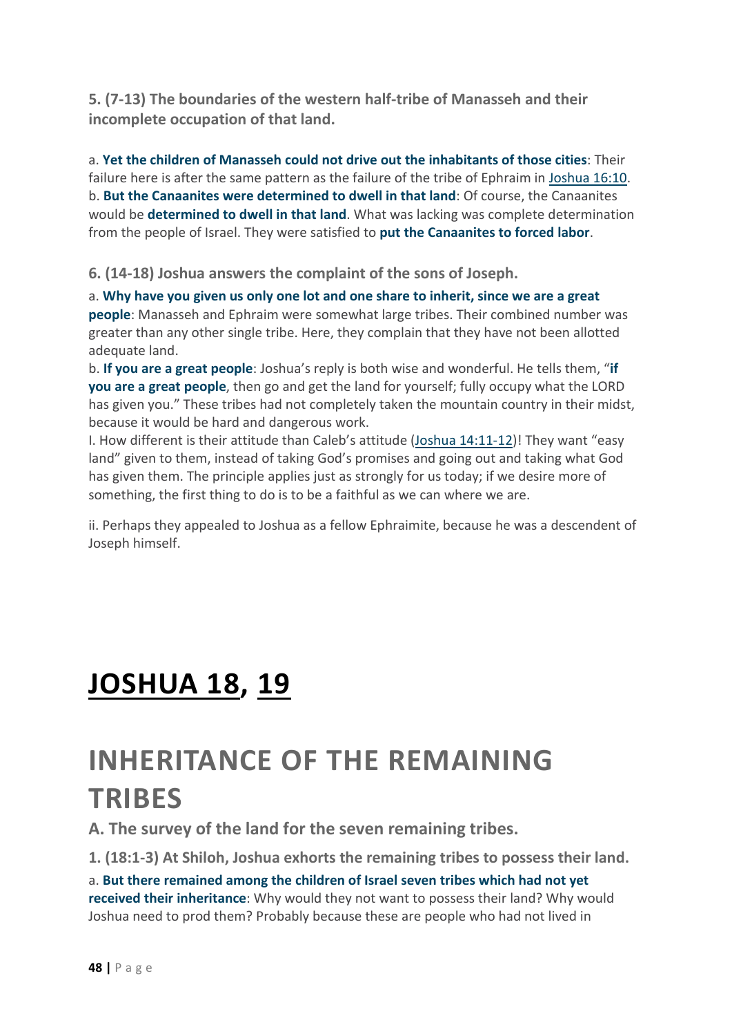**5. (7-13) The boundaries of the western half-tribe of Manasseh and their incomplete occupation of that land.**

a. **Yet the children of Manasseh could not drive out the inhabitants of those cities**: Their failure here is after the same pattern as the failure of the tribe of Ephraim in [Joshua 16:10](Joshua 16:10).
b. **But the Canaanites were determined to dwell in that land**: Of course, the Canaanites would be **determined to dwell in that land**. What was lacking was complete determination from the people of Israel. They were satisfied to **put the Canaanites to forced labor**.

**6. (14-18) Joshua answers the complaint of the sons of Joseph.**

a. **Why have you given us only one lot and one share to inherit, since we are a great people**: Manasseh and Ephraim were somewhat large tribes. Their combined number was greater than any other single tribe. Here, they complain that they have not been allotted adequate land.
b. **If you are a great people**: Joshua's reply is both wise and wonderful. He tells them, "**if you are a great people**, then go and get the land for yourself; fully occupy what the LORD has given you." These tribes had not completely taken the mountain country in their midst, because it would be hard and dangerous work.
I. How different is their attitude than Caleb's attitude ([Joshua 14:11-12](Joshua 14:11-12))! They want "easy land" given to them, instead of taking God's promises and going out and taking what God has given them. The principle applies just as strongly for us today; if we desire more of something, the first thing to do is to be a faithful as we can where we are.

ii. Perhaps they appealed to Joshua as a fellow Ephraimite, because he was a descendent of Joseph himself.

# JOSHUA 18, 19

# INHERITANCE OF THE REMAINING TRIBES

## A. The survey of the land for the seven remaining tribes.

### 1. (18:1-3) At Shiloh, Joshua exhorts the remaining tribes to possess their land.

a. **But there remained among the children of Israel seven tribes which had not yet received their inheritance**: Why would they not want to possess their land? Why would Joshua need to prod them? Probably because these are people who had not lived in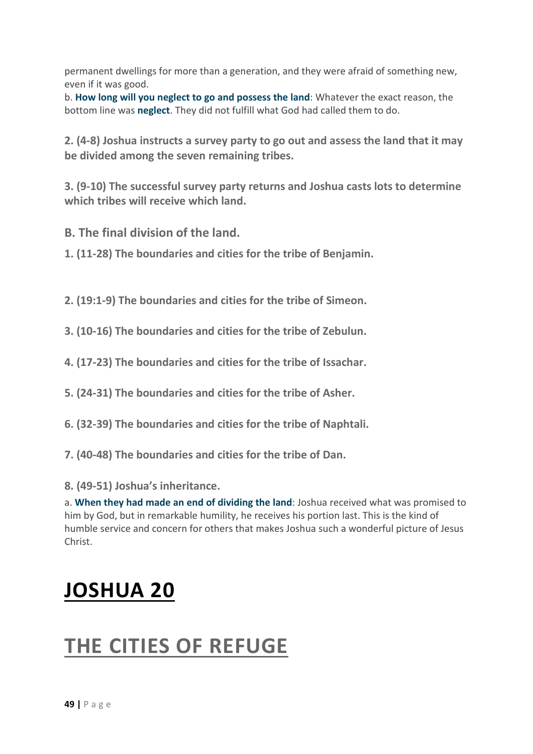permanent dwellings for more than a generation, and they were afraid of something new, even if it was good.

b. **How long will you neglect to go and possess the land**: Whatever the exact reason, the bottom line was **neglect**. They did not fulfill what God had called them to do.

**2. (4-8) Joshua instructs a survey party to go out and assess the land that it may be divided among the seven remaining tribes.**

**3. (9-10) The successful survey party returns and Joshua casts lots to determine which tribes will receive which land.**

### B. The final division of the land.

**1. (11-28) The boundaries and cities for the tribe of Benjamin.**

**2. (19:1-9) The boundaries and cities for the tribe of Simeon.**

**3. (10-16) The boundaries and cities for the tribe of Zebulun.**

**4. (17-23) The boundaries and cities for the tribe of Issachar.**

**5. (24-31) The boundaries and cities for the tribe of Asher.**

**6. (32-39) The boundaries and cities for the tribe of Naphtali.**

**7. (40-48) The boundaries and cities for the tribe of Dan.**

**8. (49-51) Joshua's inheritance.**

a. **When they had made an end of dividing the land**: Joshua received what was promised to him by God, but in remarkable humility, he receives his portion last. This is the kind of humble service and concern for others that makes Joshua such a wonderful picture of Jesus Christ.

# JOSHUA 20

# THE CITIES OF REFUGE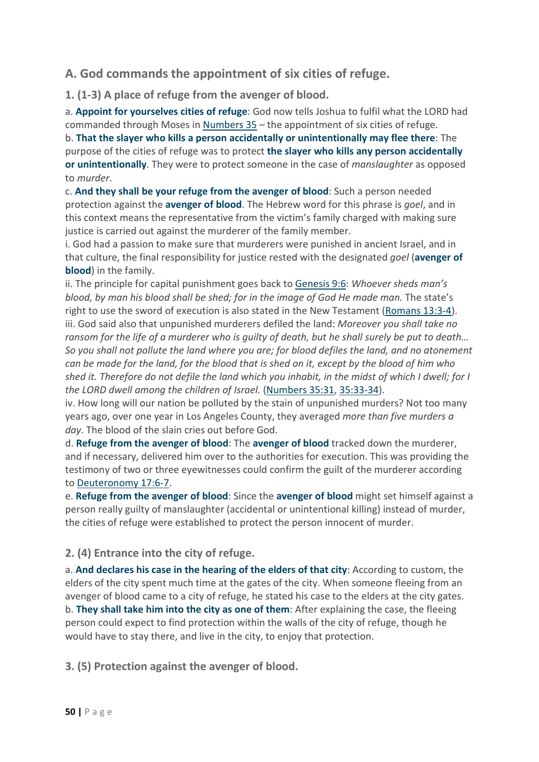## A. God commands the appointment of six cities of refuge.

### 1. (1-3) A place of refuge from the avenger of blood.

a. **Appoint for yourselves cities of refuge**: God now tells Joshua to fulfil what the LORD had commanded through Moses in Numbers 35 – the appointment of six cities of refuge.

b. **That the slayer who kills a person accidentally or unintentionally may flee there**: The purpose of the cities of refuge was to protect **the slayer who kills any person accidentally or unintentionally**. They were to protect someone in the case of *manslaughter* as opposed to *murder*.

c. **And they shall be your refuge from the avenger of blood**: Such a person needed protection against the **avenger of blood**. The Hebrew word for this phrase is *goel*, and in this context means the representative from the victim's family charged with making sure justice is carried out against the murderer of the family member.

i. God had a passion to make sure that murderers were punished in ancient Israel, and in that culture, the final responsibility for justice rested with the designated *goel* (**avenger of blood**) in the family.

ii. The principle for capital punishment goes back to Genesis 9:6: *Whoever sheds man's blood, by man his blood shall be shed; for in the image of God He made man.* The state's right to use the sword of execution is also stated in the New Testament (Romans 13:3-4).

iii. God said also that unpunished murderers defiled the land: *Moreover you shall take no ransom for the life of a murderer who is guilty of death, but he shall surely be put to death… So you shall not pollute the land where you are; for blood defiles the land, and no atonement can be made for the land, for the blood that is shed on it, except by the blood of him who shed it. Therefore do not defile the land which you inhabit, in the midst of which I dwell; for I the LORD dwell among the children of Israel.* (Numbers 35:31, 35:33-34).

iv. How long will our nation be polluted by the stain of unpunished murders? Not too many years ago, over one year in Los Angeles County, they averaged *more than five murders a day*. The blood of the slain cries out before God.

d. **Refuge from the avenger of blood**: The **avenger of blood** tracked down the murderer, and if necessary, delivered him over to the authorities for execution. This was providing the testimony of two or three eyewitnesses could confirm the guilt of the murderer according to Deuteronomy 17:6-7.

e. **Refuge from the avenger of blood**: Since the **avenger of blood** might set himself against a person really guilty of manslaughter (accidental or unintentional killing) instead of murder, the cities of refuge were established to protect the person innocent of murder.

### 2. (4) Entrance into the city of refuge.

a. **And declares his case in the hearing of the elders of that city**: According to custom, the elders of the city spent much time at the gates of the city. When someone fleeing from an avenger of blood came to a city of refuge, he stated his case to the elders at the city gates.

b. **They shall take him into the city as one of them**: After explaining the case, the fleeing person could expect to find protection within the walls of the city of refuge, though he would have to stay there, and live in the city, to enjoy that protection.

### 3. (5) Protection against the avenger of blood.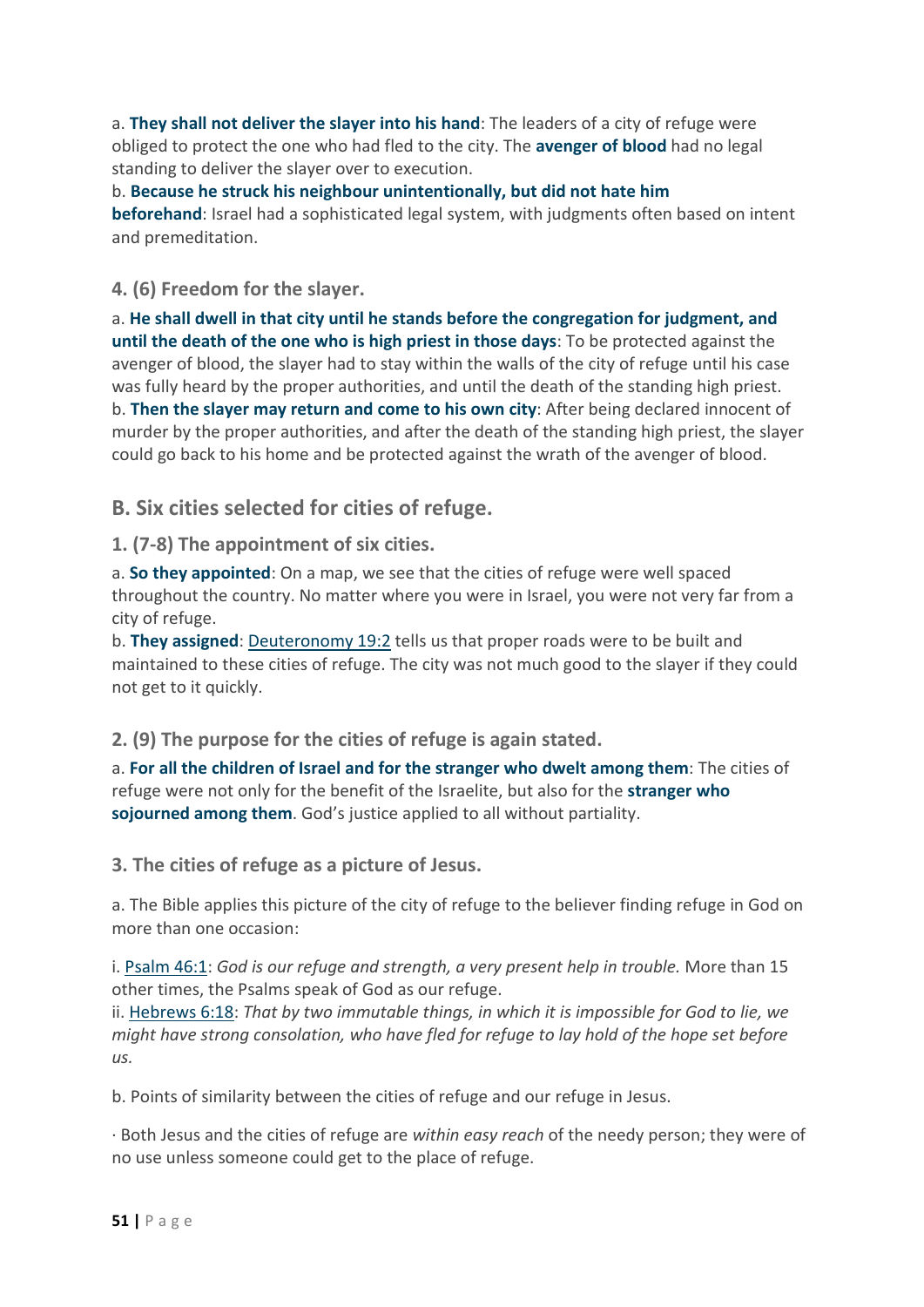a. **They shall not deliver the slayer into his hand**: The leaders of a city of refuge were obliged to protect the one who had fled to the city. The **avenger of blood** had no legal standing to deliver the slayer over to execution.
b. **Because he struck his neighbour unintentionally, but did not hate him beforehand**: Israel had a sophisticated legal system, with judgments often based on intent and premeditation.

### 4. (6) Freedom for the slayer.

a. **He shall dwell in that city until he stands before the congregation for judgment, and until the death of the one who is high priest in those days**: To be protected against the avenger of blood, the slayer had to stay within the walls of the city of refuge until his case was fully heard by the proper authorities, and until the death of the standing high priest.
b. **Then the slayer may return and come to his own city**: After being declared innocent of murder by the proper authorities, and after the death of the standing high priest, the slayer could go back to his home and be protected against the wrath of the avenger of blood.

## B. Six cities selected for cities of refuge.

### 1. (7-8) The appointment of six cities.

a. **So they appointed**: On a map, we see that the cities of refuge were well spaced throughout the country. No matter where you were in Israel, you were not very far from a city of refuge.
b. **They assigned**: Deuteronomy 19:2 tells us that proper roads were to be built and maintained to these cities of refuge. The city was not much good to the slayer if they could not get to it quickly.

### 2. (9) The purpose for the cities of refuge is again stated.

a. **For all the children of Israel and for the stranger who dwelt among them**: The cities of refuge were not only for the benefit of the Israelite, but also for the **stranger who sojourned among them**. God's justice applied to all without partiality.

### 3. The cities of refuge as a picture of Jesus.

a. The Bible applies this picture of the city of refuge to the believer finding refuge in God on more than one occasion:

i. Psalm 46:1: *God is our refuge and strength, a very present help in trouble.* More than 15 other times, the Psalms speak of God as our refuge.
ii. Hebrews 6:18: *That by two immutable things, in which it is impossible for God to lie, we might have strong consolation, who have fled for refuge to lay hold of the hope set before us.*

b. Points of similarity between the cities of refuge and our refuge in Jesus.

· Both Jesus and the cities of refuge are *within easy reach* of the needy person; they were of no use unless someone could get to the place of refuge.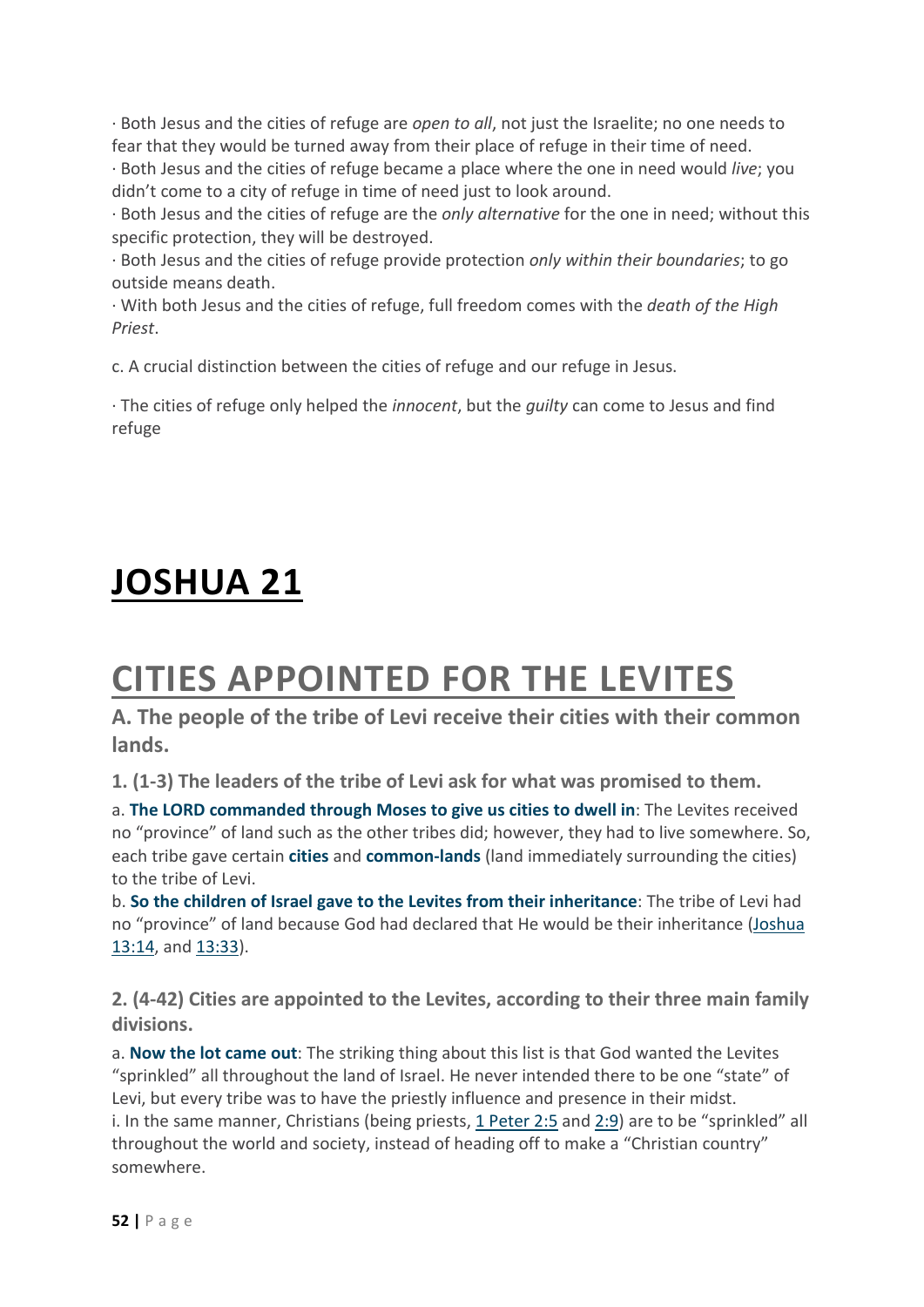· Both Jesus and the cities of refuge are *open to all*, not just the Israelite; no one needs to fear that they would be turned away from their place of refuge in their time of need.
· Both Jesus and the cities of refuge became a place where the one in need would *live*; you didn't come to a city of refuge in time of need just to look around.
· Both Jesus and the cities of refuge are the *only alternative* for the one in need; without this specific protection, they will be destroyed.
· Both Jesus and the cities of refuge provide protection *only within their boundaries*; to go outside means death.
· With both Jesus and the cities of refuge, full freedom comes with the *death of the High Priest*.

c. A crucial distinction between the cities of refuge and our refuge in Jesus.

· The cities of refuge only helped the *innocent*, but the *guilty* can come to Jesus and find refuge

# JOSHUA 21

# CITIES APPOINTED FOR THE LEVITES

### A. The people of the tribe of Levi receive their cities with their common lands.

#### 1. (1-3) The leaders of the tribe of Levi ask for what was promised to them.

a. **The LORD commanded through Moses to give us cities to dwell in**: The Levites received no "province" of land such as the other tribes did; however, they had to live somewhere. So, each tribe gave certain **cities** and **common-lands** (land immediately surrounding the cities) to the tribe of Levi.
b. **So the children of Israel gave to the Levites from their inheritance**: The tribe of Levi had no "province" of land because God had declared that He would be their inheritance (Joshua 13:14, and 13:33).

#### 2. (4-42) Cities are appointed to the Levites, according to their three main family divisions.

a. **Now the lot came out**: The striking thing about this list is that God wanted the Levites "sprinkled" all throughout the land of Israel. He never intended there to be one "state" of Levi, but every tribe was to have the priestly influence and presence in their midst.
i. In the same manner, Christians (being priests, 1 Peter 2:5 and 2:9) are to be "sprinkled" all throughout the world and society, instead of heading off to make a "Christian country" somewhere.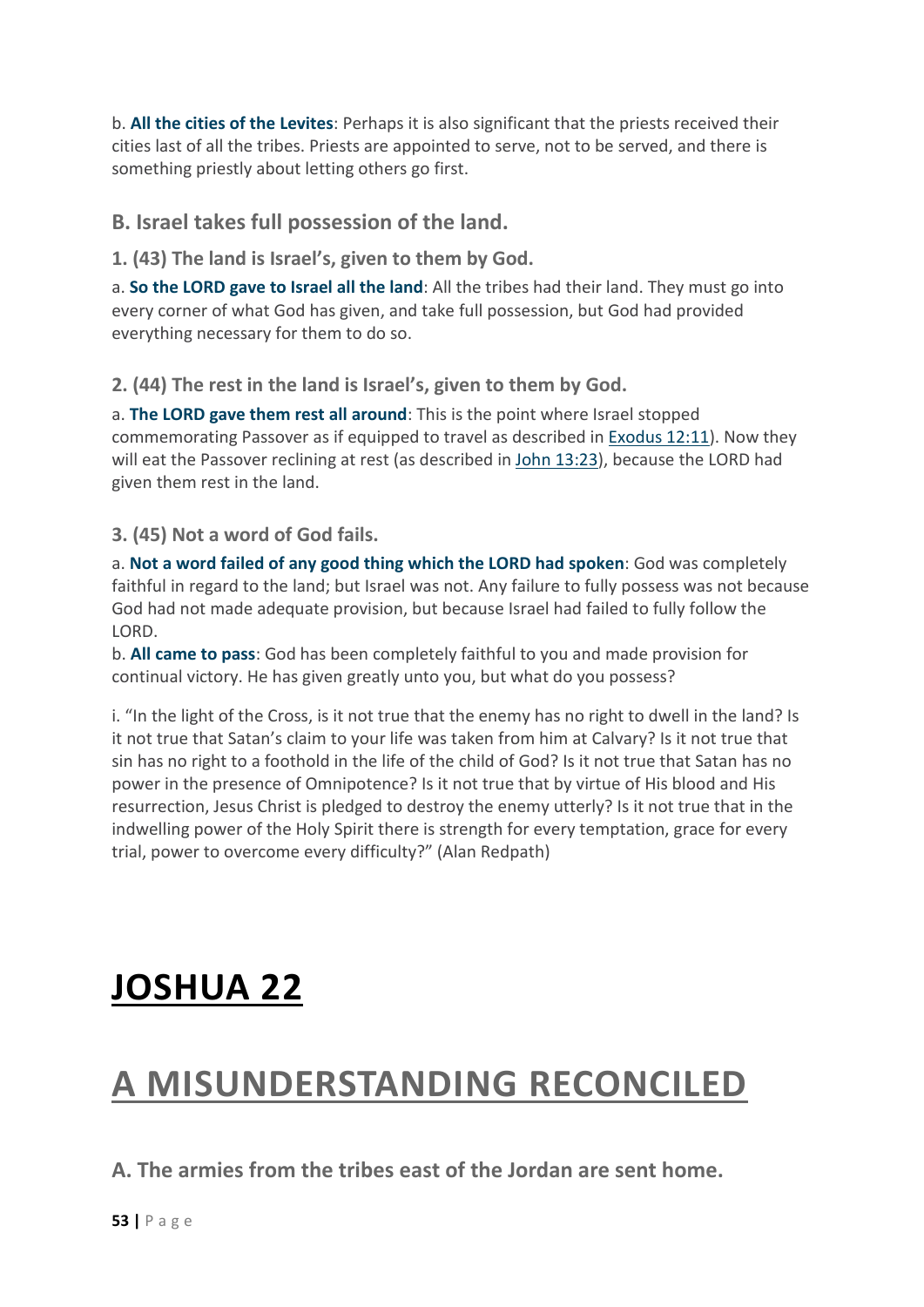b. **All the cities of the Levites**: Perhaps it is also significant that the priests received their cities last of all the tribes. Priests are appointed to serve, not to be served, and there is something priestly about letting others go first.

### B. Israel takes full possession of the land.

#### 1. (43) The land is Israel's, given to them by God.

a. **So the LORD gave to Israel all the land**: All the tribes had their land. They must go into every corner of what God has given, and take full possession, but God had provided everything necessary for them to do so.

#### 2. (44) The rest in the land is Israel's, given to them by God.

a. **The LORD gave them rest all around**: This is the point where Israel stopped commemorating Passover as if equipped to travel as described in Exodus 12:11). Now they will eat the Passover reclining at rest (as described in John 13:23), because the LORD had given them rest in the land.

#### 3. (45) Not a word of God fails.

a. **Not a word failed of any good thing which the LORD had spoken**: God was completely faithful in regard to the land; but Israel was not. Any failure to fully possess was not because God had not made adequate provision, but because Israel had failed to fully follow the LORD.
b. **All came to pass**: God has been completely faithful to you and made provision for continual victory. He has given greatly unto you, but what do you possess?

i. "In the light of the Cross, is it not true that the enemy has no right to dwell in the land? Is it not true that Satan's claim to your life was taken from him at Calvary? Is it not true that sin has no right to a foothold in the life of the child of God? Is it not true that Satan has no power in the presence of Omnipotence? Is it not true that by virtue of His blood and His resurrection, Jesus Christ is pledged to destroy the enemy utterly? Is it not true that in the indwelling power of the Holy Spirit there is strength for every temptation, grace for every trial, power to overcome every difficulty?" (Alan Redpath)

# JOSHUA 22

# A MISUNDERSTANDING RECONCILED

### A. The armies from the tribes east of the Jordan are sent home.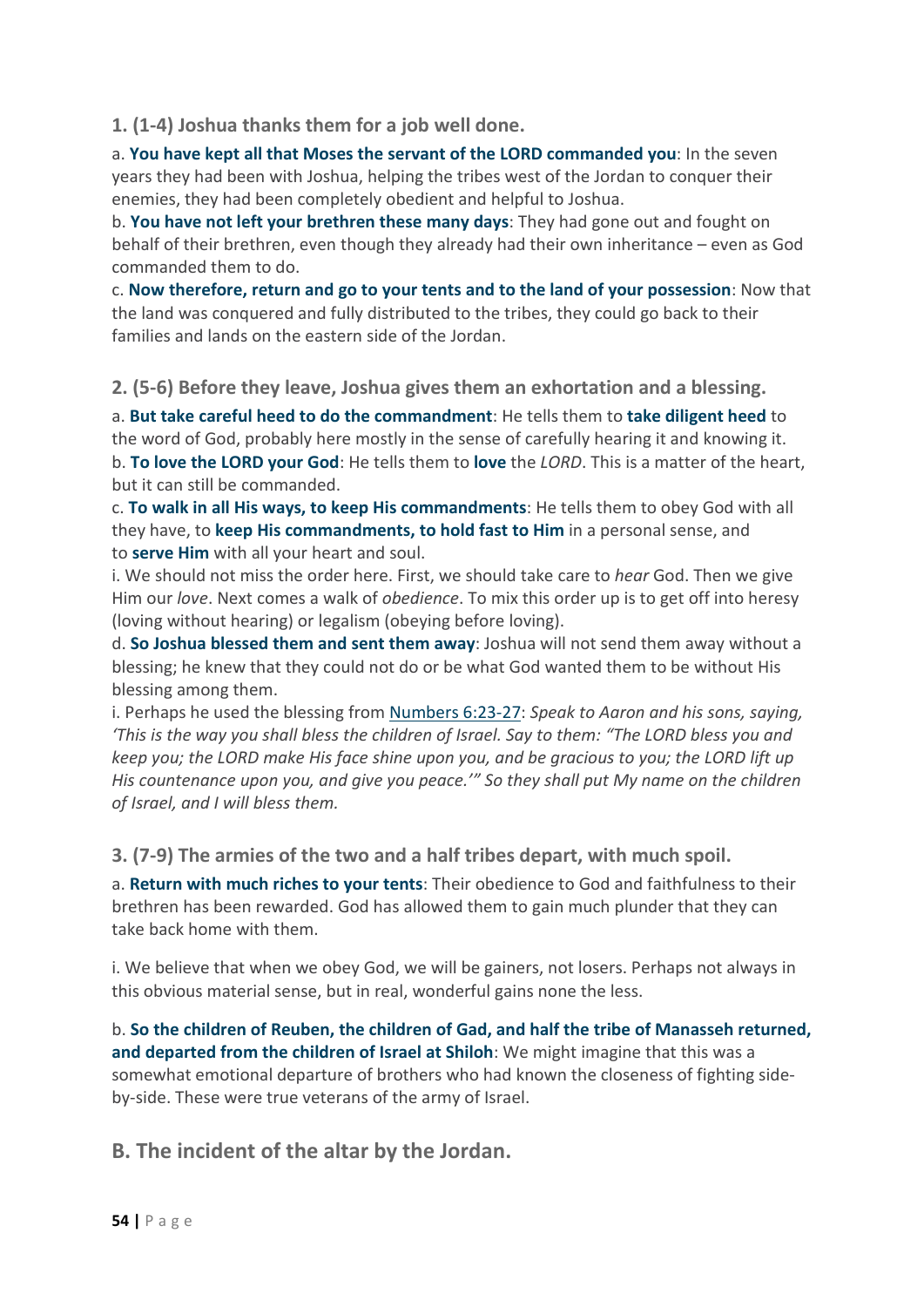### 1. (1-4) Joshua thanks them for a job well done.

a. **You have kept all that Moses the servant of the LORD commanded you**: In the seven years they had been with Joshua, helping the tribes west of the Jordan to conquer their enemies, they had been completely obedient and helpful to Joshua.

b. **You have not left your brethren these many days**: They had gone out and fought on behalf of their brethren, even though they already had their own inheritance – even as God commanded them to do.

c. **Now therefore, return and go to your tents and to the land of your possession**: Now that the land was conquered and fully distributed to the tribes, they could go back to their families and lands on the eastern side of the Jordan.

### 2. (5-6) Before they leave, Joshua gives them an exhortation and a blessing.

a. **But take careful heed to do the commandment**: He tells them to **take diligent heed** to the word of God, probably here mostly in the sense of carefully hearing it and knowing it.

b. **To love the LORD your God**: He tells them to **love** the *LORD*. This is a matter of the heart, but it can still be commanded.

c. **To walk in all His ways, to keep His commandments**: He tells them to obey God with all they have, to **keep His commandments, to hold fast to Him** in a personal sense, and to **serve Him** with all your heart and soul.

i. We should not miss the order here. First, we should take care to *hear* God. Then we give Him our *love*. Next comes a walk of *obedience*. To mix this order up is to get off into heresy (loving without hearing) or legalism (obeying before loving).

d. **So Joshua blessed them and sent them away**: Joshua will not send them away without a blessing; he knew that they could not do or be what God wanted them to be without His blessing among them.

i. Perhaps he used the blessing from Numbers 6:23-27: *Speak to Aaron and his sons, saying, 'This is the way you shall bless the children of Israel. Say to them: "The LORD bless you and keep you; the LORD make His face shine upon you, and be gracious to you; the LORD lift up His countenance upon you, and give you peace."' So they shall put My name on the children of Israel, and I will bless them.*

### 3. (7-9) The armies of the two and a half tribes depart, with much spoil.

a. **Return with much riches to your tents**: Their obedience to God and faithfulness to their brethren has been rewarded. God has allowed them to gain much plunder that they can take back home with them.

i. We believe that when we obey God, we will be gainers, not losers. Perhaps not always in this obvious material sense, but in real, wonderful gains none the less.

b. **So the children of Reuben, the children of Gad, and half the tribe of Manasseh returned, and departed from the children of Israel at Shiloh**: We might imagine that this was a somewhat emotional departure of brothers who had known the closeness of fighting side-by-side. These were true veterans of the army of Israel.

## B. The incident of the altar by the Jordan.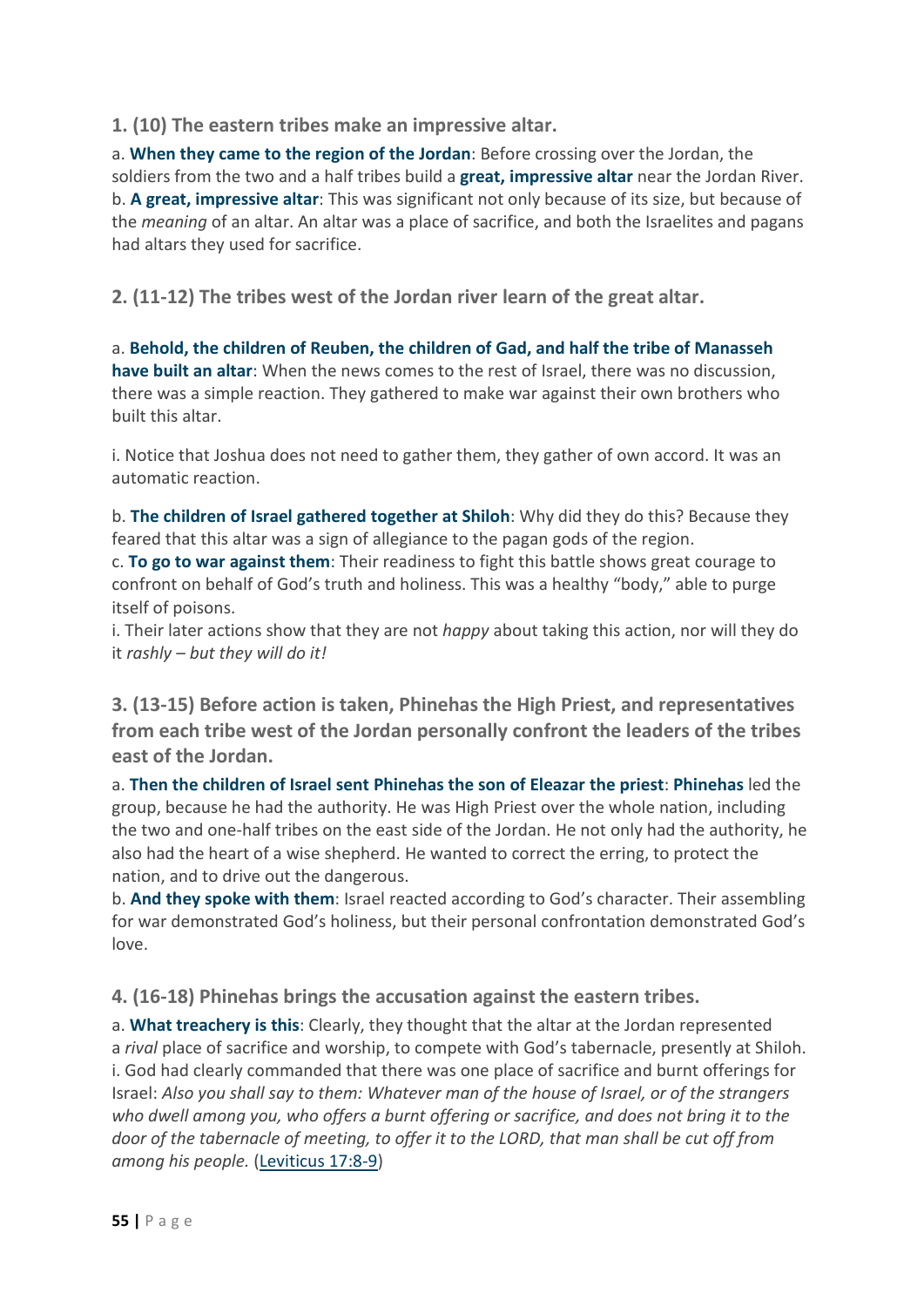### 1. (10) The eastern tribes make an impressive altar.

a. **When they came to the region of the Jordan**: Before crossing over the Jordan, the soldiers from the two and a half tribes build a **great, impressive altar** near the Jordan River.
b. **A great, impressive altar**: This was significant not only because of its size, but because of the *meaning* of an altar. An altar was a place of sacrifice, and both the Israelites and pagans had altars they used for sacrifice.

### 2. (11-12) The tribes west of the Jordan river learn of the great altar.

a. **Behold, the children of Reuben, the children of Gad, and half the tribe of Manasseh have built an altar**: When the news comes to the rest of Israel, there was no discussion, there was a simple reaction. They gathered to make war against their own brothers who built this altar.

i. Notice that Joshua does not need to gather them, they gather of own accord. It was an automatic reaction.

b. **The children of Israel gathered together at Shiloh**: Why did they do this? Because they feared that this altar was a sign of allegiance to the pagan gods of the region.
c. **To go to war against them**: Their readiness to fight this battle shows great courage to confront on behalf of God's truth and holiness. This was a healthy "body," able to purge itself of poisons.
i. Their later actions show that they are not *happy* about taking this action, nor will they do it *rashly – but they will do it!*

### 3. (13-15) Before action is taken, Phinehas the High Priest, and representatives from each tribe west of the Jordan personally confront the leaders of the tribes east of the Jordan.

a. **Then the children of Israel sent Phinehas the son of Eleazar the priest**: **Phinehas** led the group, because he had the authority. He was High Priest over the whole nation, including the two and one-half tribes on the east side of the Jordan. He not only had the authority, he also had the heart of a wise shepherd. He wanted to correct the erring, to protect the nation, and to drive out the dangerous.
b. **And they spoke with them**: Israel reacted according to God's character. Their assembling for war demonstrated God's holiness, but their personal confrontation demonstrated God's love.

### 4. (16-18) Phinehas brings the accusation against the eastern tribes.

a. **What treachery is this**: Clearly, they thought that the altar at the Jordan represented a *rival* place of sacrifice and worship, to compete with God's tabernacle, presently at Shiloh.
i. God had clearly commanded that there was one place of sacrifice and burnt offerings for Israel: *Also you shall say to them: Whatever man of the house of Israel, or of the strangers who dwell among you, who offers a burnt offering or sacrifice, and does not bring it to the door of the tabernacle of meeting, to offer it to the LORD, that man shall be cut off from among his people.* (Leviticus 17:8-9)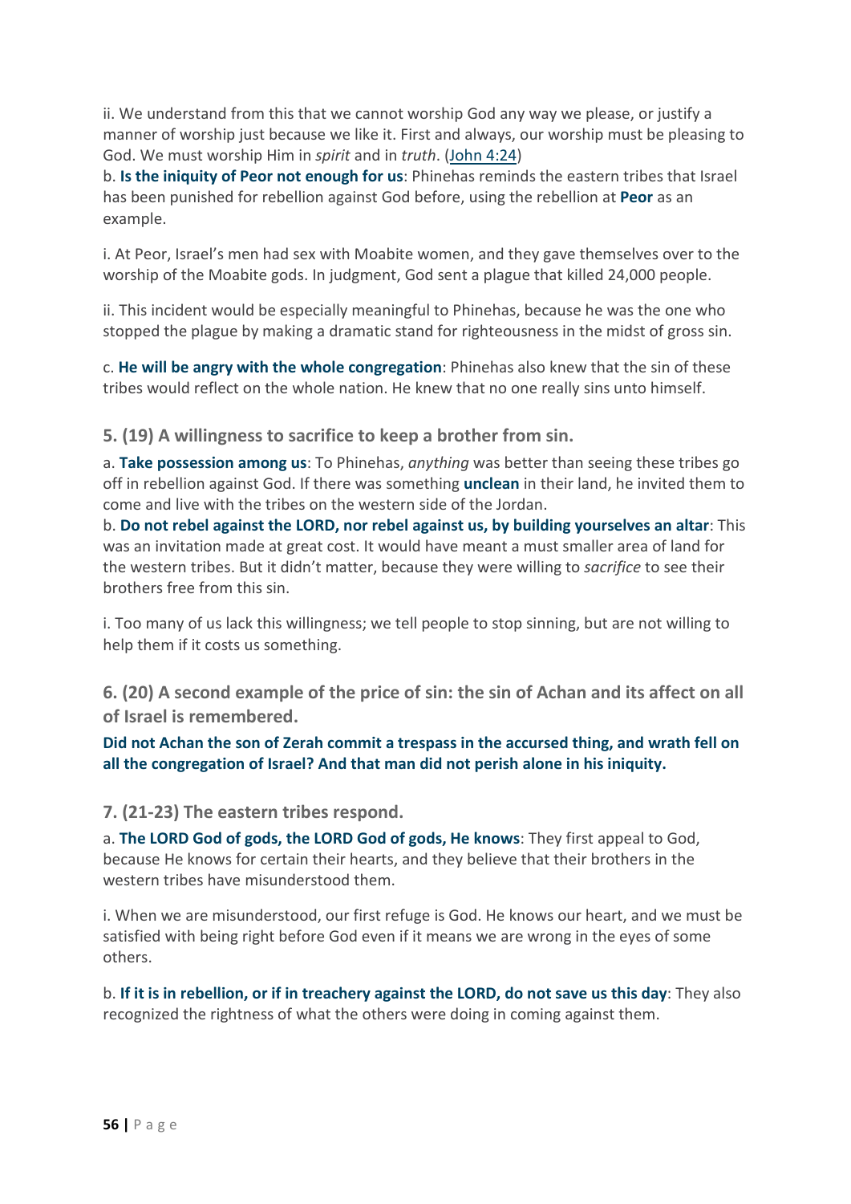ii. We understand from this that we cannot worship God any way we please, or justify a manner of worship just because we like it. First and always, our worship must be pleasing to God. We must worship Him in *spirit* and in *truth*. (John 4:24)

b. **Is the iniquity of Peor not enough for us**: Phinehas reminds the eastern tribes that Israel has been punished for rebellion against God before, using the rebellion at **Peor** as an example.

i. At Peor, Israel's men had sex with Moabite women, and they gave themselves over to the worship of the Moabite gods. In judgment, God sent a plague that killed 24,000 people.

ii. This incident would be especially meaningful to Phinehas, because he was the one who stopped the plague by making a dramatic stand for righteousness in the midst of gross sin.

c. **He will be angry with the whole congregation**: Phinehas also knew that the sin of these tribes would reflect on the whole nation. He knew that no one really sins unto himself.

### 5. (19) A willingness to sacrifice to keep a brother from sin.

a. **Take possession among us**: To Phinehas, *anything* was better than seeing these tribes go off in rebellion against God. If there was something **unclean** in their land, he invited them to come and live with the tribes on the western side of the Jordan.

b. **Do not rebel against the LORD, nor rebel against us, by building yourselves an altar**: This was an invitation made at great cost. It would have meant a must smaller area of land for the western tribes. But it didn't matter, because they were willing to *sacrifice* to see their brothers free from this sin.

i. Too many of us lack this willingness; we tell people to stop sinning, but are not willing to help them if it costs us something.

### 6. (20) A second example of the price of sin: the sin of Achan and its affect on all of Israel is remembered.

**Did not Achan the son of Zerah commit a trespass in the accursed thing, and wrath fell on all the congregation of Israel? And that man did not perish alone in his iniquity.**

### 7. (21-23) The eastern tribes respond.

a. **The LORD God of gods, the LORD God of gods, He knows**: They first appeal to God, because He knows for certain their hearts, and they believe that their brothers in the western tribes have misunderstood them.

i. When we are misunderstood, our first refuge is God. He knows our heart, and we must be satisfied with being right before God even if it means we are wrong in the eyes of some others.

b. **If it is in rebellion, or if in treachery against the LORD, do not save us this day**: They also recognized the rightness of what the others were doing in coming against them.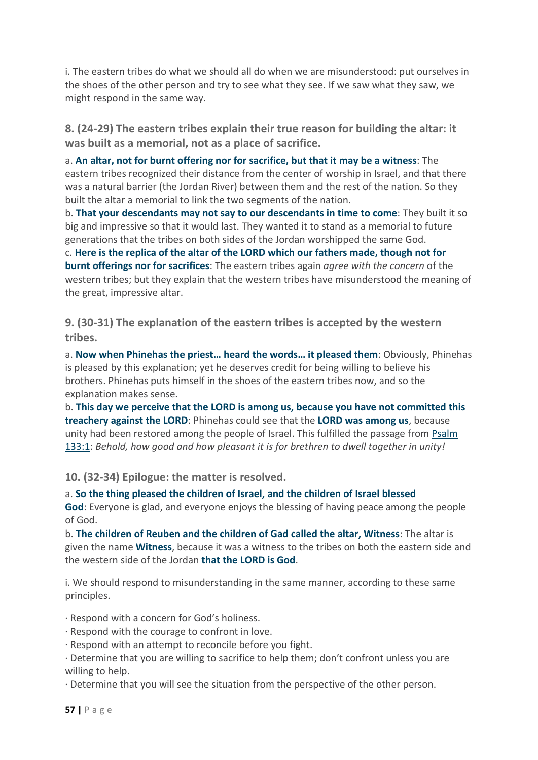i. The eastern tribes do what we should all do when we are misunderstood: put ourselves in the shoes of the other person and try to see what they see. If we saw what they saw, we might respond in the same way.

### 8. (24-29) The eastern tribes explain their true reason for building the altar: it was built as a memorial, not as a place of sacrifice.

a. **An altar, not for burnt offering nor for sacrifice, but that it may be a witness**: The eastern tribes recognized their distance from the center of worship in Israel, and that there was a natural barrier (the Jordan River) between them and the rest of the nation. So they built the altar a memorial to link the two segments of the nation.
b. **That your descendants may not say to our descendants in time to come**: They built it so big and impressive so that it would last. They wanted it to stand as a memorial to future generations that the tribes on both sides of the Jordan worshipped the same God.
c. **Here is the replica of the altar of the LORD which our fathers made, though not for burnt offerings nor for sacrifices**: The eastern tribes again *agree with the concern* of the western tribes; but they explain that the western tribes have misunderstood the meaning of the great, impressive altar.

### 9. (30-31) The explanation of the eastern tribes is accepted by the western tribes.

a. **Now when Phinehas the priest… heard the words… it pleased them**: Obviously, Phinehas is pleased by this explanation; yet he deserves credit for being willing to believe his brothers. Phinehas puts himself in the shoes of the eastern tribes now, and so the explanation makes sense.
b. **This day we perceive that the LORD is among us, because you have not committed this treachery against the LORD**: Phinehas could see that the **LORD was among us**, because unity had been restored among the people of Israel. This fulfilled the passage from Psalm 133:1: *Behold, how good and how pleasant it is for brethren to dwell together in unity!*

### 10. (32-34) Epilogue: the matter is resolved.

a. **So the thing pleased the children of Israel, and the children of Israel blessed God**: Everyone is glad, and everyone enjoys the blessing of having peace among the people of God.
b. **The children of Reuben and the children of Gad called the altar, Witness**: The altar is given the name **Witness**, because it was a witness to the tribes on both the eastern side and the western side of the Jordan **that the LORD is God**.

i. We should respond to misunderstanding in the same manner, according to these same principles.

· Respond with a concern for God's holiness.
· Respond with the courage to confront in love.
· Respond with an attempt to reconcile before you fight.
· Determine that you are willing to sacrifice to help them; don't confront unless you are willing to help.
· Determine that you will see the situation from the perspective of the other person.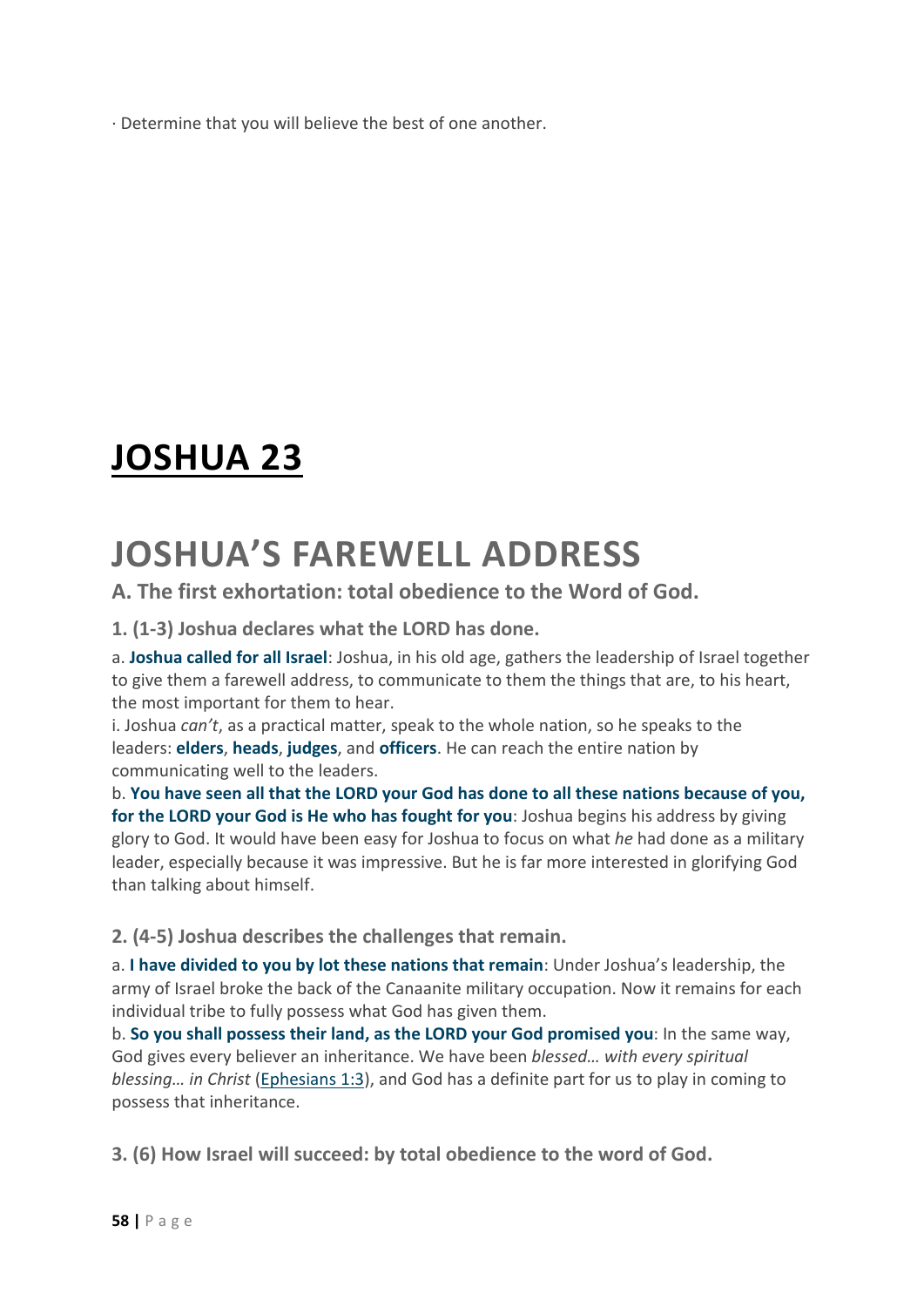· Determine that you will believe the best of one another.

# JOSHUA 23

# JOSHUA'S FAREWELL ADDRESS

### A. The first exhortation: total obedience to the Word of God.

#### 1. (1-3) Joshua declares what the LORD has done.

a. **Joshua called for all Israel**: Joshua, in his old age, gathers the leadership of Israel together to give them a farewell address, to communicate to them the things that are, to his heart, the most important for them to hear.
i. Joshua *can't*, as a practical matter, speak to the whole nation, so he speaks to the leaders: **elders**, **heads**, **judges**, and **officers**. He can reach the entire nation by communicating well to the leaders.
b. **You have seen all that the LORD your God has done to all these nations because of you, for the LORD your God is He who has fought for you**: Joshua begins his address by giving glory to God. It would have been easy for Joshua to focus on what *he* had done as a military leader, especially because it was impressive. But he is far more interested in glorifying God than talking about himself.

#### 2. (4-5) Joshua describes the challenges that remain.

a. **I have divided to you by lot these nations that remain**: Under Joshua's leadership, the army of Israel broke the back of the Canaanite military occupation. Now it remains for each individual tribe to fully possess what God has given them.
b. **So you shall possess their land, as the LORD your God promised you**: In the same way, God gives every believer an inheritance. We have been *blessed… with every spiritual blessing… in Christ* (Ephesians 1:3), and God has a definite part for us to play in coming to possess that inheritance.

#### 3. (6) How Israel will succeed: by total obedience to the word of God.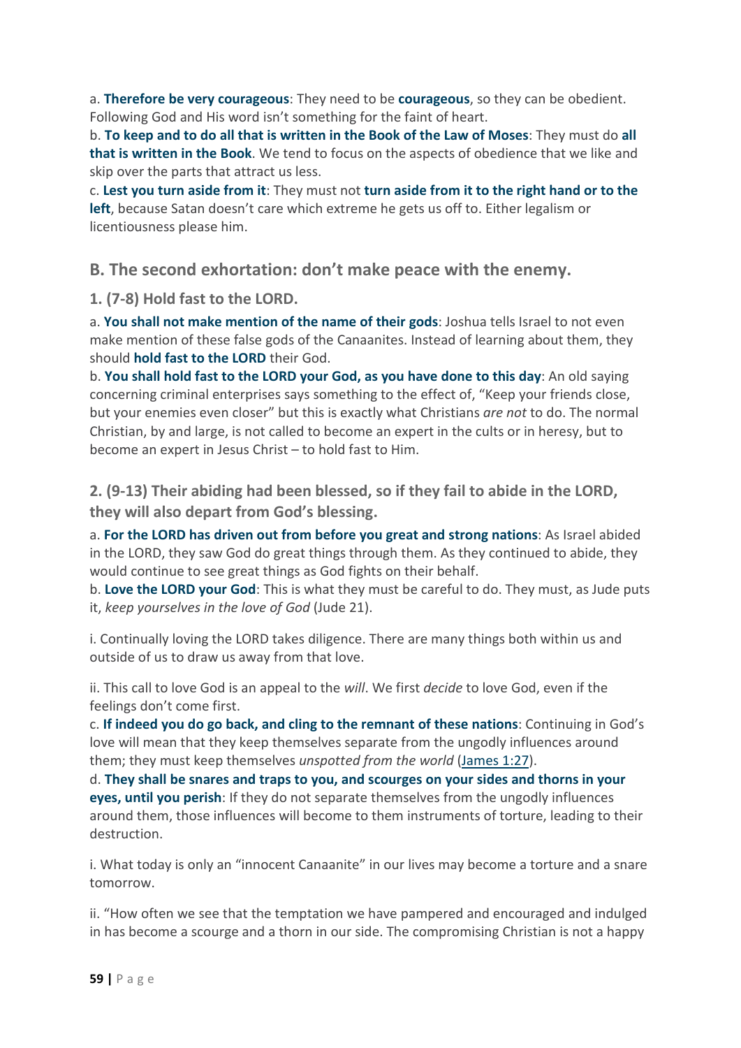a. **Therefore be very courageous**: They need to be **courageous**, so they can be obedient. Following God and His word isn't something for the faint of heart.
b. **To keep and to do all that is written in the Book of the Law of Moses**: They must do **all that is written in the Book**. We tend to focus on the aspects of obedience that we like and skip over the parts that attract us less.
c. **Lest you turn aside from it**: They must not **turn aside from it to the right hand or to the left**, because Satan doesn't care which extreme he gets us off to. Either legalism or licentiousness please him.

## B. The second exhortation: don't make peace with the enemy.

### 1. (7-8) Hold fast to the LORD.

a. **You shall not make mention of the name of their gods**: Joshua tells Israel to not even make mention of these false gods of the Canaanites. Instead of learning about them, they should **hold fast to the LORD** their God.
b. **You shall hold fast to the LORD your God, as you have done to this day**: An old saying concerning criminal enterprises says something to the effect of, "Keep your friends close, but your enemies even closer" but this is exactly what Christians *are not* to do. The normal Christian, by and large, is not called to become an expert in the cults or in heresy, but to become an expert in Jesus Christ – to hold fast to Him.

### 2. (9-13) Their abiding had been blessed, so if they fail to abide in the LORD, they will also depart from God's blessing.

a. **For the LORD has driven out from before you great and strong nations**: As Israel abided in the LORD, they saw God do great things through them. As they continued to abide, they would continue to see great things as God fights on their behalf.
b. **Love the LORD your God**: This is what they must be careful to do. They must, as Jude puts it, *keep yourselves in the love of God* (Jude 21).

i. Continually loving the LORD takes diligence. There are many things both within us and outside of us to draw us away from that love.

ii. This call to love God is an appeal to the *will*. We first *decide* to love God, even if the feelings don't come first.
c. **If indeed you do go back, and cling to the remnant of these nations**: Continuing in God's love will mean that they keep themselves separate from the ungodly influences around them; they must keep themselves *unspotted from the world* (James 1:27).
d. **They shall be snares and traps to you, and scourges on your sides and thorns in your eyes, until you perish**: If they do not separate themselves from the ungodly influences around them, those influences will become to them instruments of torture, leading to their destruction.

i. What today is only an "innocent Canaanite" in our lives may become a torture and a snare tomorrow.

ii. "How often we see that the temptation we have pampered and encouraged and indulged in has become a scourge and a thorn in our side. The compromising Christian is not a happy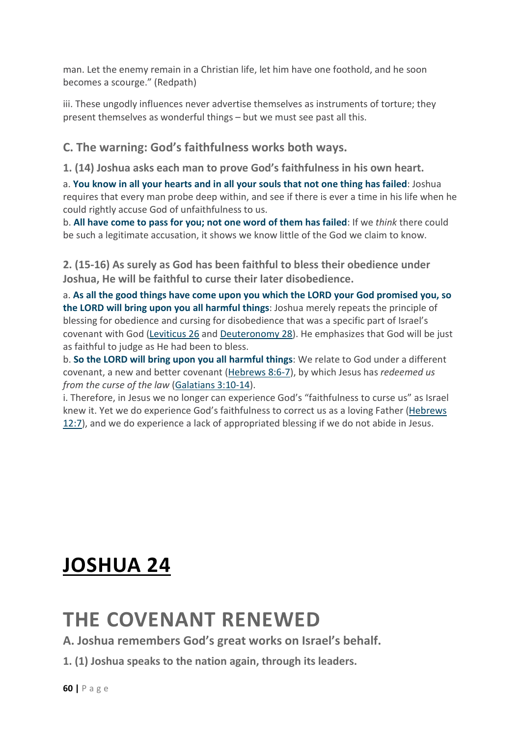man. Let the enemy remain in a Christian life, let him have one foothold, and he soon becomes a scourge." (Redpath)

iii. These ungodly influences never advertise themselves as instruments of torture; they present themselves as wonderful things – but we must see past all this.

### C. The warning: God's faithfulness works both ways.

**1. (14) Joshua asks each man to prove God's faithfulness in his own heart.**

a. **You know in all your hearts and in all your souls that not one thing has failed**: Joshua requires that every man probe deep within, and see if there is ever a time in his life when he could rightly accuse God of unfaithfulness to us.
b. **All have come to pass for you; not one word of them has failed**: If we *think* there could be such a legitimate accusation, it shows we know little of the God we claim to know.

**2. (15-16) As surely as God has been faithful to bless their obedience under Joshua, He will be faithful to curse their later disobedience.**

a. **As all the good things have come upon you which the LORD your God promised you, so the LORD will bring upon you all harmful things**: Joshua merely repeats the principle of blessing for obedience and cursing for disobedience that was a specific part of Israel's covenant with God (Leviticus 26 and Deuteronomy 28). He emphasizes that God will be just as faithful to judge as He had been to bless.
b. **So the LORD will bring upon you all harmful things**: We relate to God under a different covenant, a new and better covenant (Hebrews 8:6-7), by which Jesus has *redeemed us from the curse of the law* (Galatians 3:10-14).
i. Therefore, in Jesus we no longer can experience God's "faithfulness to curse us" as Israel knew it. Yet we do experience God's faithfulness to correct us as a loving Father (Hebrews 12:7), and we do experience a lack of appropriated blessing if we do not abide in Jesus.

# JOSHUA 24

# THE COVENANT RENEWED

### A. Joshua remembers God's great works on Israel's behalf.

**1. (1) Joshua speaks to the nation again, through its leaders.**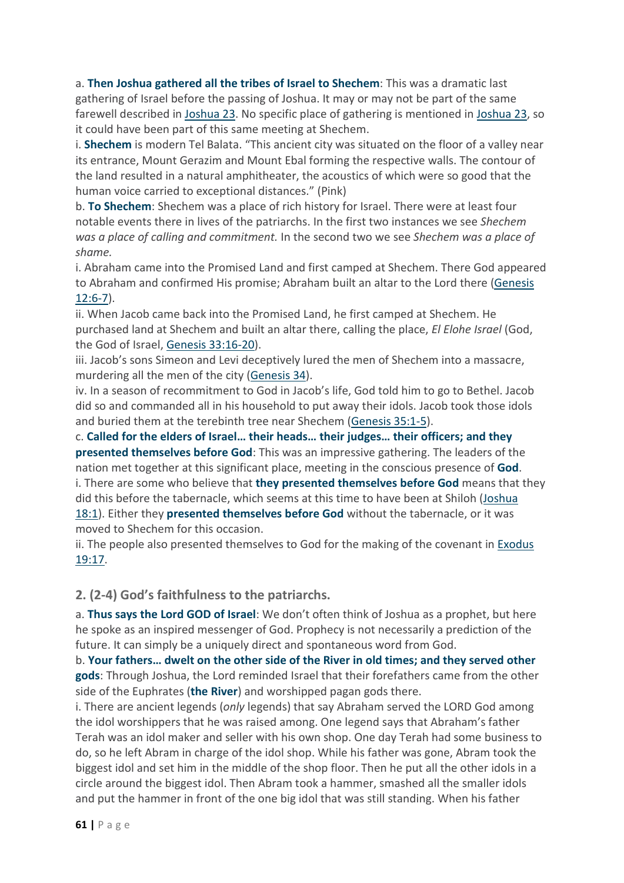a. **Then Joshua gathered all the tribes of Israel to Shechem**: This was a dramatic last gathering of Israel before the passing of Joshua. It may or may not be part of the same farewell described in Joshua 23. No specific place of gathering is mentioned in Joshua 23, so it could have been part of this same meeting at Shechem.

i. **Shechem** is modern Tel Balata. "This ancient city was situated on the floor of a valley near its entrance, Mount Gerazim and Mount Ebal forming the respective walls. The contour of the land resulted in a natural amphitheater, the acoustics of which were so good that the human voice carried to exceptional distances." (Pink)

b. **To Shechem**: Shechem was a place of rich history for Israel. There were at least four notable events there in lives of the patriarchs. In the first two instances we see *Shechem was a place of calling and commitment.* In the second two we see *Shechem was a place of shame.*

i. Abraham came into the Promised Land and first camped at Shechem. There God appeared to Abraham and confirmed His promise; Abraham built an altar to the Lord there (Genesis 12:6-7).

ii. When Jacob came back into the Promised Land, he first camped at Shechem. He purchased land at Shechem and built an altar there, calling the place, *El Elohe Israel* (God, the God of Israel, Genesis 33:16-20).

iii. Jacob's sons Simeon and Levi deceptively lured the men of Shechem into a massacre, murdering all the men of the city (Genesis 34).

iv. In a season of recommitment to God in Jacob's life, God told him to go to Bethel. Jacob did so and commanded all in his household to put away their idols. Jacob took those idols and buried them at the terebinth tree near Shechem (Genesis 35:1-5).

c. **Called for the elders of Israel… their heads… their judges… their officers; and they presented themselves before God**: This was an impressive gathering. The leaders of the nation met together at this significant place, meeting in the conscious presence of **God**.

i. There are some who believe that **they presented themselves before God** means that they did this before the tabernacle, which seems at this time to have been at Shiloh (Joshua 18:1). Either they **presented themselves before God** without the tabernacle, or it was moved to Shechem for this occasion.

ii. The people also presented themselves to God for the making of the covenant in Exodus 19:17.

## 2. (2-4) God's faithfulness to the patriarchs.

a. **Thus says the Lord GOD of Israel**: We don't often think of Joshua as a prophet, but here he spoke as an inspired messenger of God. Prophecy is not necessarily a prediction of the future. It can simply be a uniquely direct and spontaneous word from God.

b. **Your fathers… dwelt on the other side of the River in old times; and they served other gods**: Through Joshua, the Lord reminded Israel that their forefathers came from the other side of the Euphrates (**the River**) and worshipped pagan gods there.

i. There are ancient legends (*only* legends) that say Abraham served the LORD God among the idol worshippers that he was raised among. One legend says that Abraham's father Terah was an idol maker and seller with his own shop. One day Terah had some business to do, so he left Abram in charge of the idol shop. While his father was gone, Abram took the biggest idol and set him in the middle of the shop floor. Then he put all the other idols in a circle around the biggest idol. Then Abram took a hammer, smashed all the smaller idols and put the hammer in front of the one big idol that was still standing. When his father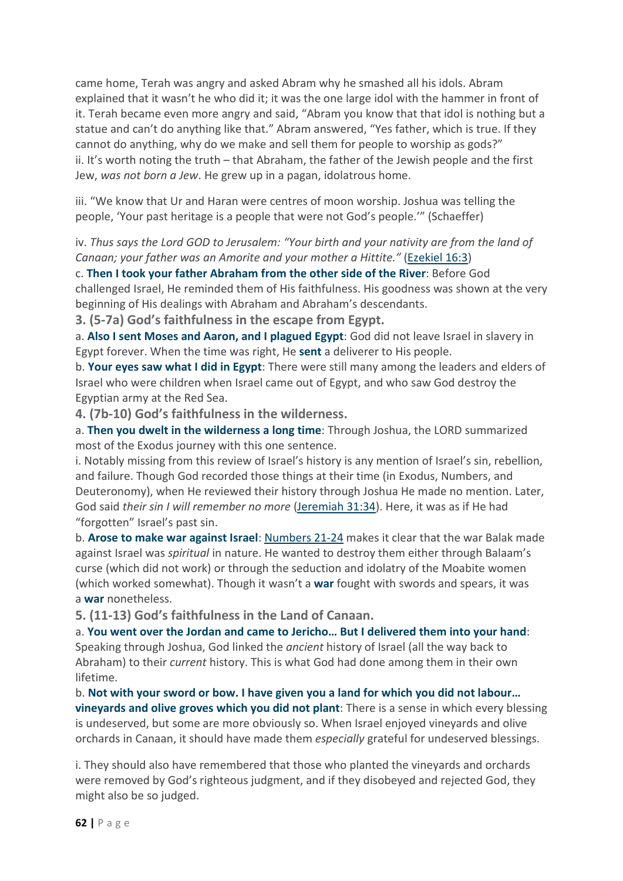came home, Terah was angry and asked Abram why he smashed all his idols. Abram explained that it wasn't he who did it; it was the one large idol with the hammer in front of it. Terah became even more angry and said, "Abram you know that that idol is nothing but a statue and can't do anything like that." Abram answered, "Yes father, which is true. If they cannot do anything, why do we make and sell them for people to worship as gods?"
ii. It's worth noting the truth – that Abraham, the father of the Jewish people and the first Jew, *was not born a Jew*. He grew up in a pagan, idolatrous home.

iii. "We know that Ur and Haran were centres of moon worship. Joshua was telling the people, 'Your past heritage is a people that were not God's people.'" (Schaeffer)

iv. *Thus says the Lord GOD to Jerusalem: "Your birth and your nativity are from the land of Canaan; your father was an Amorite and your mother a Hittite."* (Ezekiel 16:3)

c. **Then I took your father Abraham from the other side of the River**: Before God challenged Israel, He reminded them of His faithfulness. His goodness was shown at the very beginning of His dealings with Abraham and Abraham's descendants.

### 3. (5-7a) God's faithfulness in the escape from Egypt.

a. **Also I sent Moses and Aaron, and I plagued Egypt**: God did not leave Israel in slavery in Egypt forever. When the time was right, He **sent** a deliverer to His people.

b. **Your eyes saw what I did in Egypt**: There were still many among the leaders and elders of Israel who were children when Israel came out of Egypt, and who saw God destroy the Egyptian army at the Red Sea.

### 4. (7b-10) God's faithfulness in the wilderness.

a. **Then you dwelt in the wilderness a long time**: Through Joshua, the LORD summarized most of the Exodus journey with this one sentence.

i. Notably missing from this review of Israel's history is any mention of Israel's sin, rebellion, and failure. Though God recorded those things at their time (in Exodus, Numbers, and Deuteronomy), when He reviewed their history through Joshua He made no mention. Later, God said *their sin I will remember no more* (Jeremiah 31:34). Here, it was as if He had "forgotten" Israel's past sin.

b. **Arose to make war against Israel**: Numbers 21-24 makes it clear that the war Balak made against Israel was *spiritual* in nature. He wanted to destroy them either through Balaam's curse (which did not work) or through the seduction and idolatry of the Moabite women (which worked somewhat). Though it wasn't a **war** fought with swords and spears, it was a **war** nonetheless.

### 5. (11-13) God's faithfulness in the Land of Canaan.

a. **You went over the Jordan and came to Jericho… But I delivered them into your hand**: Speaking through Joshua, God linked the *ancient* history of Israel (all the way back to Abraham) to their *current* history. This is what God had done among them in their own lifetime.

b. **Not with your sword or bow. I have given you a land for which you did not labour… vineyards and olive groves which you did not plant**: There is a sense in which every blessing is undeserved, but some are more obviously so. When Israel enjoyed vineyards and olive orchards in Canaan, it should have made them *especially* grateful for undeserved blessings.

i. They should also have remembered that those who planted the vineyards and orchards were removed by God's righteous judgment, and if they disobeyed and rejected God, they might also be so judged.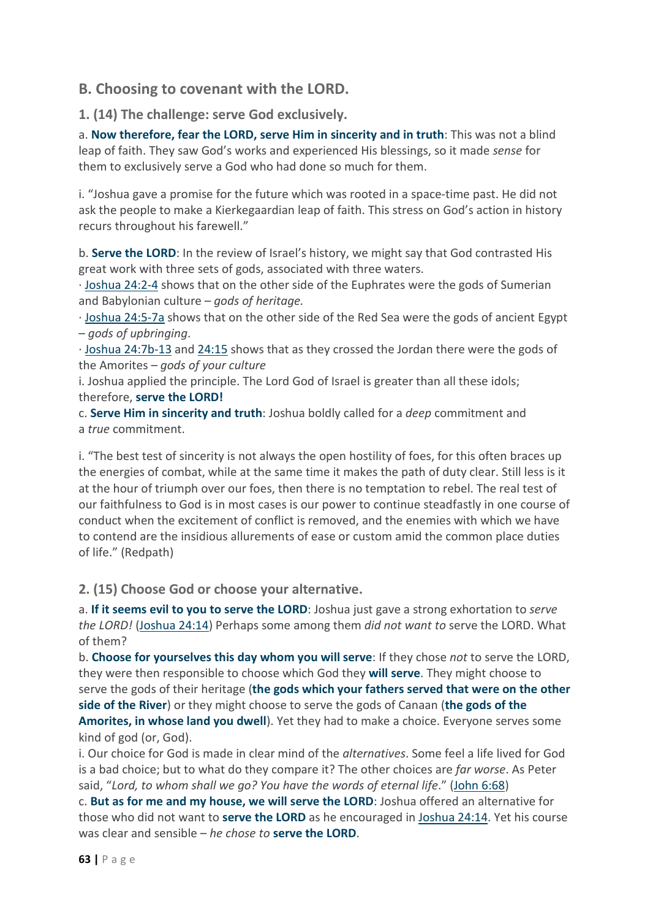## B. Choosing to covenant with the LORD.

### 1. (14) The challenge: serve God exclusively.

a. **Now therefore, fear the LORD, serve Him in sincerity and in truth**: This was not a blind leap of faith. They saw God's works and experienced His blessings, so it made *sense* for them to exclusively serve a God who had done so much for them.

i. "Joshua gave a promise for the future which was rooted in a space-time past. He did not ask the people to make a Kierkegaardian leap of faith. This stress on God's action in history recurs throughout his farewell."

b. **Serve the LORD**: In the review of Israel's history, we might say that God contrasted His great work with three sets of gods, associated with three waters.

· Joshua 24:2-4 shows that on the other side of the Euphrates were the gods of Sumerian and Babylonian culture – *gods of heritage.*

· Joshua 24:5-7a shows that on the other side of the Red Sea were the gods of ancient Egypt – *gods of upbringing*.

· Joshua 24:7b-13 and 24:15 shows that as they crossed the Jordan there were the gods of the Amorites – *gods of your culture*

i. Joshua applied the principle. The Lord God of Israel is greater than all these idols; therefore, **serve the LORD!**

c. **Serve Him in sincerity and truth**: Joshua boldly called for a *deep* commitment and a *true* commitment.

i. "The best test of sincerity is not always the open hostility of foes, for this often braces up the energies of combat, while at the same time it makes the path of duty clear. Still less is it at the hour of triumph over our foes, then there is no temptation to rebel. The real test of our faithfulness to God is in most cases is our power to continue steadfastly in one course of conduct when the excitement of conflict is removed, and the enemies with which we have to contend are the insidious allurements of ease or custom amid the common place duties of life." (Redpath)

### 2. (15) Choose God or choose your alternative.

a. **If it seems evil to you to serve the LORD**: Joshua just gave a strong exhortation to *serve the LORD!* (Joshua 24:14) Perhaps some among them *did not want to* serve the LORD. What of them?

b. **Choose for yourselves this day whom you will serve**: If they chose *not* to serve the LORD, they were then responsible to choose which God they **will serve**. They might choose to serve the gods of their heritage (**the gods which your fathers served that were on the other side of the River**) or they might choose to serve the gods of Canaan (**the gods of the Amorites, in whose land you dwell**). Yet they had to make a choice. Everyone serves some kind of god (or, God).

i. Our choice for God is made in clear mind of the *alternatives*. Some feel a life lived for God is a bad choice; but to what do they compare it? The other choices are *far worse*. As Peter said, "*Lord, to whom shall we go? You have the words of eternal life*." (John 6:68)

c. **But as for me and my house, we will serve the LORD**: Joshua offered an alternative for those who did not want to **serve the LORD** as he encouraged in Joshua 24:14. Yet his course was clear and sensible – *he chose to* **serve the LORD**.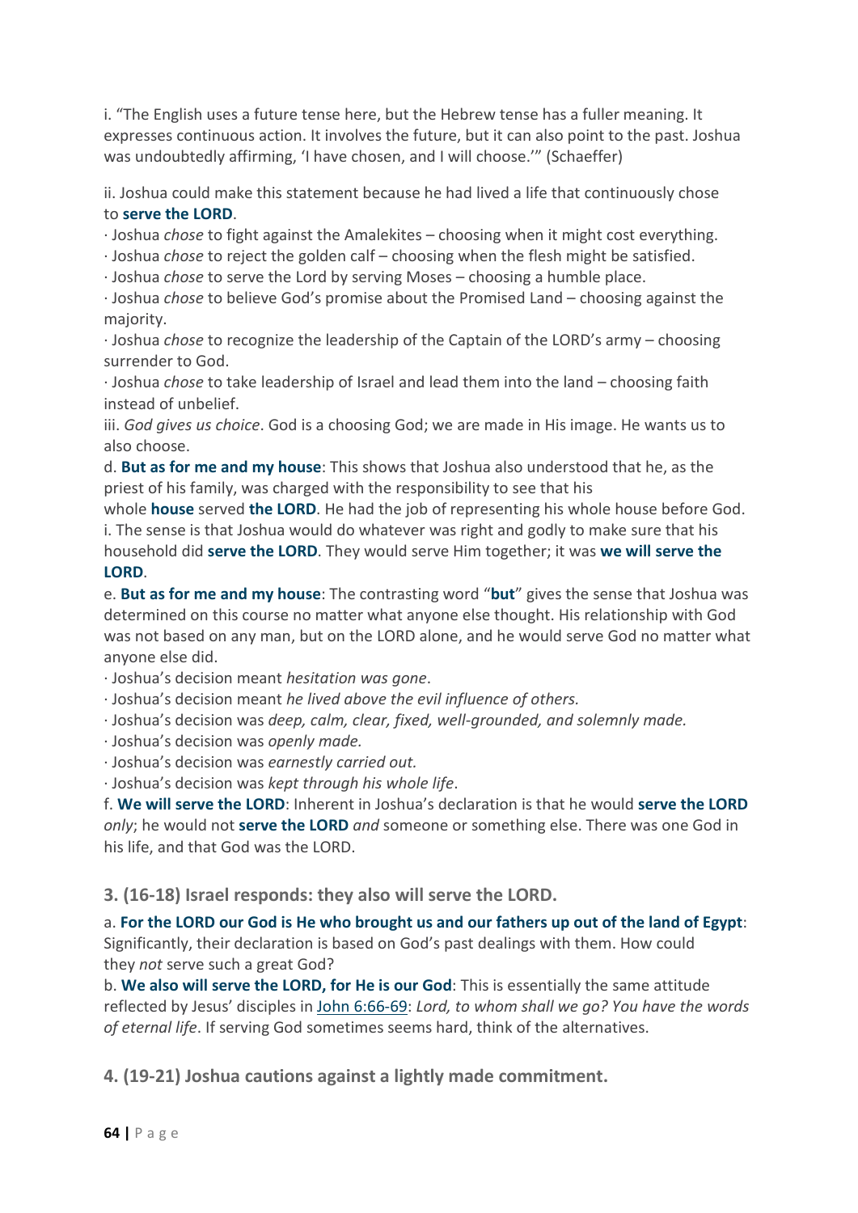i. "The English uses a future tense here, but the Hebrew tense has a fuller meaning. It expresses continuous action. It involves the future, but it can also point to the past. Joshua was undoubtedly affirming, 'I have chosen, and I will choose.'" (Schaeffer)

ii. Joshua could make this statement because he had lived a life that continuously chose to **serve the LORD**.

· Joshua *chose* to fight against the Amalekites – choosing when it might cost everything.
· Joshua *chose* to reject the golden calf – choosing when the flesh might be satisfied.
· Joshua *chose* to serve the Lord by serving Moses – choosing a humble place.
· Joshua *chose* to believe God's promise about the Promised Land – choosing against the majority.
· Joshua *chose* to recognize the leadership of the Captain of the LORD's army – choosing surrender to God.
· Joshua *chose* to take leadership of Israel and lead them into the land – choosing faith instead of unbelief.

iii. *God gives us choice*. God is a choosing God; we are made in His image. He wants us to also choose.

d. **But as for me and my house**: This shows that Joshua also understood that he, as the priest of his family, was charged with the responsibility to see that his whole **house** served **the LORD**. He had the job of representing his whole house before God.

i. The sense is that Joshua would do whatever was right and godly to make sure that his household did **serve the LORD**. They would serve Him together; it was **we will serve the LORD**.

e. **But as for me and my house**: The contrasting word "**but**" gives the sense that Joshua was determined on this course no matter what anyone else thought. His relationship with God was not based on any man, but on the LORD alone, and he would serve God no matter what anyone else did.

· Joshua's decision meant *hesitation was gone*.
· Joshua's decision meant *he lived above the evil influence of others.*
· Joshua's decision was *deep, calm, clear, fixed, well-grounded, and solemnly made.*
· Joshua's decision was *openly made.*
· Joshua's decision was *earnestly carried out.*
· Joshua's decision was *kept through his whole life*.

f. **We will serve the LORD**: Inherent in Joshua's declaration is that he would **serve the LORD** *only*; he would not **serve the LORD** *and* someone or something else. There was one God in his life, and that God was the LORD.

### 3. (16-18) Israel responds: they also will serve the LORD.

a. **For the LORD our God is He who brought us and our fathers up out of the land of Egypt**: Significantly, their declaration is based on God's past dealings with them. How could they *not* serve such a great God?

b. **We also will serve the LORD, for He is our God**: This is essentially the same attitude reflected by Jesus' disciples in John 6:66-69: *Lord, to whom shall we go? You have the words of eternal life*. If serving God sometimes seems hard, think of the alternatives.

### 4. (19-21) Joshua cautions against a lightly made commitment.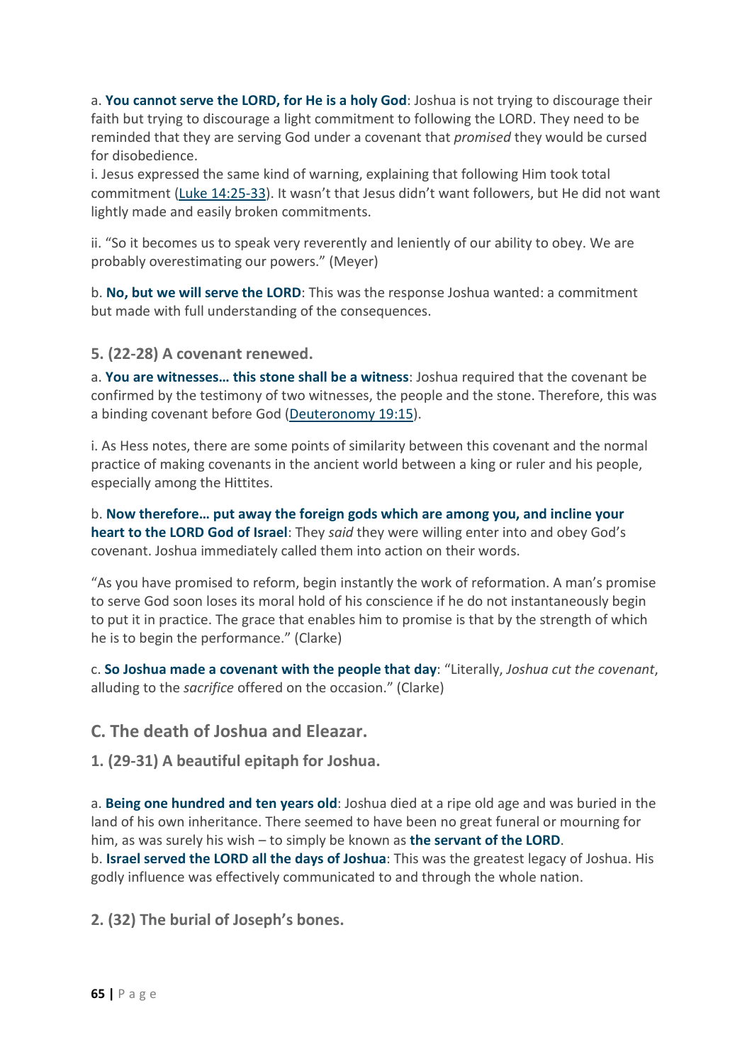a. **You cannot serve the LORD, for He is a holy God**: Joshua is not trying to discourage their faith but trying to discourage a light commitment to following the LORD. They need to be reminded that they are serving God under a covenant that *promised* they would be cursed for disobedience.

i. Jesus expressed the same kind of warning, explaining that following Him took total commitment (Luke 14:25-33). It wasn't that Jesus didn't want followers, but He did not want lightly made and easily broken commitments.

ii. "So it becomes us to speak very reverently and leniently of our ability to obey. We are probably overestimating our powers." (Meyer)

b. **No, but we will serve the LORD**: This was the response Joshua wanted: a commitment but made with full understanding of the consequences.

### 5. (22-28) A covenant renewed.

a. **You are witnesses… this stone shall be a witness**: Joshua required that the covenant be confirmed by the testimony of two witnesses, the people and the stone. Therefore, this was a binding covenant before God (Deuteronomy 19:15).

i. As Hess notes, there are some points of similarity between this covenant and the normal practice of making covenants in the ancient world between a king or ruler and his people, especially among the Hittites.

b. **Now therefore… put away the foreign gods which are among you, and incline your heart to the LORD God of Israel**: They *said* they were willing enter into and obey God's covenant. Joshua immediately called them into action on their words.

"As you have promised to reform, begin instantly the work of reformation. A man's promise to serve God soon loses its moral hold of his conscience if he do not instantaneously begin to put it in practice. The grace that enables him to promise is that by the strength of which he is to begin the performance." (Clarke)

c. **So Joshua made a covenant with the people that day**: "Literally, *Joshua cut the covenant*, alluding to the *sacrifice* offered on the occasion." (Clarke)

## C. The death of Joshua and Eleazar.

### 1. (29-31) A beautiful epitaph for Joshua.

a. **Being one hundred and ten years old**: Joshua died at a ripe old age and was buried in the land of his own inheritance. There seemed to have been no great funeral or mourning for him, as was surely his wish – to simply be known as **the servant of the LORD**.

b. **Israel served the LORD all the days of Joshua**: This was the greatest legacy of Joshua. His godly influence was effectively communicated to and through the whole nation.

### 2. (32) The burial of Joseph's bones.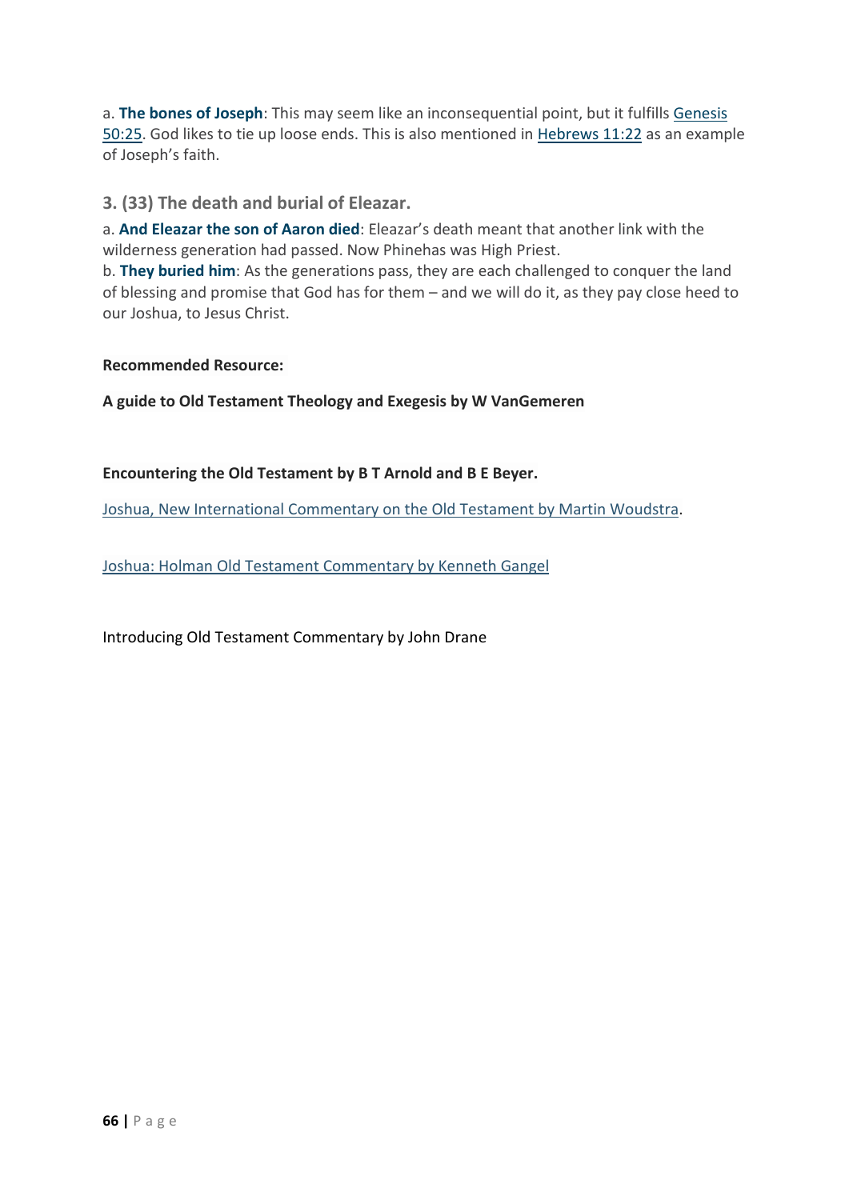a. **The bones of Joseph**: This may seem like an inconsequential point, but it fulfills Genesis 50:25. God likes to tie up loose ends. This is also mentioned in Hebrews 11:22 as an example of Joseph's faith.

### 3. (33) The death and burial of Eleazar.

a. **And Eleazar the son of Aaron died**: Eleazar's death meant that another link with the wilderness generation had passed. Now Phinehas was High Priest.
b. **They buried him**: As the generations pass, they are each challenged to conquer the land of blessing and promise that God has for them – and we will do it, as they pay close heed to our Joshua, to Jesus Christ.

**Recommended Resource:**

**A guide to Old Testament Theology and Exegesis by W VanGemeren**

**Encountering the Old Testament by B T Arnold and B E Beyer.**

Joshua, New International Commentary on the Old Testament by Martin Woudstra.

Joshua: Holman Old Testament Commentary by Kenneth Gangel

Introducing Old Testament Commentary by John Drane